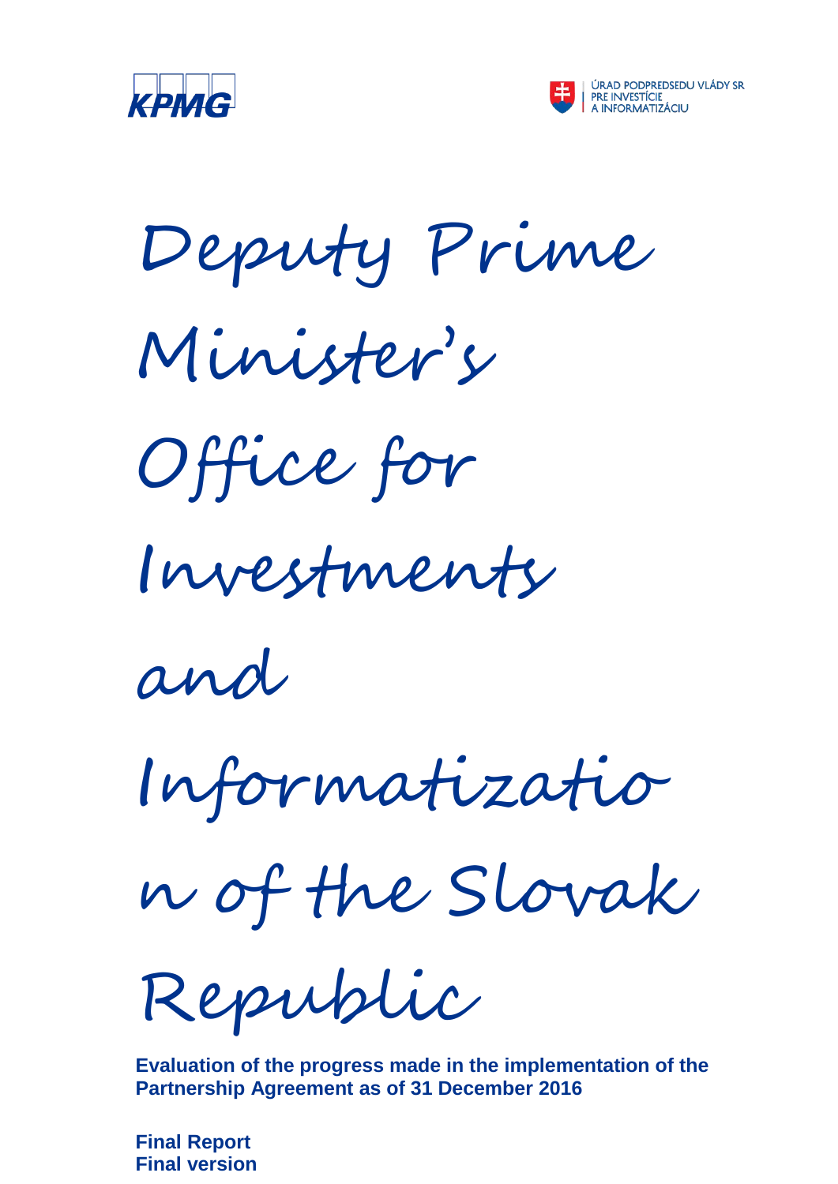KPMG

ÚRAD PODPREDSEDU VLÁDY SR PRE INVESTÍCIE A INFORMATIZÁCIU

# Deputy Prime Minister's Office for Investments and Informatization of the Slovak Republic

**Evaluation of the progress made in the implementation of the Partnership Agreement as of 31 December 2016**

**Final Report**
**Final version**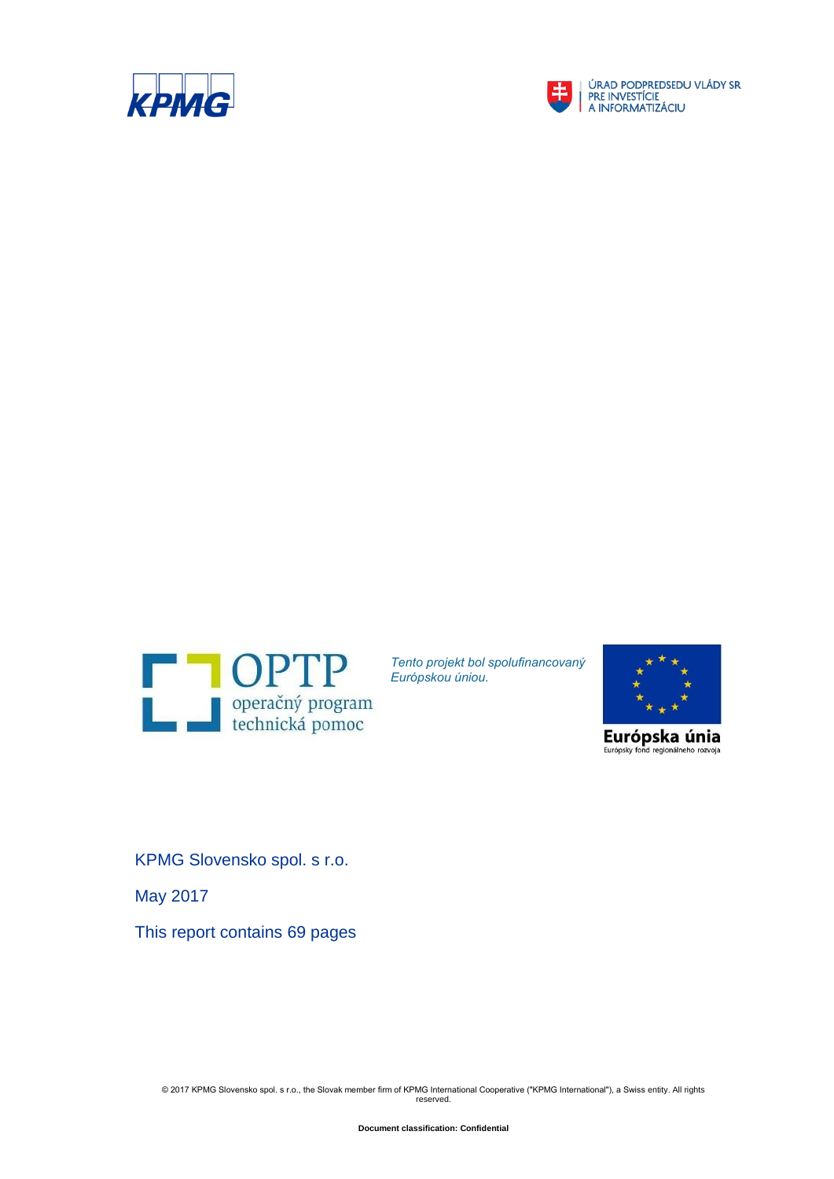ÚRAD PODPREDSEDU VLÁDY SR PRE INVESTÍCIE A INFORMATIZÁCIU

OPTP operačný program technická pomoc

*Tento projekt bol spolufinancovaný Európskou úniou.*

Európska únia
Európsky fond regionálneho rozvoja

KPMG Slovensko spol. s r.o.

May 2017

This report contains 69 pages

© 2017 KPMG Slovensko spol. s r.o., the Slovak member firm of KPMG International Cooperative ("KPMG International"), a Swiss entity. All rights reserved.

**Document classification: Confidential**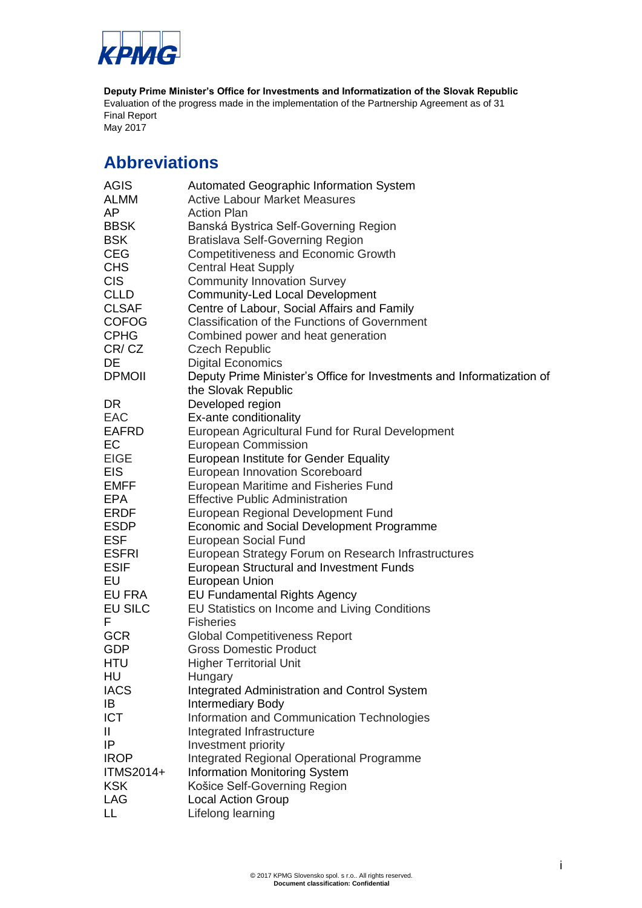**Deputy Prime Minister's Office for Investments and Informatization of the Slovak Republic**
Evaluation of the progress made in the implementation of the Partnership Agreement as of 31
Final Report
May 2017

# Abbreviations

| | |
|---|---|
| AGIS | Automated Geographic Information System |
| ALMM | Active Labour Market Measures |
| AP | Action Plan |
| BBSK | Banská Bystrica Self-Governing Region |
| BSK | Bratislava Self-Governing Region |
| CEG | Competitiveness and Economic Growth |
| CHS | Central Heat Supply |
| CIS | Community Innovation Survey |
| CLLD | Community-Led Local Development |
| CLSAF | Centre of Labour, Social Affairs and Family |
| COFOG | Classification of the Functions of Government |
| CPHG | Combined power and heat generation |
| CR/ CZ | Czech Republic |
| DE | Digital Economics |
| DPMOII | Deputy Prime Minister's Office for Investments and Informatization of the Slovak Republic |
| DR | Developed region |
| EAC | Ex-ante conditionality |
| EAFRD | European Agricultural Fund for Rural Development |
| EC | European Commission |
| EIGE | European Institute for Gender Equality |
| EIS | European Innovation Scoreboard |
| EMFF | European Maritime and Fisheries Fund |
| EPA | Effective Public Administration |
| ERDF | European Regional Development Fund |
| ESDP | Economic and Social Development Programme |
| ESF | European Social Fund |
| ESFRI | European Strategy Forum on Research Infrastructures |
| ESIF | European Structural and Investment Funds |
| EU | European Union |
| EU FRA | EU Fundamental Rights Agency |
| EU SILC | EU Statistics on Income and Living Conditions |
| F | Fisheries |
| GCR | Global Competitiveness Report |
| GDP | Gross Domestic Product |
| HTU | Higher Territorial Unit |
| HU | Hungary |
| IACS | Integrated Administration and Control System |
| IB | Intermediary Body |
| ICT | Information and Communication Technologies |
| II | Integrated Infrastructure |
| IP | Investment priority |
| IROP | Integrated Regional Operational Programme |
| ITMS2014+ | Information Monitoring System |
| KSK | Košice Self-Governing Region |
| LAG | Local Action Group |
| LL | Lifelong learning |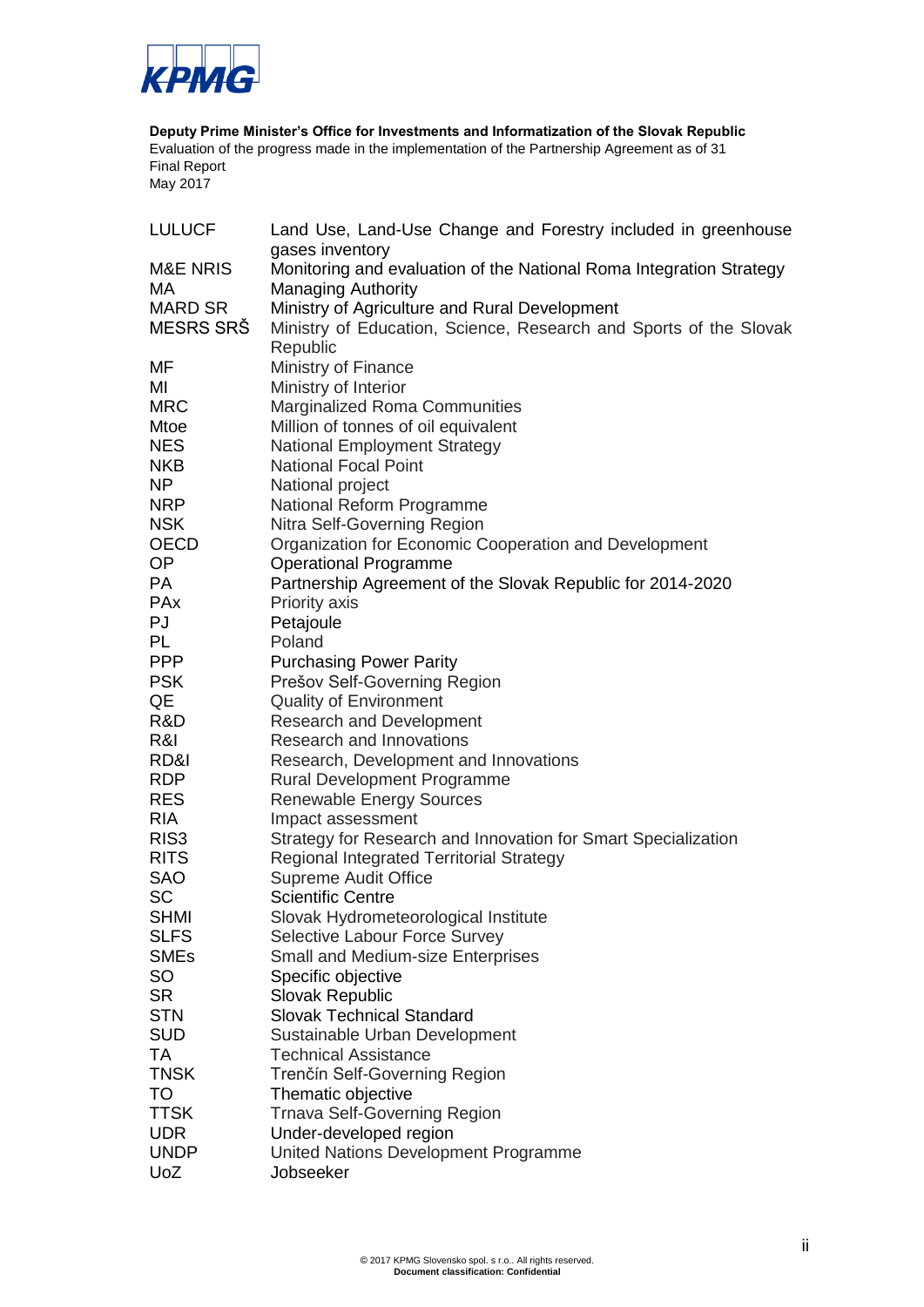| | |
|---|---|
| LULUCF | Land Use, Land-Use Change and Forestry included in greenhouse gases inventory |
| M&E NRIS | Monitoring and evaluation of the National Roma Integration Strategy |
| MA | Managing Authority |
| MARD SR | Ministry of Agriculture and Rural Development |
| MESRS SRŠ | Ministry of Education, Science, Research and Sports of the Slovak Republic |
| MF | Ministry of Finance |
| MI | Ministry of Interior |
| MRC | Marginalized Roma Communities |
| Mtoe | Million of tonnes of oil equivalent |
| NES | National Employment Strategy |
| NKB | National Focal Point |
| NP | National project |
| NRP | National Reform Programme |
| NSK | Nitra Self-Governing Region |
| OECD | Organization for Economic Cooperation and Development |
| OP | Operational Programme |
| PA | Partnership Agreement of the Slovak Republic for 2014-2020 |
| PAx | Priority axis |
| PJ | Petajoule |
| PL | Poland |
| PPP | Purchasing Power Parity |
| PSK | Prešov Self-Governing Region |
| QE | Quality of Environment |
| R&D | Research and Development |
| R&I | Research and Innovations |
| RD&I | Research, Development and Innovations |
| RDP | Rural Development Programme |
| RES | Renewable Energy Sources |
| RIA | Impact assessment |
| RIS3 | Strategy for Research and Innovation for Smart Specialization |
| RITS | Regional Integrated Territorial Strategy |
| SAO | Supreme Audit Office |
| SC | Scientific Centre |
| SHMI | Slovak Hydrometeorological Institute |
| SLFS | Selective Labour Force Survey |
| SMEs | Small and Medium-size Enterprises |
| SO | Specific objective |
| SR | Slovak Republic |
| STN | Slovak Technical Standard |
| SUD | Sustainable Urban Development |
| TA | Technical Assistance |
| TNSK | Trenčín Self-Governing Region |
| TO | Thematic objective |
| TTSK | Trnava Self-Governing Region |
| UDR | Under-developed region |
| UNDP | United Nations Development Programme |
| UoZ | Jobseeker |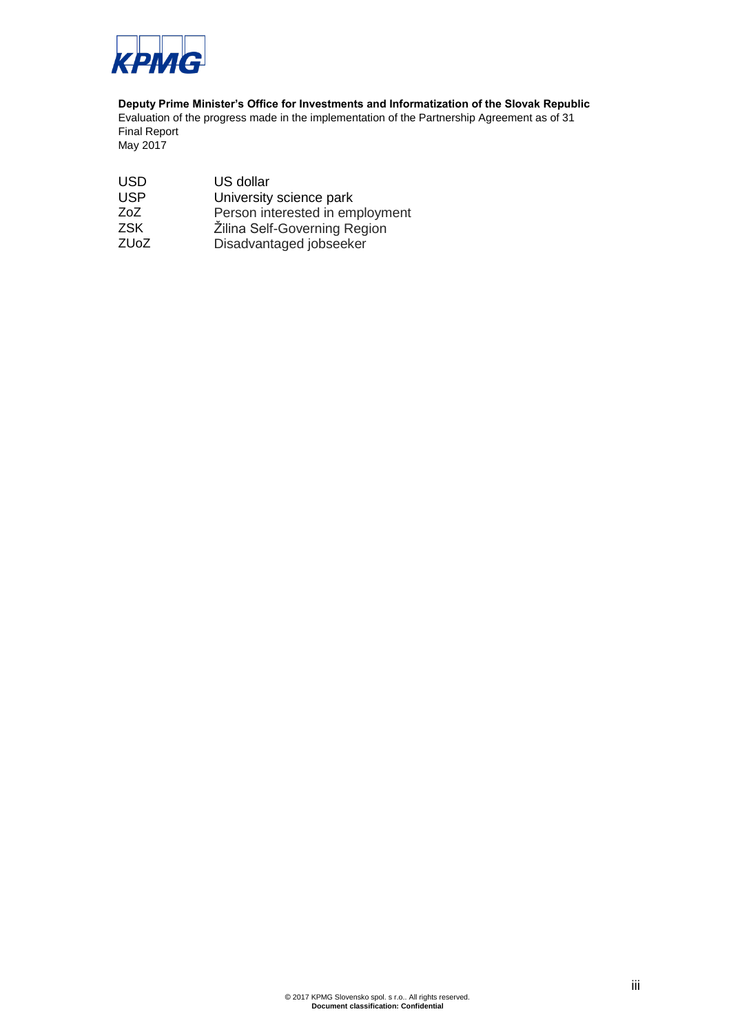| | |
|---|---|
| USD | US dollar |
| USP | University science park |
| ZoZ | Person interested in employment |
| ZSK | Žilina Self-Governing Region |
| ZUoZ | Disadvantaged jobseeker |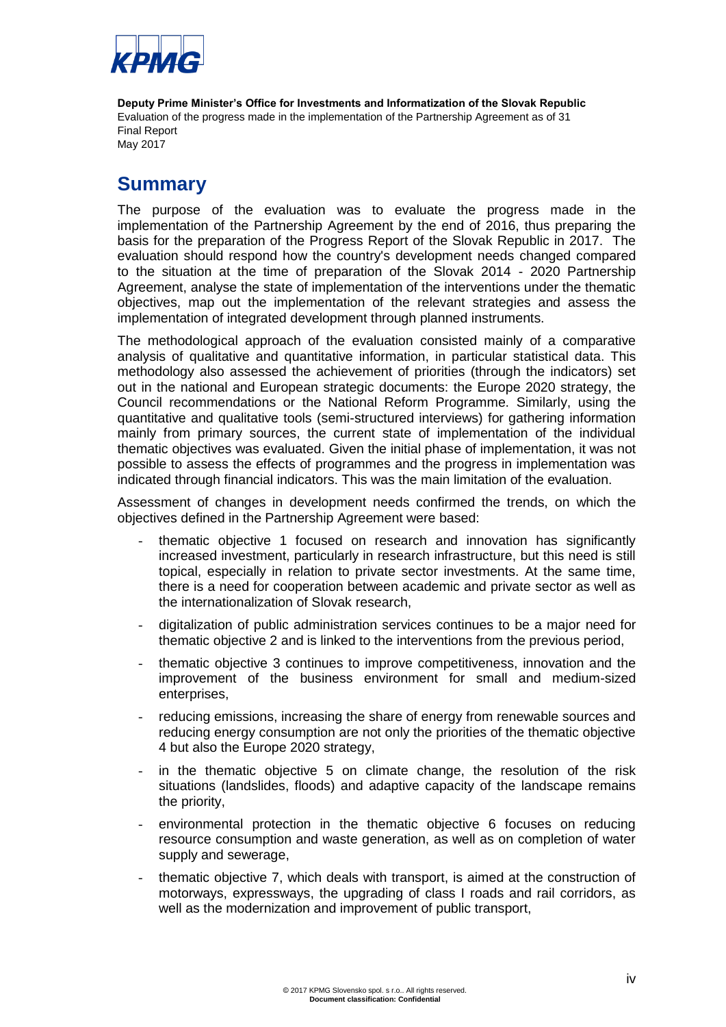## Summary

The purpose of the evaluation was to evaluate the progress made in the implementation of the Partnership Agreement by the end of 2016, thus preparing the basis for the preparation of the Progress Report of the Slovak Republic in 2017. The evaluation should respond how the country's development needs changed compared to the situation at the time of preparation of the Slovak 2014 - 2020 Partnership Agreement, analyse the state of implementation of the interventions under the thematic objectives, map out the implementation of the relevant strategies and assess the implementation of integrated development through planned instruments.

The methodological approach of the evaluation consisted mainly of a comparative analysis of qualitative and quantitative information, in particular statistical data. This methodology also assessed the achievement of priorities (through the indicators) set out in the national and European strategic documents: the Europe 2020 strategy, the Council recommendations or the National Reform Programme. Similarly, using the quantitative and qualitative tools (semi-structured interviews) for gathering information mainly from primary sources, the current state of implementation of the individual thematic objectives was evaluated. Given the initial phase of implementation, it was not possible to assess the effects of programmes and the progress in implementation was indicated through financial indicators. This was the main limitation of the evaluation.

Assessment of changes in development needs confirmed the trends, on which the objectives defined in the Partnership Agreement were based:

- thematic objective 1 focused on research and innovation has significantly increased investment, particularly in research infrastructure, but this need is still topical, especially in relation to private sector investments. At the same time, there is a need for cooperation between academic and private sector as well as the internationalization of Slovak research,
- digitalization of public administration services continues to be a major need for thematic objective 2 and is linked to the interventions from the previous period,
- thematic objective 3 continues to improve competitiveness, innovation and the improvement of the business environment for small and medium-sized enterprises,
- reducing emissions, increasing the share of energy from renewable sources and reducing energy consumption are not only the priorities of the thematic objective 4 but also the Europe 2020 strategy,
- in the thematic objective 5 on climate change, the resolution of the risk situations (landslides, floods) and adaptive capacity of the landscape remains the priority,
- environmental protection in the thematic objective 6 focuses on reducing resource consumption and waste generation, as well as on completion of water supply and sewerage,
- thematic objective 7, which deals with transport, is aimed at the construction of motorways, expressways, the upgrading of class I roads and rail corridors, as well as the modernization and improvement of public transport,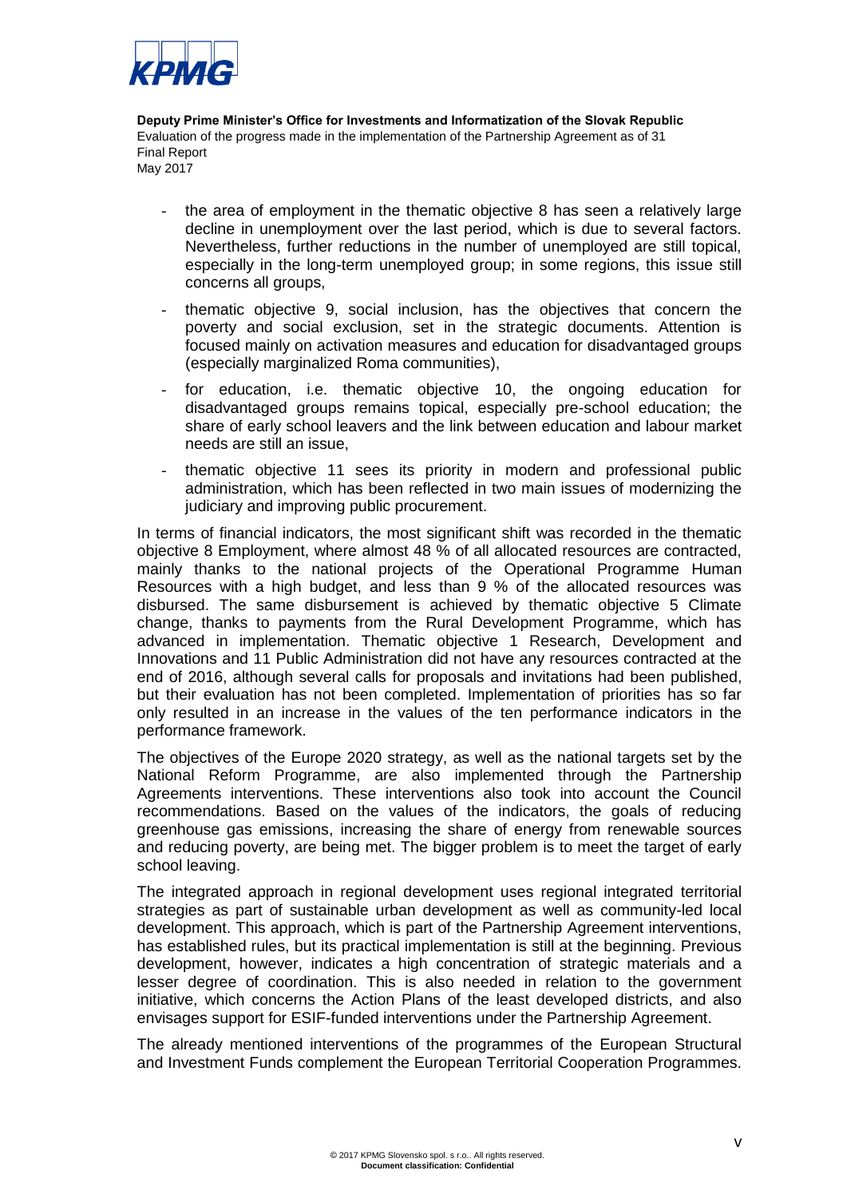- the area of employment in the thematic objective 8 has seen a relatively large decline in unemployment over the last period, which is due to several factors. Nevertheless, further reductions in the number of unemployed are still topical, especially in the long-term unemployed group; in some regions, this issue still concerns all groups,
- thematic objective 9, social inclusion, has the objectives that concern the poverty and social exclusion, set in the strategic documents. Attention is focused mainly on activation measures and education for disadvantaged groups (especially marginalized Roma communities),
- for education, i.e. thematic objective 10, the ongoing education for disadvantaged groups remains topical, especially pre-school education; the share of early school leavers and the link between education and labour market needs are still an issue,
- thematic objective 11 sees its priority in modern and professional public administration, which has been reflected in two main issues of modernizing the judiciary and improving public procurement.

In terms of financial indicators, the most significant shift was recorded in the thematic objective 8 Employment, where almost 48 % of all allocated resources are contracted, mainly thanks to the national projects of the Operational Programme Human Resources with a high budget, and less than 9 % of the allocated resources was disbursed. The same disbursement is achieved by thematic objective 5 Climate change, thanks to payments from the Rural Development Programme, which has advanced in implementation. Thematic objective 1 Research, Development and Innovations and 11 Public Administration did not have any resources contracted at the end of 2016, although several calls for proposals and invitations had been published, but their evaluation has not been completed. Implementation of priorities has so far only resulted in an increase in the values of the ten performance indicators in the performance framework.

The objectives of the Europe 2020 strategy, as well as the national targets set by the National Reform Programme, are also implemented through the Partnership Agreements interventions. These interventions also took into account the Council recommendations. Based on the values of the indicators, the goals of reducing greenhouse gas emissions, increasing the share of energy from renewable sources and reducing poverty, are being met. The bigger problem is to meet the target of early school leaving.

The integrated approach in regional development uses regional integrated territorial strategies as part of sustainable urban development as well as community-led local development. This approach, which is part of the Partnership Agreement interventions, has established rules, but its practical implementation is still at the beginning. Previous development, however, indicates a high concentration of strategic materials and a lesser degree of coordination. This is also needed in relation to the government initiative, which concerns the Action Plans of the least developed districts, and also envisages support for ESIF-funded interventions under the Partnership Agreement.

The already mentioned interventions of the programmes of the European Structural and Investment Funds complement the European Territorial Cooperation Programmes.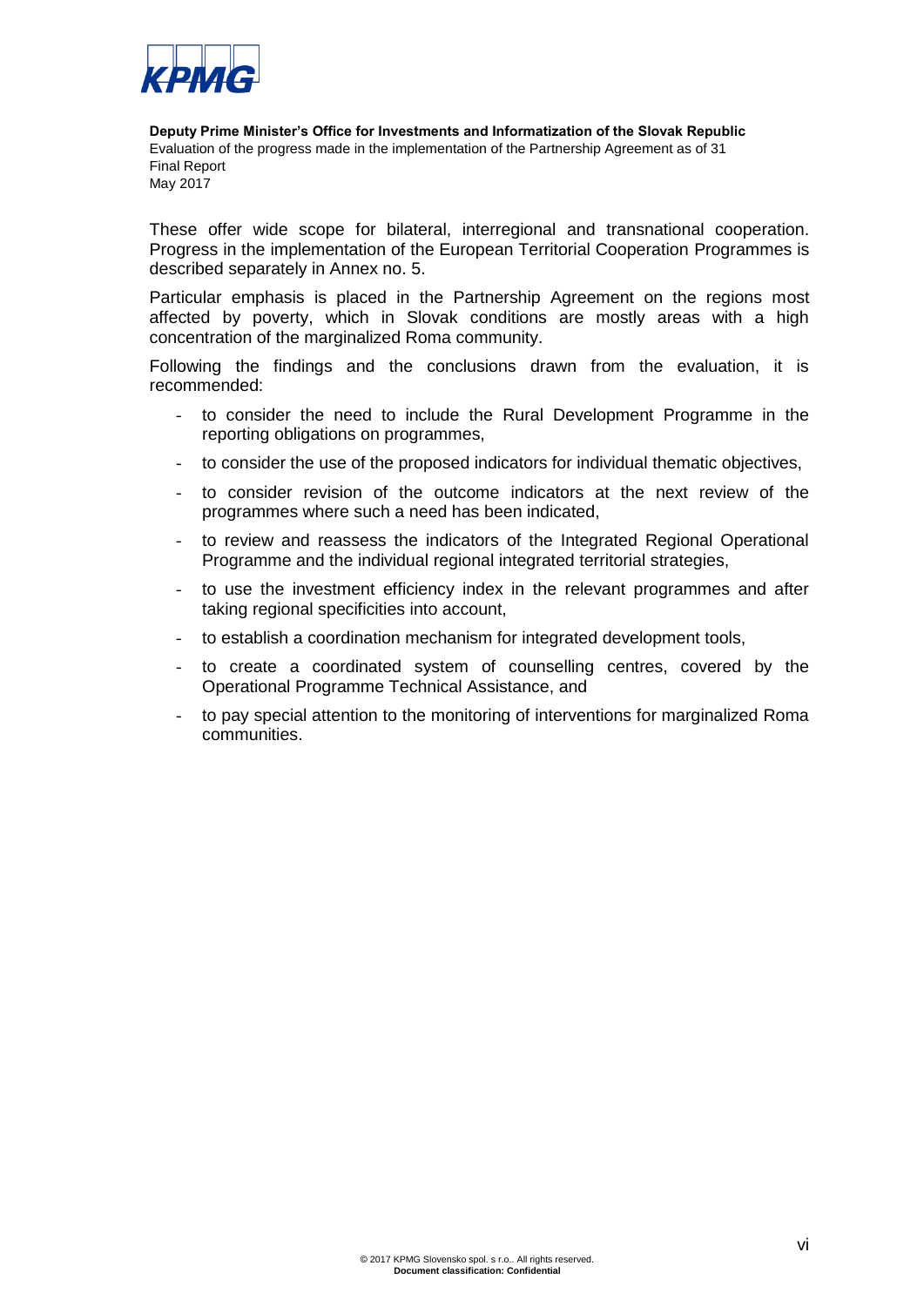These offer wide scope for bilateral, interregional and transnational cooperation. Progress in the implementation of the European Territorial Cooperation Programmes is described separately in Annex no. 5.

Particular emphasis is placed in the Partnership Agreement on the regions most affected by poverty, which in Slovak conditions are mostly areas with a high concentration of the marginalized Roma community.

Following the findings and the conclusions drawn from the evaluation, it is recommended:

- to consider the need to include the Rural Development Programme in the reporting obligations on programmes,
- to consider the use of the proposed indicators for individual thematic objectives,
- to consider revision of the outcome indicators at the next review of the programmes where such a need has been indicated,
- to review and reassess the indicators of the Integrated Regional Operational Programme and the individual regional integrated territorial strategies,
- to use the investment efficiency index in the relevant programmes and after taking regional specificities into account,
- to establish a coordination mechanism for integrated development tools,
- to create a coordinated system of counselling centres, covered by the Operational Programme Technical Assistance, and
- to pay special attention to the monitoring of interventions for marginalized Roma communities.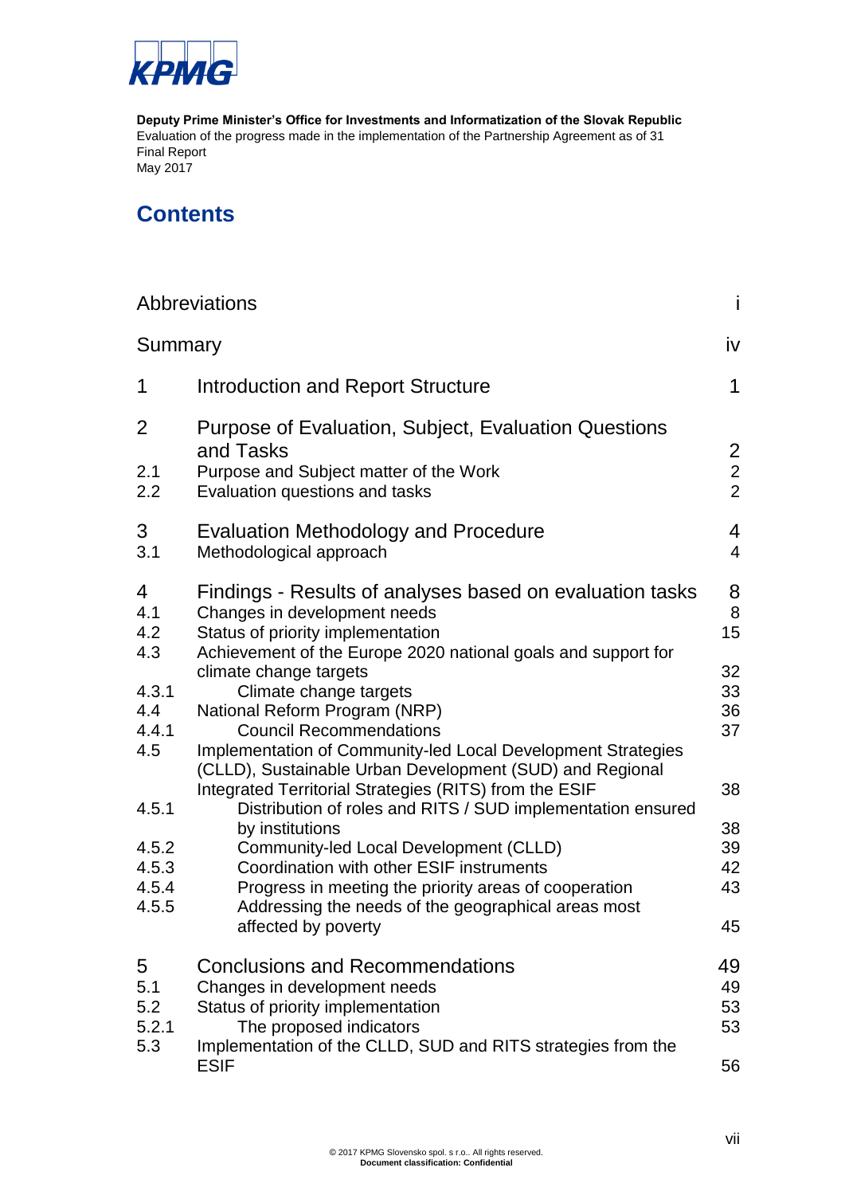**Deputy Prime Minister's Office for Investments and Informatization of the Slovak Republic**
Evaluation of the progress made in the implementation of the Partnership Agreement as of 31
Final Report
May 2017

# Contents

| | | |
|---|---|---|
| Abbreviations | | i |
| Summary | | iv |
| 1 | Introduction and Report Structure | 1 |
| 2 | Purpose of Evaluation, Subject, Evaluation Questions and Tasks | 2 |
| 2.1 | Purpose and Subject matter of the Work | 2 |
| 2.2 | Evaluation questions and tasks | 2 |
| 3 | Evaluation Methodology and Procedure | 4 |
| 3.1 | Methodological approach | 4 |
| 4 | Findings - Results of analyses based on evaluation tasks | 8 |
| 4.1 | Changes in development needs | 8 |
| 4.2 | Status of priority implementation | 15 |
| 4.3 | Achievement of the Europe 2020 national goals and support for climate change targets | 32 |
| 4.3.1 | Climate change targets | 33 |
| 4.4 | National Reform Program (NRP) | 36 |
| 4.4.1 | Council Recommendations | 37 |
| 4.5 | Implementation of Community-led Local Development Strategies (CLLD), Sustainable Urban Development (SUD) and Regional Integrated Territorial Strategies (RITS) from the ESIF | 38 |
| 4.5.1 | Distribution of roles and RITS / SUD implementation ensured by institutions | 38 |
| 4.5.2 | Community-led Local Development (CLLD) | 39 |
| 4.5.3 | Coordination with other ESIF instruments | 42 |
| 4.5.4 | Progress in meeting the priority areas of cooperation | 43 |
| 4.5.5 | Addressing the needs of the geographical areas most affected by poverty | 45 |
| 5 | Conclusions and Recommendations | 49 |
| 5.1 | Changes in development needs | 49 |
| 5.2 | Status of priority implementation | 53 |
| 5.2.1 | The proposed indicators | 53 |
| 5.3 | Implementation of the CLLD, SUD and RITS strategies from the ESIF | 56 |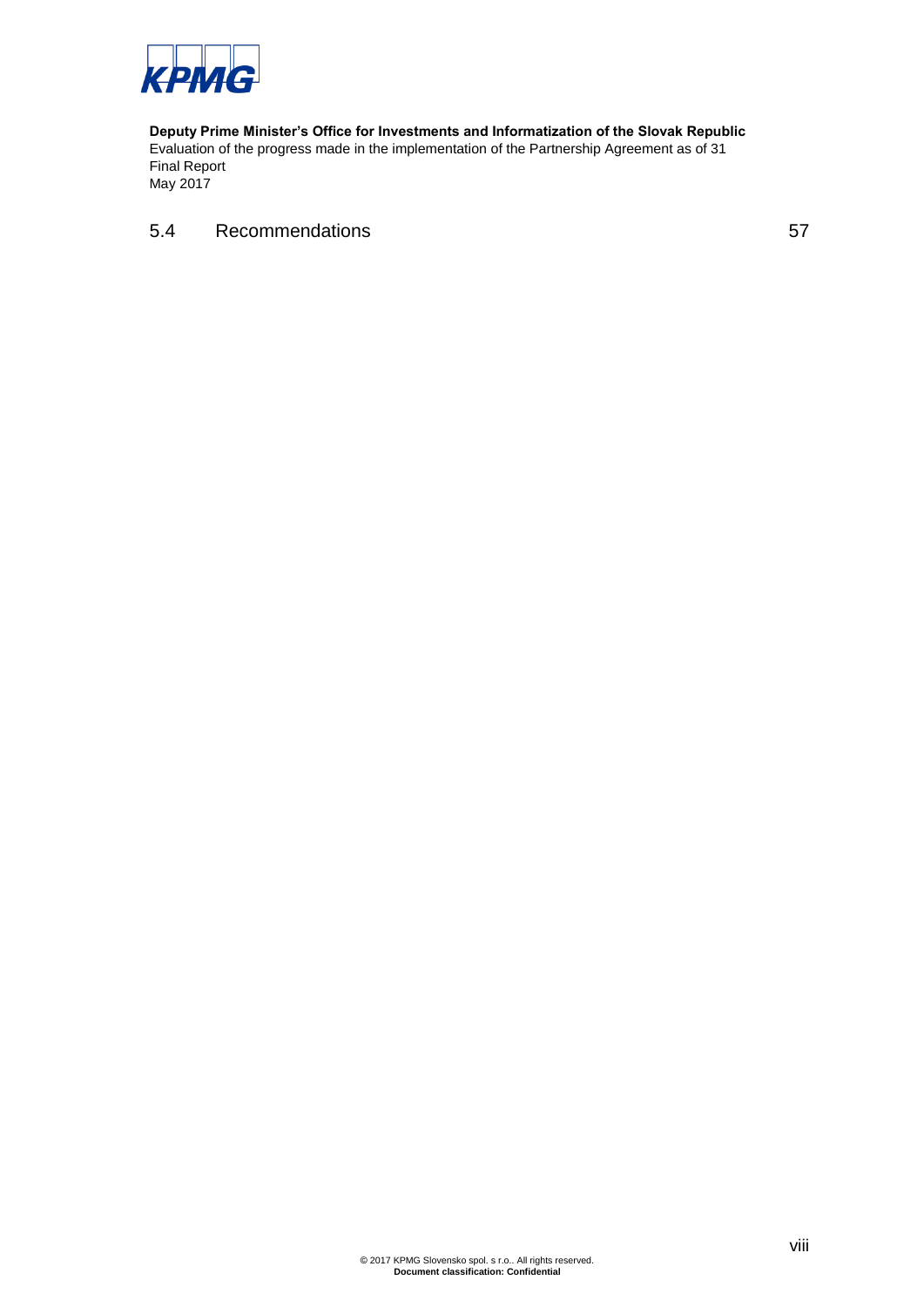5.4 Recommendations 57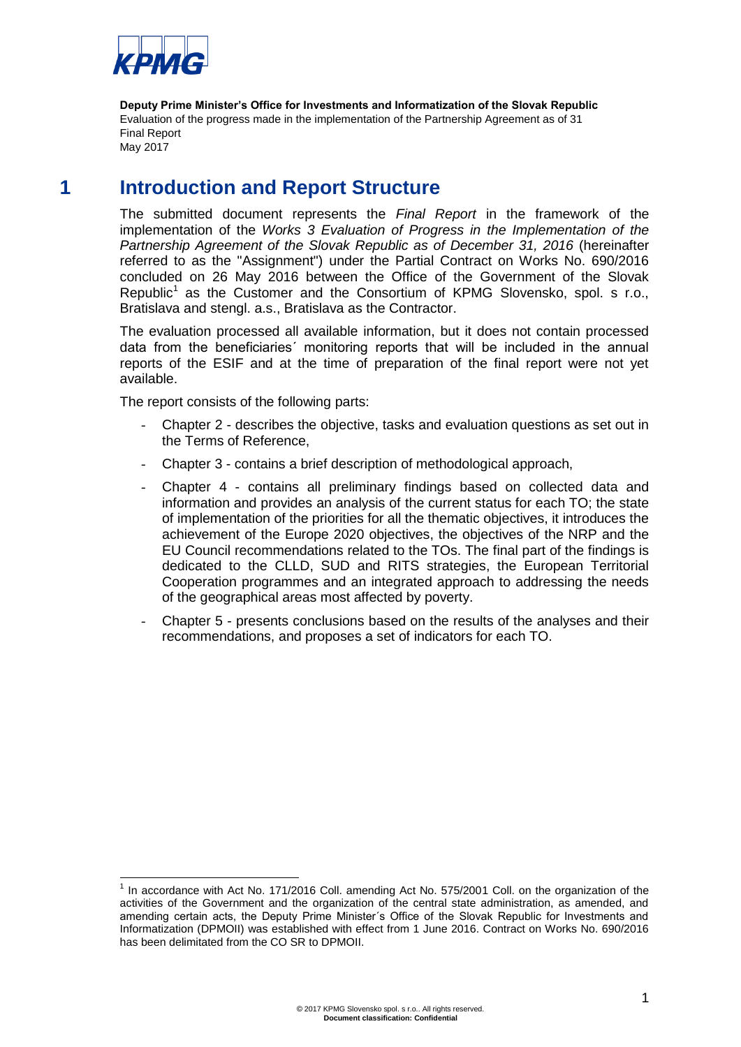# 1 Introduction and Report Structure

The submitted document represents the *Final Report* in the framework of the implementation of the *Works 3 Evaluation of Progress in the Implementation of the Partnership Agreement of the Slovak Republic as of December 31, 2016* (hereinafter referred to as the "Assignment") under the Partial Contract on Works No. 690/2016 concluded on 26 May 2016 between the Office of the Government of the Slovak Republic[1] as the Customer and the Consortium of KPMG Slovensko, spol. s r.o., Bratislava and stengl. a.s., Bratislava as the Contractor.

The evaluation processed all available information, but it does not contain processed data from the beneficiaries´ monitoring reports that will be included in the annual reports of the ESIF and at the time of preparation of the final report were not yet available.

The report consists of the following parts:

- Chapter 2 - describes the objective, tasks and evaluation questions as set out in the Terms of Reference,
- Chapter 3 - contains a brief description of methodological approach,
- Chapter 4 - contains all preliminary findings based on collected data and information and provides an analysis of the current status for each TO; the state of implementation of the priorities for all the thematic objectives, it introduces the achievement of the Europe 2020 objectives, the objectives of the NRP and the EU Council recommendations related to the TOs. The final part of the findings is dedicated to the CLLD, SUD and RITS strategies, the European Territorial Cooperation programmes and an integrated approach to addressing the needs of the geographical areas most affected by poverty.
- Chapter 5 - presents conclusions based on the results of the analyses and their recommendations, and proposes a set of indicators for each TO.

[1] In accordance with Act No. 171/2016 Coll. amending Act No. 575/2001 Coll. on the organization of the activities of the Government and the organization of the central state administration, as amended, and amending certain acts, the Deputy Prime Minister´s Office of the Slovak Republic for Investments and Informatization (DPMOII) was established with effect from 1 June 2016. Contract on Works No. 690/2016 has been delimitated from the CO SR to DPMOII.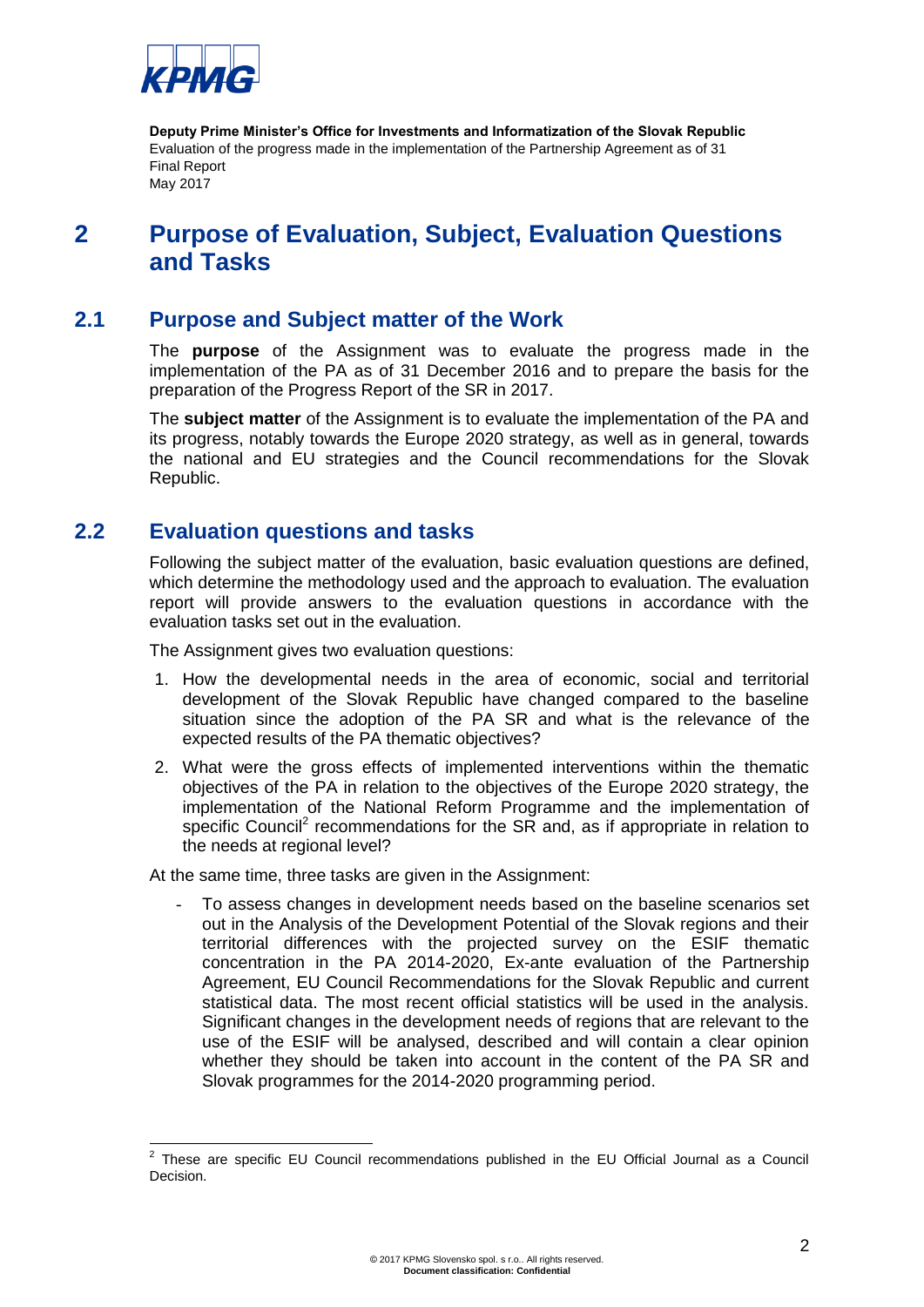## 2 Purpose of Evaluation, Subject, Evaluation Questions and Tasks

### 2.1 Purpose and Subject matter of the Work

The **purpose** of the Assignment was to evaluate the progress made in the implementation of the PA as of 31 December 2016 and to prepare the basis for the preparation of the Progress Report of the SR in 2017.

The **subject matter** of the Assignment is to evaluate the implementation of the PA and its progress, notably towards the Europe 2020 strategy, as well as in general, towards the national and EU strategies and the Council recommendations for the Slovak Republic.

### 2.2 Evaluation questions and tasks

Following the subject matter of the evaluation, basic evaluation questions are defined, which determine the methodology used and the approach to evaluation. The evaluation report will provide answers to the evaluation questions in accordance with the evaluation tasks set out in the evaluation.

The Assignment gives two evaluation questions:

1. How the developmental needs in the area of economic, social and territorial development of the Slovak Republic have changed compared to the baseline situation since the adoption of the PA SR and what is the relevance of the expected results of the PA thematic objectives?
2. What were the gross effects of implemented interventions within the thematic objectives of the PA in relation to the objectives of the Europe 2020 strategy, the implementation of the National Reform Programme and the implementation of specific Council[2] recommendations for the SR and, as if appropriate in relation to the needs at regional level?

At the same time, three tasks are given in the Assignment:

- To assess changes in development needs based on the baseline scenarios set out in the Analysis of the Development Potential of the Slovak regions and their territorial differences with the projected survey on the ESIF thematic concentration in the PA 2014-2020, Ex-ante evaluation of the Partnership Agreement, EU Council Recommendations for the Slovak Republic and current statistical data. The most recent official statistics will be used in the analysis. Significant changes in the development needs of regions that are relevant to the use of the ESIF will be analysed, described and will contain a clear opinion whether they should be taken into account in the content of the PA SR and Slovak programmes for the 2014-2020 programming period.

[2] These are specific EU Council recommendations published in the EU Official Journal as a Council Decision.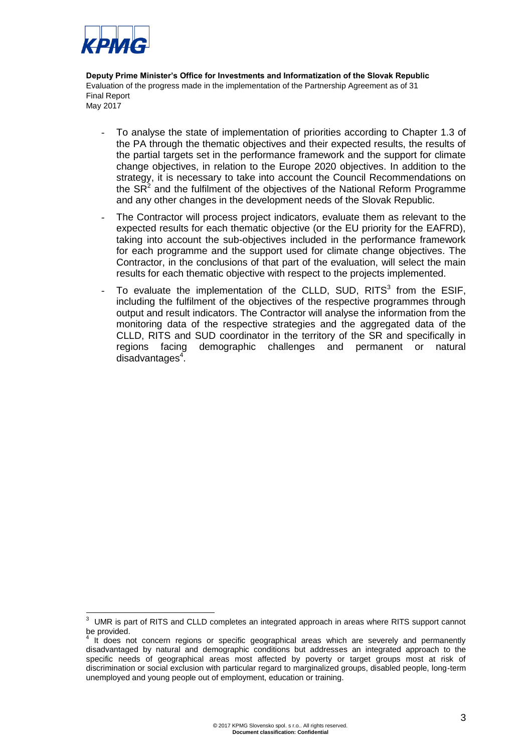- To analyse the state of implementation of priorities according to Chapter 1.3 of the PA through the thematic objectives and their expected results, the results of the partial targets set in the performance framework and the support for climate change objectives, in relation to the Europe 2020 objectives. In addition to the strategy, it is necessary to take into account the Council Recommendations on the SR[2] and the fulfilment of the objectives of the National Reform Programme and any other changes in the development needs of the Slovak Republic.
- The Contractor will process project indicators, evaluate them as relevant to the expected results for each thematic objective (or the EU priority for the EAFRD), taking into account the sub-objectives included in the performance framework for each programme and the support used for climate change objectives. The Contractor, in the conclusions of that part of the evaluation, will select the main results for each thematic objective with respect to the projects implemented.
- To evaluate the implementation of the CLLD, SUD, RITS[3] from the ESIF, including the fulfilment of the objectives of the respective programmes through output and result indicators. The Contractor will analyse the information from the monitoring data of the respective strategies and the aggregated data of the CLLD, RITS and SUD coordinator in the territory of the SR and specifically in regions facing demographic challenges and permanent or natural disadvantages[4].

[3] UMR is part of RITS and CLLD completes an integrated approach in areas where RITS support cannot be provided.

[4] It does not concern regions or specific geographical areas which are severely and permanently disadvantaged by natural and demographic conditions but addresses an integrated approach to the specific needs of geographical areas most affected by poverty or target groups most at risk of discrimination or social exclusion with particular regard to marginalized groups, disabled people, long-term unemployed and young people out of employment, education or training.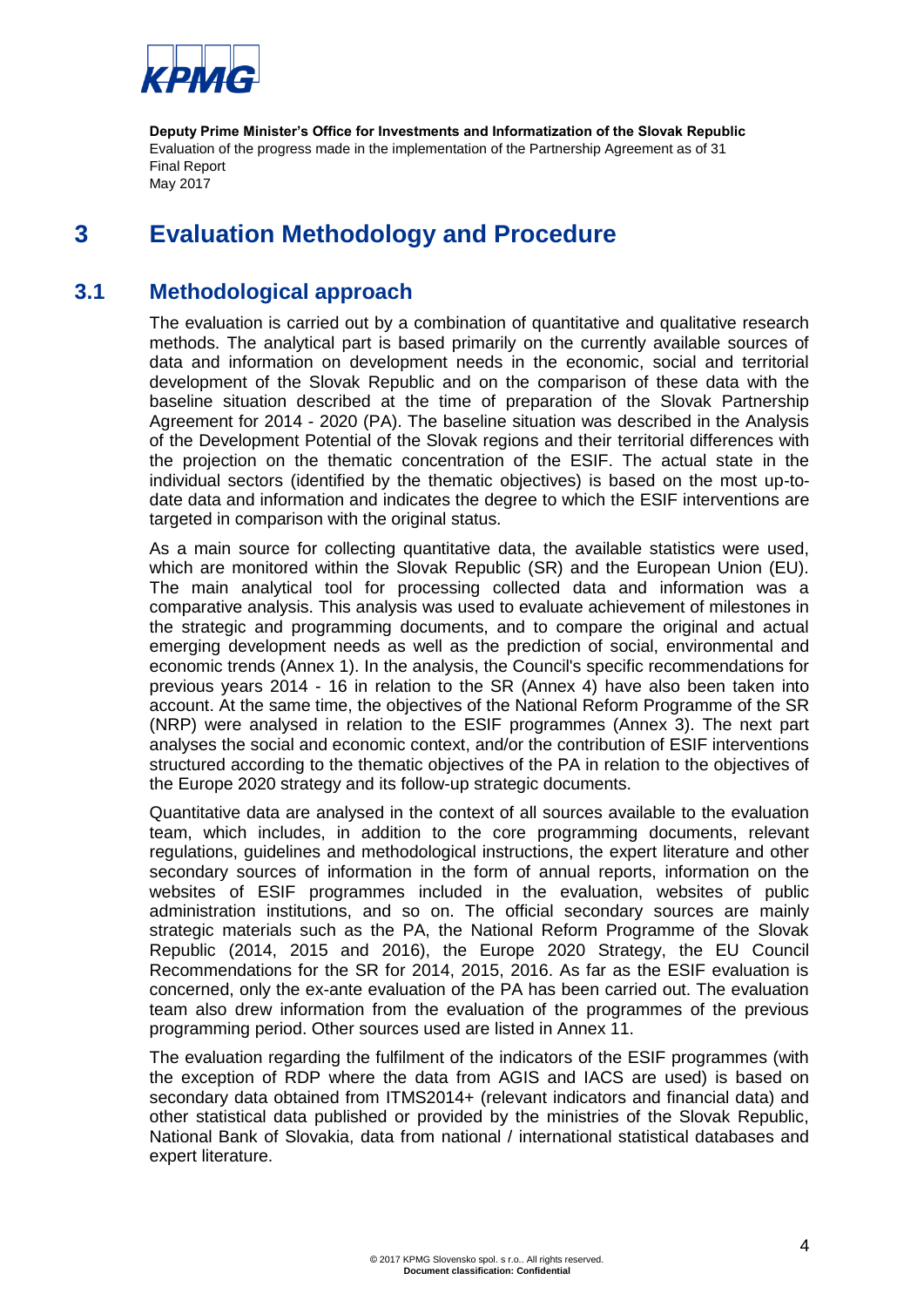# 3 Evaluation Methodology and Procedure

## 3.1 Methodological approach

The evaluation is carried out by a combination of quantitative and qualitative research methods. The analytical part is based primarily on the currently available sources of data and information on development needs in the economic, social and territorial development of the Slovak Republic and on the comparison of these data with the baseline situation described at the time of preparation of the Slovak Partnership Agreement for 2014 - 2020 (PA). The baseline situation was described in the Analysis of the Development Potential of the Slovak regions and their territorial differences with the projection on the thematic concentration of the ESIF. The actual state in the individual sectors (identified by the thematic objectives) is based on the most up-to-date data and information and indicates the degree to which the ESIF interventions are targeted in comparison with the original status.

As a main source for collecting quantitative data, the available statistics were used, which are monitored within the Slovak Republic (SR) and the European Union (EU). The main analytical tool for processing collected data and information was a comparative analysis. This analysis was used to evaluate achievement of milestones in the strategic and programming documents, and to compare the original and actual emerging development needs as well as the prediction of social, environmental and economic trends (Annex 1). In the analysis, the Council's specific recommendations for previous years 2014 - 16 in relation to the SR (Annex 4) have also been taken into account. At the same time, the objectives of the National Reform Programme of the SR (NRP) were analysed in relation to the ESIF programmes (Annex 3). The next part analyses the social and economic context, and/or the contribution of ESIF interventions structured according to the thematic objectives of the PA in relation to the objectives of the Europe 2020 strategy and its follow-up strategic documents.

Quantitative data are analysed in the context of all sources available to the evaluation team, which includes, in addition to the core programming documents, relevant regulations, guidelines and methodological instructions, the expert literature and other secondary sources of information in the form of annual reports, information on the websites of ESIF programmes included in the evaluation, websites of public administration institutions, and so on. The official secondary sources are mainly strategic materials such as the PA, the National Reform Programme of the Slovak Republic (2014, 2015 and 2016), the Europe 2020 Strategy, the EU Council Recommendations for the SR for 2014, 2015, 2016. As far as the ESIF evaluation is concerned, only the ex-ante evaluation of the PA has been carried out. The evaluation team also drew information from the evaluation of the programmes of the previous programming period. Other sources used are listed in Annex 11.

The evaluation regarding the fulfilment of the indicators of the ESIF programmes (with the exception of RDP where the data from AGIS and IACS are used) is based on secondary data obtained from ITMS2014+ (relevant indicators and financial data) and other statistical data published or provided by the ministries of the Slovak Republic, National Bank of Slovakia, data from national / international statistical databases and expert literature.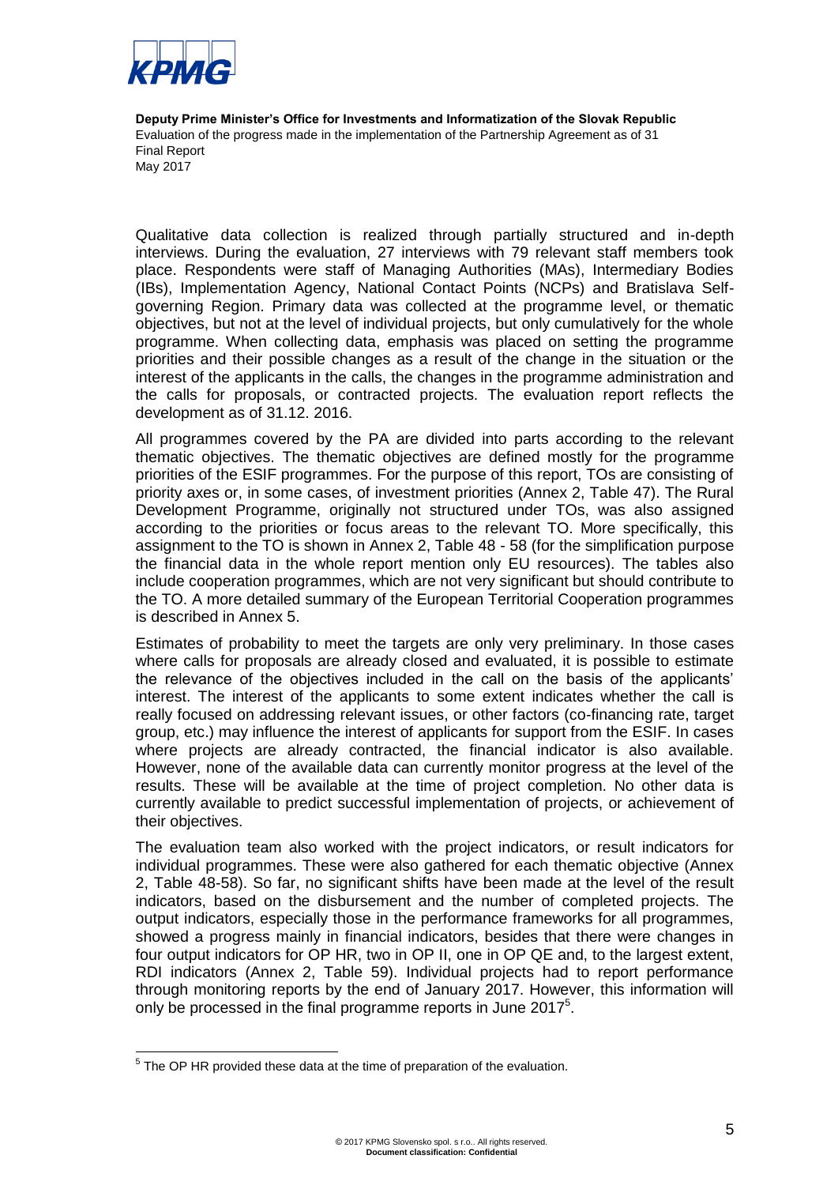Qualitative data collection is realized through partially structured and in-depth interviews. During the evaluation, 27 interviews with 79 relevant staff members took place. Respondents were staff of Managing Authorities (MAs), Intermediary Bodies (IBs), Implementation Agency, National Contact Points (NCPs) and Bratislava Self-governing Region. Primary data was collected at the programme level, or thematic objectives, but not at the level of individual projects, but only cumulatively for the whole programme. When collecting data, emphasis was placed on setting the programme priorities and their possible changes as a result of the change in the situation or the interest of the applicants in the calls, the changes in the programme administration and the calls for proposals, or contracted projects. The evaluation report reflects the development as of 31.12. 2016.

All programmes covered by the PA are divided into parts according to the relevant thematic objectives. The thematic objectives are defined mostly for the programme priorities of the ESIF programmes. For the purpose of this report, TOs are consisting of priority axes or, in some cases, of investment priorities (Annex 2, Table 47). The Rural Development Programme, originally not structured under TOs, was also assigned according to the priorities or focus areas to the relevant TO. More specifically, this assignment to the TO is shown in Annex 2, Table 48 - 58 (for the simplification purpose the financial data in the whole report mention only EU resources). The tables also include cooperation programmes, which are not very significant but should contribute to the TO. A more detailed summary of the European Territorial Cooperation programmes is described in Annex 5.

Estimates of probability to meet the targets are only very preliminary. In those cases where calls for proposals are already closed and evaluated, it is possible to estimate the relevance of the objectives included in the call on the basis of the applicants' interest. The interest of the applicants to some extent indicates whether the call is really focused on addressing relevant issues, or other factors (co-financing rate, target group, etc.) may influence the interest of applicants for support from the ESIF. In cases where projects are already contracted, the financial indicator is also available. However, none of the available data can currently monitor progress at the level of the results. These will be available at the time of project completion. No other data is currently available to predict successful implementation of projects, or achievement of their objectives.

The evaluation team also worked with the project indicators, or result indicators for individual programmes. These were also gathered for each thematic objective (Annex 2, Table 48-58). So far, no significant shifts have been made at the level of the result indicators, based on the disbursement and the number of completed projects. The output indicators, especially those in the performance frameworks for all programmes, showed a progress mainly in financial indicators, besides that there were changes in four output indicators for OP HR, two in OP II, one in OP QE and, to the largest extent, RDI indicators (Annex 2, Table 59). Individual projects had to report performance through monitoring reports by the end of January 2017. However, this information will only be processed in the final programme reports in June 2017[5].

[5] The OP HR provided these data at the time of preparation of the evaluation.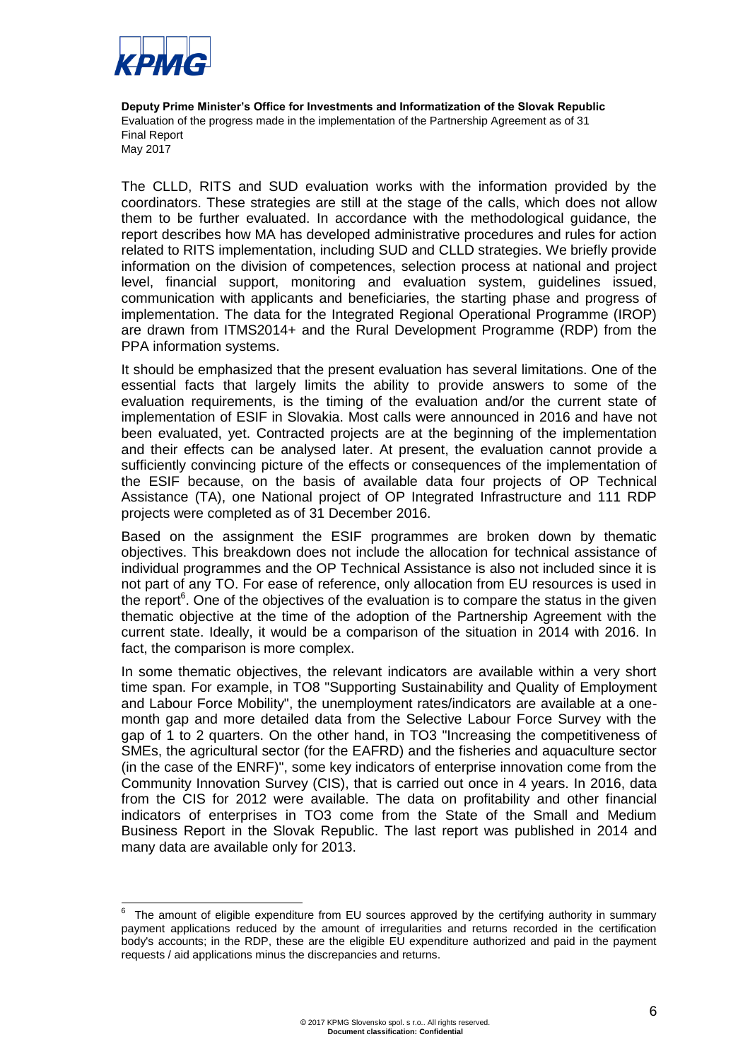The CLLD, RITS and SUD evaluation works with the information provided by the coordinators. These strategies are still at the stage of the calls, which does not allow them to be further evaluated. In accordance with the methodological guidance, the report describes how MA has developed administrative procedures and rules for action related to RITS implementation, including SUD and CLLD strategies. We briefly provide information on the division of competences, selection process at national and project level, financial support, monitoring and evaluation system, guidelines issued, communication with applicants and beneficiaries, the starting phase and progress of implementation. The data for the Integrated Regional Operational Programme (IROP) are drawn from ITMS2014+ and the Rural Development Programme (RDP) from the PPA information systems.

It should be emphasized that the present evaluation has several limitations. One of the essential facts that largely limits the ability to provide answers to some of the evaluation requirements, is the timing of the evaluation and/or the current state of implementation of ESIF in Slovakia. Most calls were announced in 2016 and have not been evaluated, yet. Contracted projects are at the beginning of the implementation and their effects can be analysed later. At present, the evaluation cannot provide a sufficiently convincing picture of the effects or consequences of the implementation of the ESIF because, on the basis of available data four projects of OP Technical Assistance (TA), one National project of OP Integrated Infrastructure and 111 RDP projects were completed as of 31 December 2016.

Based on the assignment the ESIF programmes are broken down by thematic objectives. This breakdown does not include the allocation for technical assistance of individual programmes and the OP Technical Assistance is also not included since it is not part of any TO. For ease of reference, only allocation from EU resources is used in the report[6]. One of the objectives of the evaluation is to compare the status in the given thematic objective at the time of the adoption of the Partnership Agreement with the current state. Ideally, it would be a comparison of the situation in 2014 with 2016. In fact, the comparison is more complex.

In some thematic objectives, the relevant indicators are available within a very short time span. For example, in TO8 "Supporting Sustainability and Quality of Employment and Labour Force Mobility", the unemployment rates/indicators are available at a one-month gap and more detailed data from the Selective Labour Force Survey with the gap of 1 to 2 quarters. On the other hand, in TO3 "Increasing the competitiveness of SMEs, the agricultural sector (for the EAFRD) and the fisheries and aquaculture sector (in the case of the ENRF)", some key indicators of enterprise innovation come from the Community Innovation Survey (CIS), that is carried out once in 4 years. In 2016, data from the CIS for 2012 were available. The data on profitability and other financial indicators of enterprises in TO3 come from the State of the Small and Medium Business Report in the Slovak Republic. The last report was published in 2014 and many data are available only for 2013.

---

[6] The amount of eligible expenditure from EU sources approved by the certifying authority in summary payment applications reduced by the amount of irregularities and returns recorded in the certification body's accounts; in the RDP, these are the eligible EU expenditure authorized and paid in the payment requests / aid applications minus the discrepancies and returns.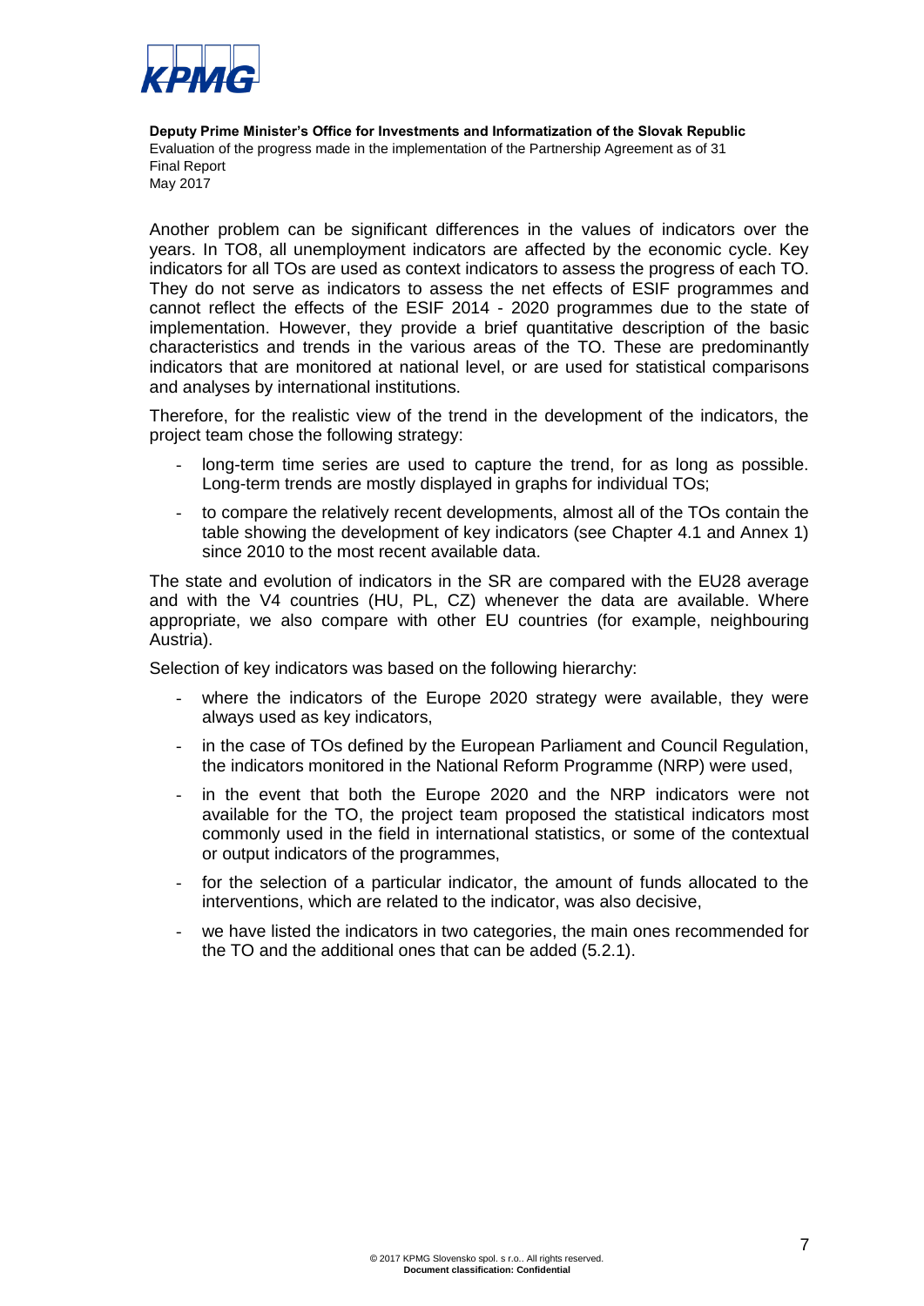Another problem can be significant differences in the values of indicators over the years. In TO8, all unemployment indicators are affected by the economic cycle. Key indicators for all TOs are used as context indicators to assess the progress of each TO. They do not serve as indicators to assess the net effects of ESIF programmes and cannot reflect the effects of the ESIF 2014 - 2020 programmes due to the state of implementation. However, they provide a brief quantitative description of the basic characteristics and trends in the various areas of the TO. These are predominantly indicators that are monitored at national level, or are used for statistical comparisons and analyses by international institutions.

Therefore, for the realistic view of the trend in the development of the indicators, the project team chose the following strategy:

- long-term time series are used to capture the trend, for as long as possible. Long-term trends are mostly displayed in graphs for individual TOs;
- to compare the relatively recent developments, almost all of the TOs contain the table showing the development of key indicators (see Chapter 4.1 and Annex 1) since 2010 to the most recent available data.

The state and evolution of indicators in the SR are compared with the EU28 average and with the V4 countries (HU, PL, CZ) whenever the data are available. Where appropriate, we also compare with other EU countries (for example, neighbouring Austria).

Selection of key indicators was based on the following hierarchy:

- where the indicators of the Europe 2020 strategy were available, they were always used as key indicators,
- in the case of TOs defined by the European Parliament and Council Regulation, the indicators monitored in the National Reform Programme (NRP) were used,
- in the event that both the Europe 2020 and the NRP indicators were not available for the TO, the project team proposed the statistical indicators most commonly used in the field in international statistics, or some of the contextual or output indicators of the programmes,
- for the selection of a particular indicator, the amount of funds allocated to the interventions, which are related to the indicator, was also decisive,
- we have listed the indicators in two categories, the main ones recommended for the TO and the additional ones that can be added (5.2.1).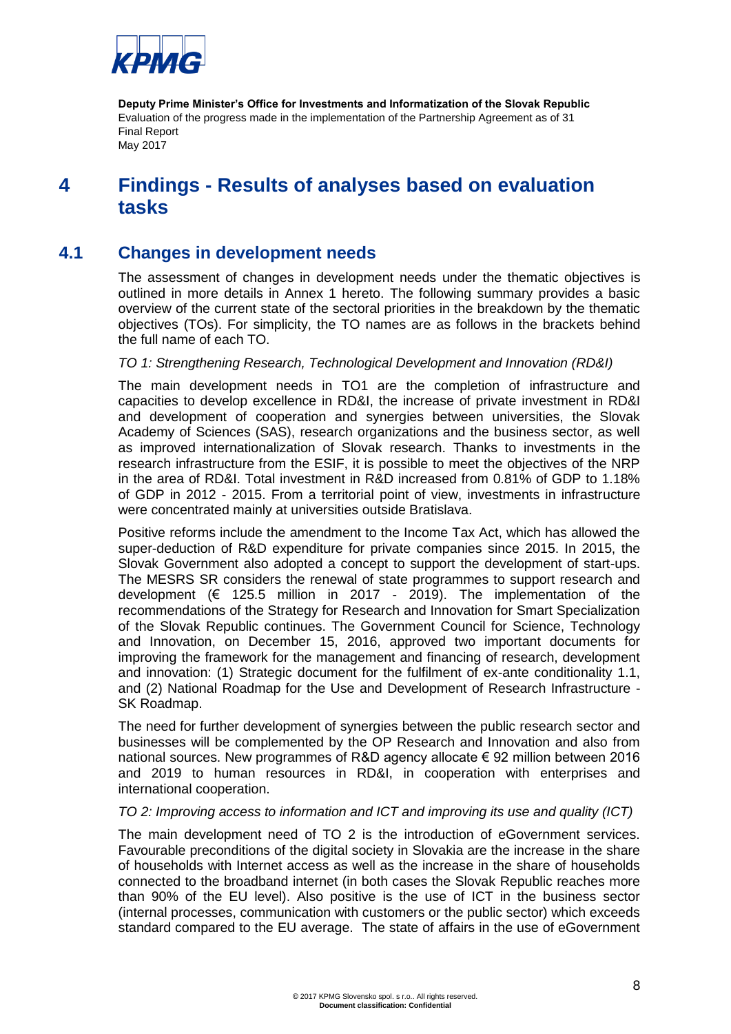# 4 Findings - Results of analyses based on evaluation tasks

## 4.1 Changes in development needs

The assessment of changes in development needs under the thematic objectives is outlined in more details in Annex 1 hereto. The following summary provides a basic overview of the current state of the sectoral priorities in the breakdown by the thematic objectives (TOs). For simplicity, the TO names are as follows in the brackets behind the full name of each TO.

*TO 1: Strengthening Research, Technological Development and Innovation (RD&I)*

The main development needs in TO1 are the completion of infrastructure and capacities to develop excellence in RD&I, the increase of private investment in RD&I and development of cooperation and synergies between universities, the Slovak Academy of Sciences (SAS), research organizations and the business sector, as well as improved internationalization of Slovak research. Thanks to investments in the research infrastructure from the ESIF, it is possible to meet the objectives of the NRP in the area of RD&I. Total investment in R&D increased from 0.81% of GDP to 1.18% of GDP in 2012 - 2015. From a territorial point of view, investments in infrastructure were concentrated mainly at universities outside Bratislava.

Positive reforms include the amendment to the Income Tax Act, which has allowed the super-deduction of R&D expenditure for private companies since 2015. In 2015, the Slovak Government also adopted a concept to support the development of start-ups. The MESRS SR considers the renewal of state programmes to support research and development (€ 125.5 million in 2017 - 2019). The implementation of the recommendations of the Strategy for Research and Innovation for Smart Specialization of the Slovak Republic continues. The Government Council for Science, Technology and Innovation, on December 15, 2016, approved two important documents for improving the framework for the management and financing of research, development and innovation: (1) Strategic document for the fulfilment of ex-ante conditionality 1.1, and (2) National Roadmap for the Use and Development of Research Infrastructure - SK Roadmap.

The need for further development of synergies between the public research sector and businesses will be complemented by the OP Research and Innovation and also from national sources. New programmes of R&D agency allocate € 92 million between 2016 and 2019 to human resources in RD&I, in cooperation with enterprises and international cooperation.

*TO 2: Improving access to information and ICT and improving its use and quality (ICT)*

The main development need of TO 2 is the introduction of eGovernment services. Favourable preconditions of the digital society in Slovakia are the increase in the share of households with Internet access as well as the increase in the share of households connected to the broadband internet (in both cases the Slovak Republic reaches more than 90% of the EU level). Also positive is the use of ICT in the business sector (internal processes, communication with customers or the public sector) which exceeds standard compared to the EU average. The state of affairs in the use of eGovernment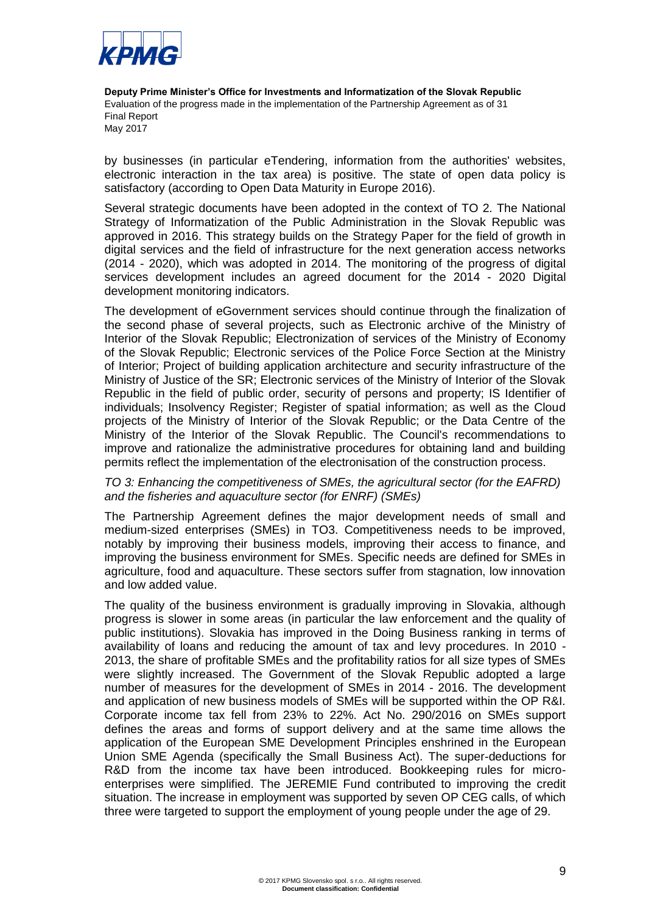by businesses (in particular eTendering, information from the authorities' websites, electronic interaction in the tax area) is positive. The state of open data policy is satisfactory (according to Open Data Maturity in Europe 2016).

Several strategic documents have been adopted in the context of TO 2. The National Strategy of Informatization of the Public Administration in the Slovak Republic was approved in 2016. This strategy builds on the Strategy Paper for the field of growth in digital services and the field of infrastructure for the next generation access networks (2014 - 2020), which was adopted in 2014. The monitoring of the progress of digital services development includes an agreed document for the 2014 - 2020 Digital development monitoring indicators.

The development of eGovernment services should continue through the finalization of the second phase of several projects, such as Electronic archive of the Ministry of Interior of the Slovak Republic; Electronization of services of the Ministry of Economy of the Slovak Republic; Electronic services of the Police Force Section at the Ministry of Interior; Project of building application architecture and security infrastructure of the Ministry of Justice of the SR; Electronic services of the Ministry of Interior of the Slovak Republic in the field of public order, security of persons and property; IS Identifier of individuals; Insolvency Register; Register of spatial information; as well as the Cloud projects of the Ministry of Interior of the Slovak Republic; or the Data Centre of the Ministry of the Interior of the Slovak Republic. The Council's recommendations to improve and rationalize the administrative procedures for obtaining land and building permits reflect the implementation of the electronisation of the construction process.

*TO 3: Enhancing the competitiveness of SMEs, the agricultural sector (for the EAFRD) and the fisheries and aquaculture sector (for ENRF) (SMEs)*

The Partnership Agreement defines the major development needs of small and medium-sized enterprises (SMEs) in TO3. Competitiveness needs to be improved, notably by improving their business models, improving their access to finance, and improving the business environment for SMEs. Specific needs are defined for SMEs in agriculture, food and aquaculture. These sectors suffer from stagnation, low innovation and low added value.

The quality of the business environment is gradually improving in Slovakia, although progress is slower in some areas (in particular the law enforcement and the quality of public institutions). Slovakia has improved in the Doing Business ranking in terms of availability of loans and reducing the amount of tax and levy procedures. In 2010 - 2013, the share of profitable SMEs and the profitability ratios for all size types of SMEs were slightly increased. The Government of the Slovak Republic adopted a large number of measures for the development of SMEs in 2014 - 2016. The development and application of new business models of SMEs will be supported within the OP R&I. Corporate income tax fell from 23% to 22%. Act No. 290/2016 on SMEs support defines the areas and forms of support delivery and at the same time allows the application of the European SME Development Principles enshrined in the European Union SME Agenda (specifically the Small Business Act). The super-deductions for R&D from the income tax have been introduced. Bookkeeping rules for micro-enterprises were simplified. The JEREMIE Fund contributed to improving the credit situation. The increase in employment was supported by seven OP CEG calls, of which three were targeted to support the employment of young people under the age of 29.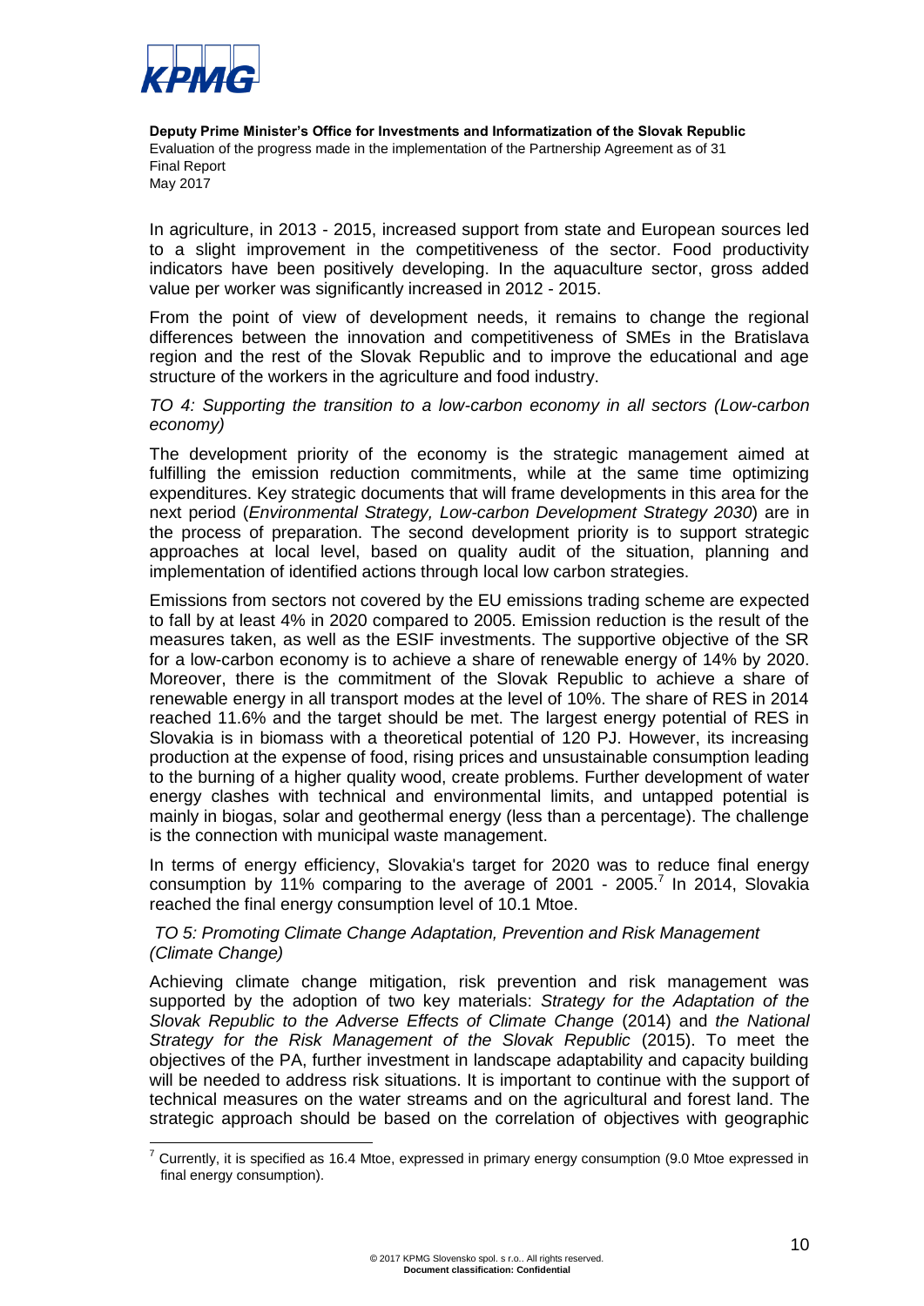In agriculture, in 2013 - 2015, increased support from state and European sources led to a slight improvement in the competitiveness of the sector. Food productivity indicators have been positively developing. In the aquaculture sector, gross added value per worker was significantly increased in 2012 - 2015.

From the point of view of development needs, it remains to change the regional differences between the innovation and competitiveness of SMEs in the Bratislava region and the rest of the Slovak Republic and to improve the educational and age structure of the workers in the agriculture and food industry.

*TO 4: Supporting the transition to a low-carbon economy in all sectors (Low-carbon economy)*

The development priority of the economy is the strategic management aimed at fulfilling the emission reduction commitments, while at the same time optimizing expenditures. Key strategic documents that will frame developments in this area for the next period (*Environmental Strategy, Low-carbon Development Strategy 2030*) are in the process of preparation. The second development priority is to support strategic approaches at local level, based on quality audit of the situation, planning and implementation of identified actions through local low carbon strategies.

Emissions from sectors not covered by the EU emissions trading scheme are expected to fall by at least 4% in 2020 compared to 2005. Emission reduction is the result of the measures taken, as well as the ESIF investments. The supportive objective of the SR for a low-carbon economy is to achieve a share of renewable energy of 14% by 2020. Moreover, there is the commitment of the Slovak Republic to achieve a share of renewable energy in all transport modes at the level of 10%. The share of RES in 2014 reached 11.6% and the target should be met. The largest energy potential of RES in Slovakia is in biomass with a theoretical potential of 120 PJ. However, its increasing production at the expense of food, rising prices and unsustainable consumption leading to the burning of a higher quality wood, create problems. Further development of water energy clashes with technical and environmental limits, and untapped potential is mainly in biogas, solar and geothermal energy (less than a percentage). The challenge is the connection with municipal waste management.

In terms of energy efficiency, Slovakia's target for 2020 was to reduce final energy consumption by 11% comparing to the average of 2001 - 2005.[7] In 2014, Slovakia reached the final energy consumption level of 10.1 Mtoe.

*TO 5: Promoting Climate Change Adaptation, Prevention and Risk Management (Climate Change)*

Achieving climate change mitigation, risk prevention and risk management was supported by the adoption of two key materials: *Strategy for the Adaptation of the Slovak Republic to the Adverse Effects of Climate Change* (2014) and *the National Strategy for the Risk Management of the Slovak Republic* (2015). To meet the objectives of the PA, further investment in landscape adaptability and capacity building will be needed to address risk situations. It is important to continue with the support of technical measures on the water streams and on the agricultural and forest land. The strategic approach should be based on the correlation of objectives with geographic

[7] Currently, it is specified as 16.4 Mtoe, expressed in primary energy consumption (9.0 Mtoe expressed in final energy consumption).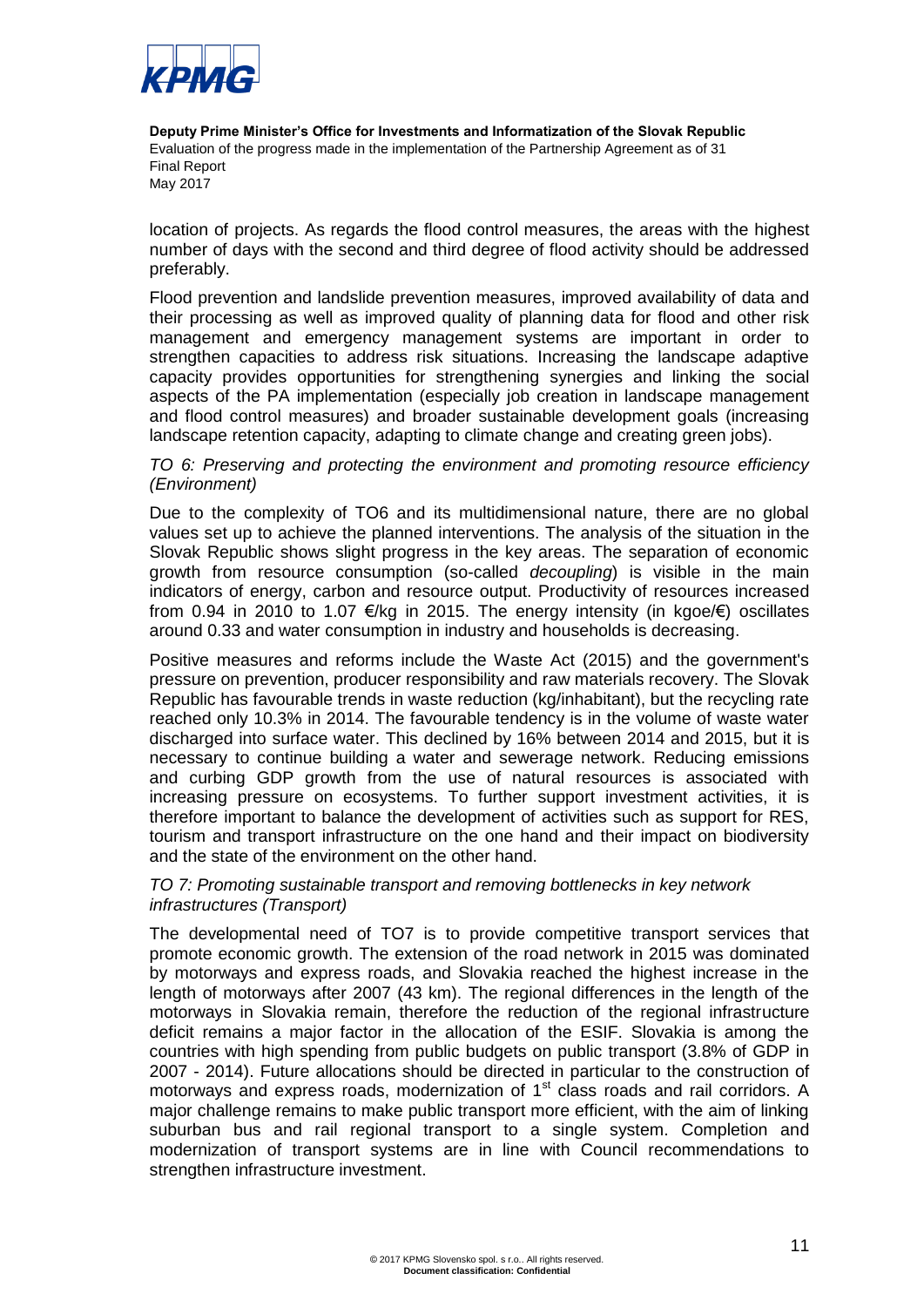location of projects. As regards the flood control measures, the areas with the highest number of days with the second and third degree of flood activity should be addressed preferably.

Flood prevention and landslide prevention measures, improved availability of data and their processing as well as improved quality of planning data for flood and other risk management and emergency management systems are important in order to strengthen capacities to address risk situations. Increasing the landscape adaptive capacity provides opportunities for strengthening synergies and linking the social aspects of the PA implementation (especially job creation in landscape management and flood control measures) and broader sustainable development goals (increasing landscape retention capacity, adapting to climate change and creating green jobs).

*TO 6: Preserving and protecting the environment and promoting resource efficiency (Environment)*

Due to the complexity of TO6 and its multidimensional nature, there are no global values set up to achieve the planned interventions. The analysis of the situation in the Slovak Republic shows slight progress in the key areas. The separation of economic growth from resource consumption (so-called *decoupling*) is visible in the main indicators of energy, carbon and resource output. Productivity of resources increased from 0.94 in 2010 to 1.07 €/kg in 2015. The energy intensity (in kgoe/€) oscillates around 0.33 and water consumption in industry and households is decreasing.

Positive measures and reforms include the Waste Act (2015) and the government's pressure on prevention, producer responsibility and raw materials recovery. The Slovak Republic has favourable trends in waste reduction (kg/inhabitant), but the recycling rate reached only 10.3% in 2014. The favourable tendency is in the volume of waste water discharged into surface water. This declined by 16% between 2014 and 2015, but it is necessary to continue building a water and sewerage network. Reducing emissions and curbing GDP growth from the use of natural resources is associated with increasing pressure on ecosystems. To further support investment activities, it is therefore important to balance the development of activities such as support for RES, tourism and transport infrastructure on the one hand and their impact on biodiversity and the state of the environment on the other hand.

*TO 7: Promoting sustainable transport and removing bottlenecks in key network infrastructures (Transport)*

The developmental need of TO7 is to provide competitive transport services that promote economic growth. The extension of the road network in 2015 was dominated by motorways and express roads, and Slovakia reached the highest increase in the length of motorways after 2007 (43 km). The regional differences in the length of the motorways in Slovakia remain, therefore the reduction of the regional infrastructure deficit remains a major factor in the allocation of the ESIF. Slovakia is among the countries with high spending from public budgets on public transport (3.8% of GDP in 2007 - 2014). Future allocations should be directed in particular to the construction of motorways and express roads, modernization of 1st class roads and rail corridors. A major challenge remains to make public transport more efficient, with the aim of linking suburban bus and rail regional transport to a single system. Completion and modernization of transport systems are in line with Council recommendations to strengthen infrastructure investment.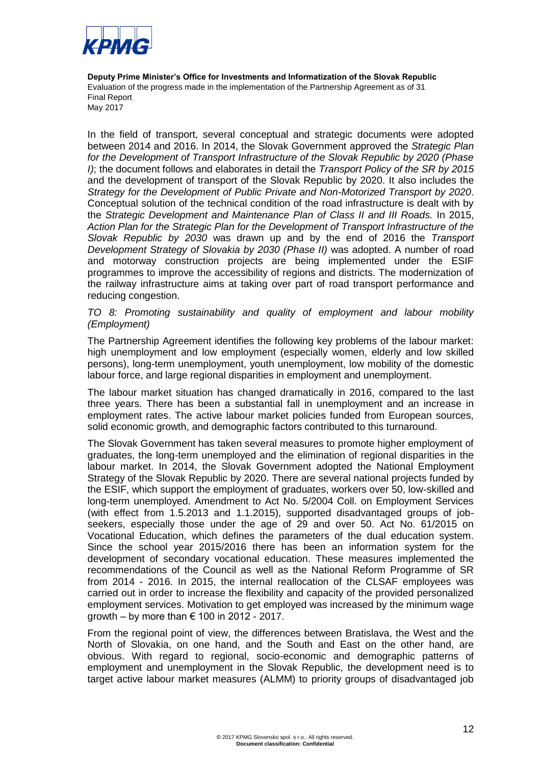In the field of transport, several conceptual and strategic documents were adopted between 2014 and 2016. In 2014, the Slovak Government approved the *Strategic Plan for the Development of Transport Infrastructure of the Slovak Republic by 2020 (Phase I)*; the document follows and elaborates in detail the *Transport Policy of the SR by 2015* and the development of transport of the Slovak Republic by 2020. It also includes the *Strategy for the Development of Public Private and Non-Motorized Transport by 2020*. Conceptual solution of the technical condition of the road infrastructure is dealt with by the *Strategic Development and Maintenance Plan of Class II and III Roads.* In 2015, *Action Plan for the Strategic Plan for the Development of Transport Infrastructure of the Slovak Republic by 2030* was drawn up and by the end of 2016 the *Transport Development Strategy of Slovakia by 2030 (Phase II)* was adopted. A number of road and motorway construction projects are being implemented under the ESIF programmes to improve the accessibility of regions and districts. The modernization of the railway infrastructure aims at taking over part of road transport performance and reducing congestion.

*TO 8: Promoting sustainability and quality of employment and labour mobility (Employment)*

The Partnership Agreement identifies the following key problems of the labour market: high unemployment and low employment (especially women, elderly and low skilled persons), long-term unemployment, youth unemployment, low mobility of the domestic labour force, and large regional disparities in employment and unemployment.

The labour market situation has changed dramatically in 2016, compared to the last three years. There has been a substantial fall in unemployment and an increase in employment rates. The active labour market policies funded from European sources, solid economic growth, and demographic factors contributed to this turnaround.

The Slovak Government has taken several measures to promote higher employment of graduates, the long-term unemployed and the elimination of regional disparities in the labour market. In 2014, the Slovak Government adopted the National Employment Strategy of the Slovak Republic by 2020. There are several national projects funded by the ESIF, which support the employment of graduates, workers over 50, low-skilled and long-term unemployed. Amendment to Act No. 5/2004 Coll. on Employment Services (with effect from 1.5.2013 and 1.1.2015), supported disadvantaged groups of job-seekers, especially those under the age of 29 and over 50. Act No. 61/2015 on Vocational Education, which defines the parameters of the dual education system. Since the school year 2015/2016 there has been an information system for the development of secondary vocational education. These measures implemented the recommendations of the Council as well as the National Reform Programme of SR from 2014 - 2016. In 2015, the internal reallocation of the CLSAF employees was carried out in order to increase the flexibility and capacity of the provided personalized employment services. Motivation to get employed was increased by the minimum wage growth – by more than € 100 in 2012 - 2017.

From the regional point of view, the differences between Bratislava, the West and the North of Slovakia, on one hand, and the South and East on the other hand, are obvious. With regard to regional, socio-economic and demographic patterns of employment and unemployment in the Slovak Republic, the development need is to target active labour market measures (ALMM) to priority groups of disadvantaged job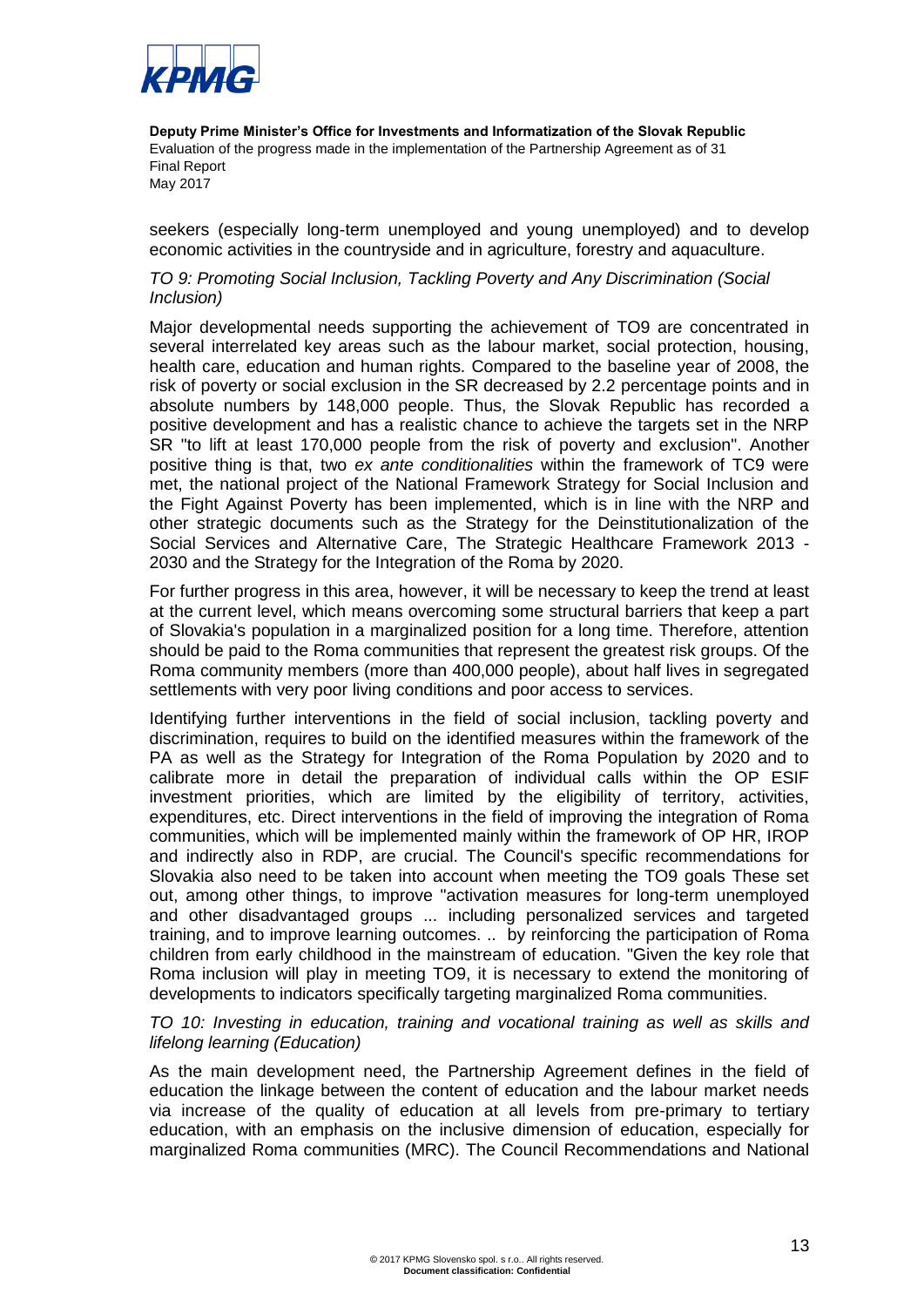seekers (especially long-term unemployed and young unemployed) and to develop economic activities in the countryside and in agriculture, forestry and aquaculture.

*TO 9: Promoting Social Inclusion, Tackling Poverty and Any Discrimination (Social Inclusion)*

Major developmental needs supporting the achievement of TO9 are concentrated in several interrelated key areas such as the labour market, social protection, housing, health care, education and human rights. Compared to the baseline year of 2008, the risk of poverty or social exclusion in the SR decreased by 2.2 percentage points and in absolute numbers by 148,000 people. Thus, the Slovak Republic has recorded a positive development and has a realistic chance to achieve the targets set in the NRP SR "to lift at least 170,000 people from the risk of poverty and exclusion". Another positive thing is that, two *ex ante conditionalities* within the framework of TC9 were met, the national project of the National Framework Strategy for Social Inclusion and the Fight Against Poverty has been implemented, which is in line with the NRP and other strategic documents such as the Strategy for the Deinstitutionalization of the Social Services and Alternative Care, The Strategic Healthcare Framework 2013 - 2030 and the Strategy for the Integration of the Roma by 2020.

For further progress in this area, however, it will be necessary to keep the trend at least at the current level, which means overcoming some structural barriers that keep a part of Slovakia's population in a marginalized position for a long time. Therefore, attention should be paid to the Roma communities that represent the greatest risk groups. Of the Roma community members (more than 400,000 people), about half lives in segregated settlements with very poor living conditions and poor access to services.

Identifying further interventions in the field of social inclusion, tackling poverty and discrimination, requires to build on the identified measures within the framework of the PA as well as the Strategy for Integration of the Roma Population by 2020 and to calibrate more in detail the preparation of individual calls within the OP ESIF investment priorities, which are limited by the eligibility of territory, activities, expenditures, etc. Direct interventions in the field of improving the integration of Roma communities, which will be implemented mainly within the framework of OP HR, IROP and indirectly also in RDP, are crucial. The Council's specific recommendations for Slovakia also need to be taken into account when meeting the TO9 goals These set out, among other things, to improve "activation measures for long-term unemployed and other disadvantaged groups ... including personalized services and targeted training, and to improve learning outcomes. .. by reinforcing the participation of Roma children from early childhood in the mainstream of education. "Given the key role that Roma inclusion will play in meeting TO9, it is necessary to extend the monitoring of developments to indicators specifically targeting marginalized Roma communities.

*TO 10: Investing in education, training and vocational training as well as skills and lifelong learning (Education)*

As the main development need, the Partnership Agreement defines in the field of education the linkage between the content of education and the labour market needs via increase of the quality of education at all levels from pre-primary to tertiary education, with an emphasis on the inclusive dimension of education, especially for marginalized Roma communities (MRC). The Council Recommendations and National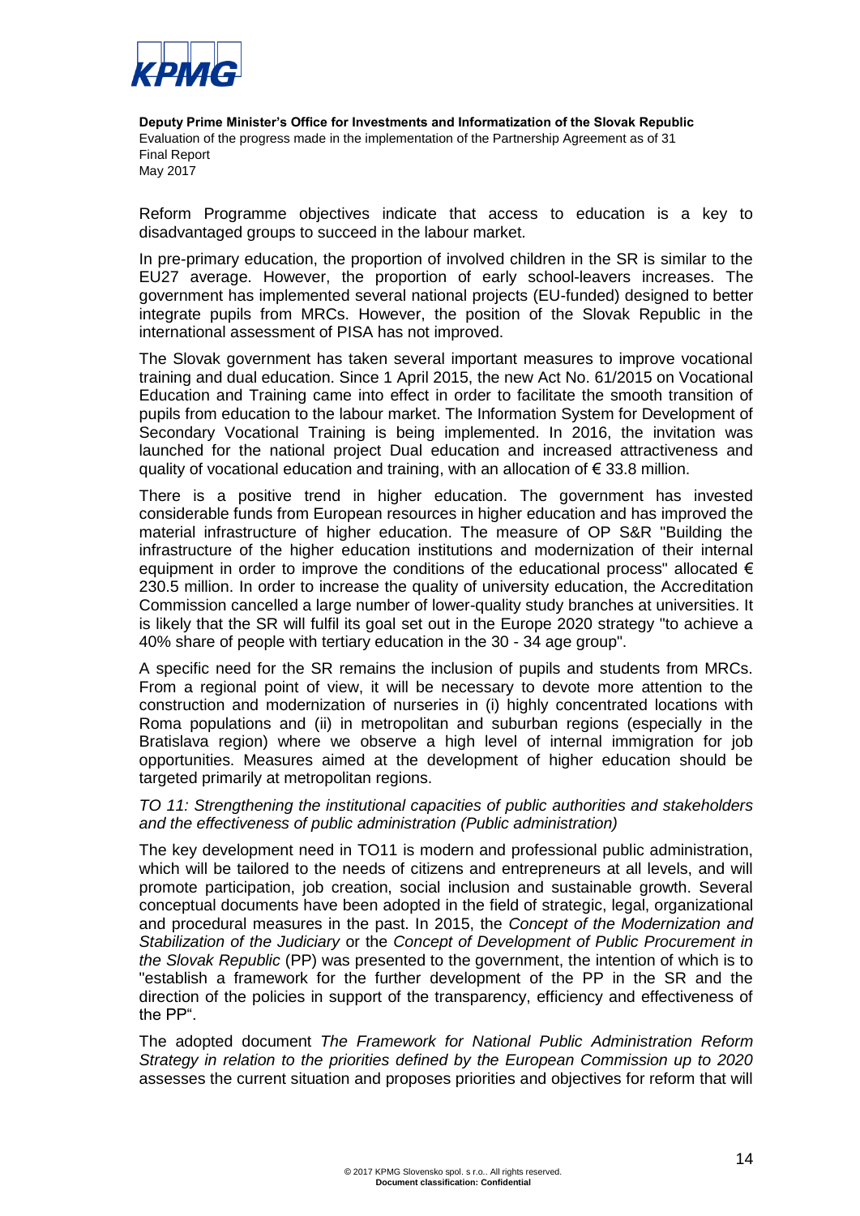Reform Programme objectives indicate that access to education is a key to disadvantaged groups to succeed in the labour market.

In pre-primary education, the proportion of involved children in the SR is similar to the EU27 average. However, the proportion of early school-leavers increases. The government has implemented several national projects (EU-funded) designed to better integrate pupils from MRCs. However, the position of the Slovak Republic in the international assessment of PISA has not improved.

The Slovak government has taken several important measures to improve vocational training and dual education. Since 1 April 2015, the new Act No. 61/2015 on Vocational Education and Training came into effect in order to facilitate the smooth transition of pupils from education to the labour market. The Information System for Development of Secondary Vocational Training is being implemented. In 2016, the invitation was launched for the national project Dual education and increased attractiveness and quality of vocational education and training, with an allocation of € 33.8 million.

There is a positive trend in higher education. The government has invested considerable funds from European resources in higher education and has improved the material infrastructure of higher education. The measure of OP S&R "Building the infrastructure of the higher education institutions and modernization of their internal equipment in order to improve the conditions of the educational process" allocated € 230.5 million. In order to increase the quality of university education, the Accreditation Commission cancelled a large number of lower-quality study branches at universities. It is likely that the SR will fulfil its goal set out in the Europe 2020 strategy "to achieve a 40% share of people with tertiary education in the 30 - 34 age group".

A specific need for the SR remains the inclusion of pupils and students from MRCs. From a regional point of view, it will be necessary to devote more attention to the construction and modernization of nurseries in (i) highly concentrated locations with Roma populations and (ii) in metropolitan and suburban regions (especially in the Bratislava region) where we observe a high level of internal immigration for job opportunities. Measures aimed at the development of higher education should be targeted primarily at metropolitan regions.

*TO 11: Strengthening the institutional capacities of public authorities and stakeholders and the effectiveness of public administration (Public administration)*

The key development need in TO11 is modern and professional public administration, which will be tailored to the needs of citizens and entrepreneurs at all levels, and will promote participation, job creation, social inclusion and sustainable growth. Several conceptual documents have been adopted in the field of strategic, legal, organizational and procedural measures in the past. In 2015, the *Concept of the Modernization and Stabilization of the Judiciary* or the *Concept of Development of Public Procurement in the Slovak Republic* (PP) was presented to the government, the intention of which is to "establish a framework for the further development of the PP in the SR and the direction of the policies in support of the transparency, efficiency and effectiveness of the PP".

The adopted document *The Framework for National Public Administration Reform Strategy in relation to the priorities defined by the European Commission up to 2020* assesses the current situation and proposes priorities and objectives for reform that will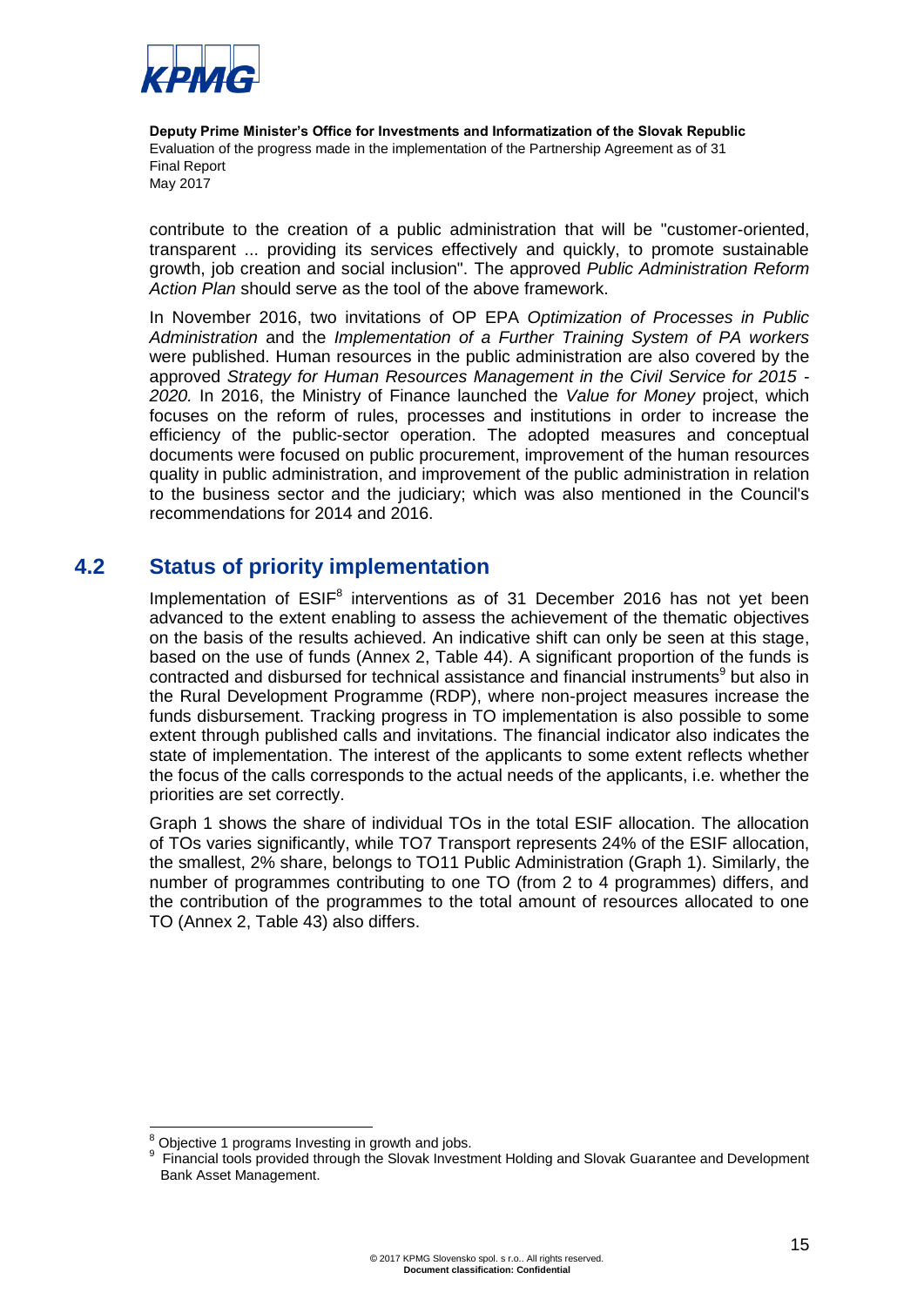contribute to the creation of a public administration that will be "customer-oriented, transparent ... providing its services effectively and quickly, to promote sustainable growth, job creation and social inclusion". The approved *Public Administration Reform Action Plan* should serve as the tool of the above framework.

In November 2016, two invitations of OP EPA *Optimization of Processes in Public Administration* and the *Implementation of a Further Training System of PA workers* were published. Human resources in the public administration are also covered by the approved *Strategy for Human Resources Management in the Civil Service for 2015 - 2020.* In 2016, the Ministry of Finance launched the *Value for Money* project, which focuses on the reform of rules, processes and institutions in order to increase the efficiency of the public-sector operation. The adopted measures and conceptual documents were focused on public procurement, improvement of the human resources quality in public administration, and improvement of the public administration in relation to the business sector and the judiciary; which was also mentioned in the Council's recommendations for 2014 and 2016.

## 4.2 Status of priority implementation

Implementation of ESIF[8] interventions as of 31 December 2016 has not yet been advanced to the extent enabling to assess the achievement of the thematic objectives on the basis of the results achieved. An indicative shift can only be seen at this stage, based on the use of funds (Annex 2, Table 44). A significant proportion of the funds is contracted and disbursed for technical assistance and financial instruments[9] but also in the Rural Development Programme (RDP), where non-project measures increase the funds disbursement. Tracking progress in TO implementation is also possible to some extent through published calls and invitations. The financial indicator also indicates the state of implementation. The interest of the applicants to some extent reflects whether the focus of the calls corresponds to the actual needs of the applicants, i.e. whether the priorities are set correctly.

Graph 1 shows the share of individual TOs in the total ESIF allocation. The allocation of TOs varies significantly, while TO7 Transport represents 24% of the ESIF allocation, the smallest, 2% share, belongs to TO11 Public Administration (Graph 1). Similarly, the number of programmes contributing to one TO (from 2 to 4 programmes) differs, and the contribution of the programmes to the total amount of resources allocated to one TO (Annex 2, Table 43) also differs.

[8] Objective 1 programs Investing in growth and jobs.

[9] Financial tools provided through the Slovak Investment Holding and Slovak Guarantee and Development Bank Asset Management.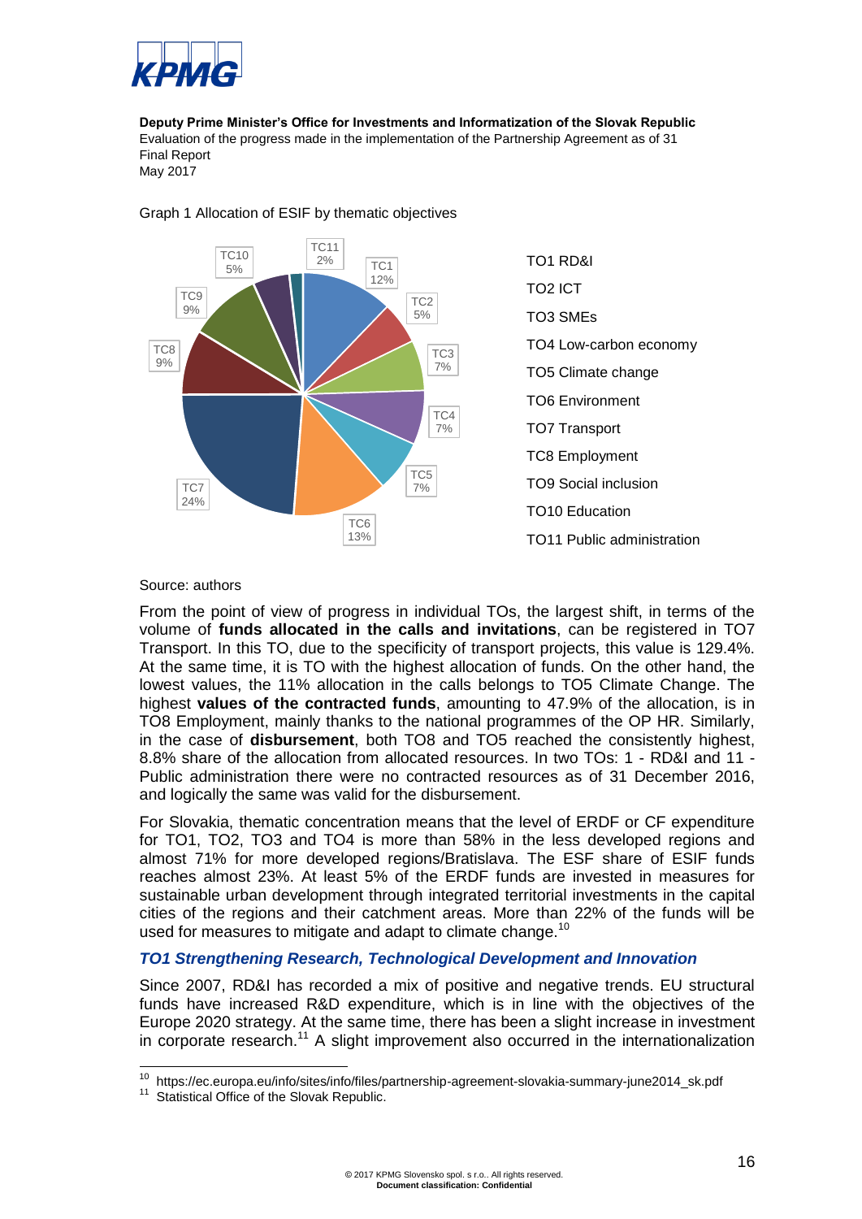Graph 1 Allocation of ESIF by thematic objectives

| Thematic objective | Share |
| --- | --- |
| TC1 | 12% |
| TC2 | 5% |
| TC3 | 7% |
| TC4 | 7% |
| TC5 | 7% |
| TC6 | 13% |
| TC7 | 24% |
| TC8 | 9% |
| TC9 | 9% |
| TC10 | 5% |
| TC11 | 2% |

TO1 RD&I
TO2 ICT
TO3 SMEs
TO4 Low-carbon economy
TO5 Climate change
TO6 Environment
TO7 Transport
TC8 Employment
TO9 Social inclusion
TO10 Education
TO11 Public administration

Source: authors

From the point of view of progress in individual TOs, the largest shift, in terms of the volume of **funds allocated in the calls and invitations**, can be registered in TO7 Transport. In this TO, due to the specificity of transport projects, this value is 129.4%. At the same time, it is TO with the highest allocation of funds. On the other hand, the lowest values, the 11% allocation in the calls belongs to TO5 Climate Change. The highest **values of the contracted funds**, amounting to 47.9% of the allocation, is in TO8 Employment, mainly thanks to the national programmes of the OP HR. Similarly, in the case of **disbursement**, both TO8 and TO5 reached the consistently highest, 8.8% share of the allocation from allocated resources. In two TOs: 1 - RD&I and 11 - Public administration there were no contracted resources as of 31 December 2016, and logically the same was valid for the disbursement.

For Slovakia, thematic concentration means that the level of ERDF or CF expenditure for TO1, TO2, TO3 and TO4 is more than 58% in the less developed regions and almost 71% for more developed regions/Bratislava. The ESF share of ESIF funds reaches almost 23%. At least 5% of the ERDF funds are invested in measures for sustainable urban development through integrated territorial investments in the capital cities of the regions and their catchment areas. More than 22% of the funds will be used for measures to mitigate and adapt to climate change.[10]

### *TO1 Strengthening Research, Technological Development and Innovation*

Since 2007, RD&I has recorded a mix of positive and negative trends. EU structural funds have increased R&D expenditure, which is in line with the objectives of the Europe 2020 strategy. At the same time, there has been a slight increase in investment in corporate research.[11] A slight improvement also occurred in the internationalization

[10] https://ec.europa.eu/info/sites/info/files/partnership-agreement-slovakia-summary-june2014_sk.pdf
[11] Statistical Office of the Slovak Republic.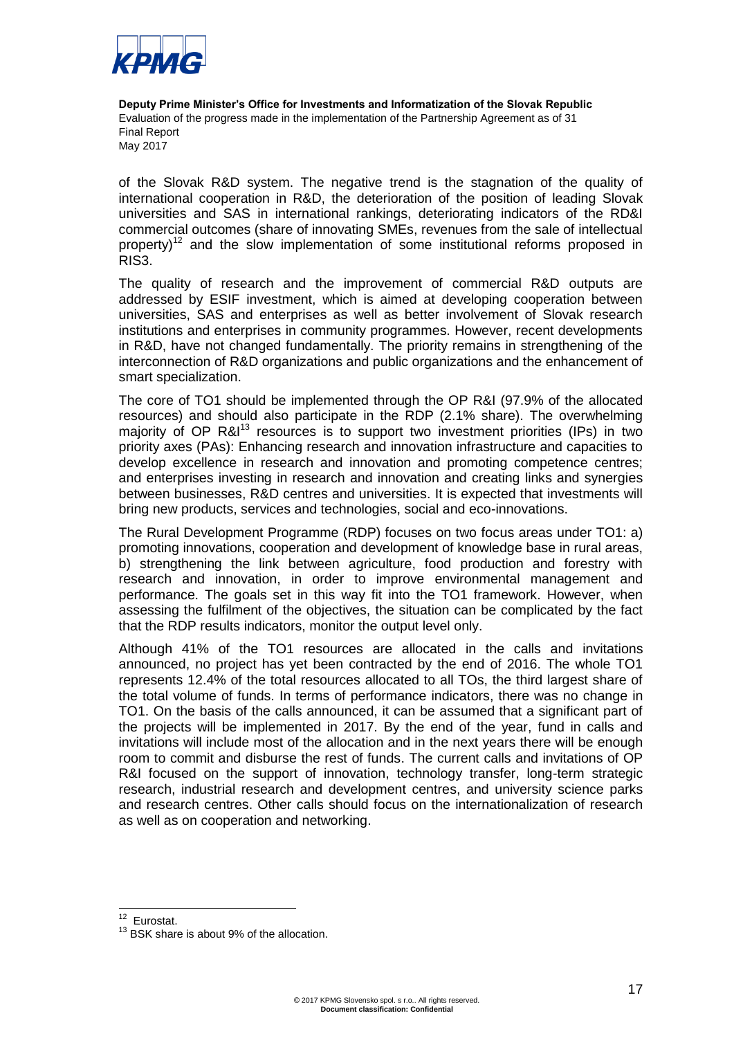of the Slovak R&D system. The negative trend is the stagnation of the quality of international cooperation in R&D, the deterioration of the position of leading Slovak universities and SAS in international rankings, deteriorating indicators of the RD&I commercial outcomes (share of innovating SMEs, revenues from the sale of intellectual property)[12] and the slow implementation of some institutional reforms proposed in RIS3.

The quality of research and the improvement of commercial R&D outputs are addressed by ESIF investment, which is aimed at developing cooperation between universities, SAS and enterprises as well as better involvement of Slovak research institutions and enterprises in community programmes. However, recent developments in R&D, have not changed fundamentally. The priority remains in strengthening of the interconnection of R&D organizations and public organizations and the enhancement of smart specialization.

The core of TO1 should be implemented through the OP R&I (97.9% of the allocated resources) and should also participate in the RDP (2.1% share). The overwhelming majority of OP R&I[13] resources is to support two investment priorities (IPs) in two priority axes (PAs): Enhancing research and innovation infrastructure and capacities to develop excellence in research and innovation and promoting competence centres; and enterprises investing in research and innovation and creating links and synergies between businesses, R&D centres and universities. It is expected that investments will bring new products, services and technologies, social and eco-innovations.

The Rural Development Programme (RDP) focuses on two focus areas under TO1: a) promoting innovations, cooperation and development of knowledge base in rural areas, b) strengthening the link between agriculture, food production and forestry with research and innovation, in order to improve environmental management and performance. The goals set in this way fit into the TO1 framework. However, when assessing the fulfilment of the objectives, the situation can be complicated by the fact that the RDP results indicators, monitor the output level only.

Although 41% of the TO1 resources are allocated in the calls and invitations announced, no project has yet been contracted by the end of 2016. The whole TO1 represents 12.4% of the total resources allocated to all TOs, the third largest share of the total volume of funds. In terms of performance indicators, there was no change in TO1. On the basis of the calls announced, it can be assumed that a significant part of the projects will be implemented in 2017. By the end of the year, fund in calls and invitations will include most of the allocation and in the next years there will be enough room to commit and disburse the rest of funds. The current calls and invitations of OP R&I focused on the support of innovation, technology transfer, long-term strategic research, industrial research and development centres, and university science parks and research centres. Other calls should focus on the internationalization of research as well as on cooperation and networking.

---

[12] Eurostat.

[13] BSK share is about 9% of the allocation.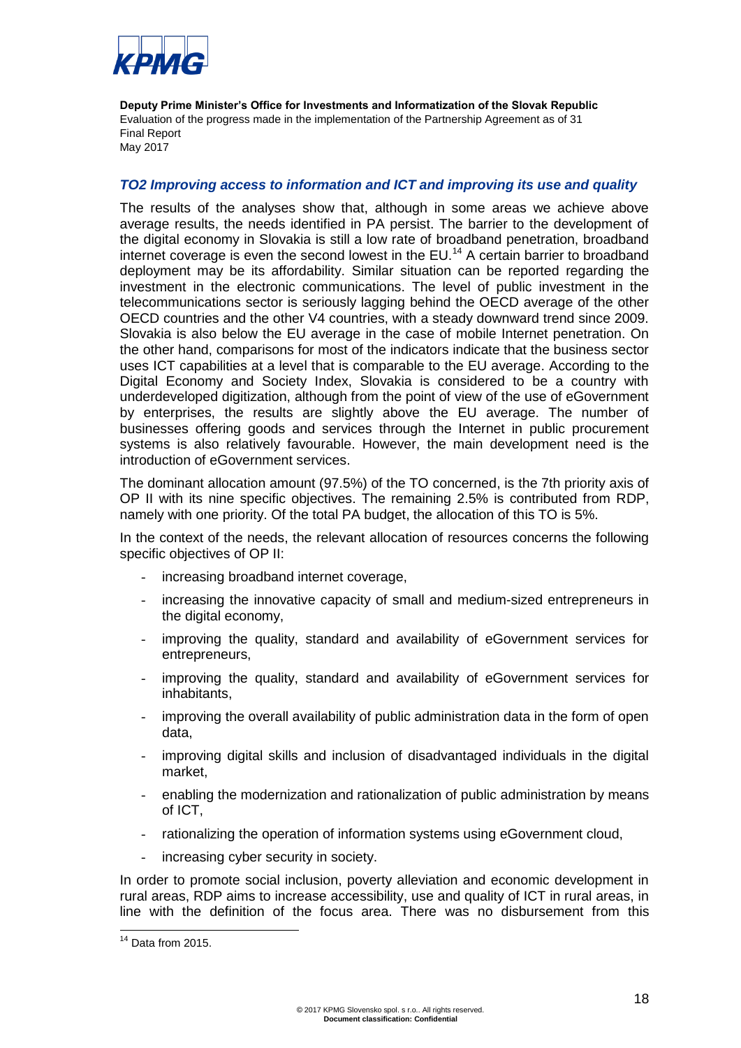### *TO2 Improving access to information and ICT and improving its use and quality*

The results of the analyses show that, although in some areas we achieve above average results, the needs identified in PA persist. The barrier to the development of the digital economy in Slovakia is still a low rate of broadband penetration, broadband internet coverage is even the second lowest in the EU.[14] A certain barrier to broadband deployment may be its affordability. Similar situation can be reported regarding the investment in the electronic communications. The level of public investment in the telecommunications sector is seriously lagging behind the OECD average of the other OECD countries and the other V4 countries, with a steady downward trend since 2009. Slovakia is also below the EU average in the case of mobile Internet penetration. On the other hand, comparisons for most of the indicators indicate that the business sector uses ICT capabilities at a level that is comparable to the EU average. According to the Digital Economy and Society Index, Slovakia is considered to be a country with underdeveloped digitization, although from the point of view of the use of eGovernment by enterprises, the results are slightly above the EU average. The number of businesses offering goods and services through the Internet in public procurement systems is also relatively favourable. However, the main development need is the introduction of eGovernment services.

The dominant allocation amount (97.5%) of the TO concerned, is the 7th priority axis of OP II with its nine specific objectives. The remaining 2.5% is contributed from RDP, namely with one priority. Of the total PA budget, the allocation of this TO is 5%.

In the context of the needs, the relevant allocation of resources concerns the following specific objectives of OP II:

- increasing broadband internet coverage,
- increasing the innovative capacity of small and medium-sized entrepreneurs in the digital economy,
- improving the quality, standard and availability of eGovernment services for entrepreneurs,
- improving the quality, standard and availability of eGovernment services for inhabitants,
- improving the overall availability of public administration data in the form of open data,
- improving digital skills and inclusion of disadvantaged individuals in the digital market,
- enabling the modernization and rationalization of public administration by means of ICT,
- rationalizing the operation of information systems using eGovernment cloud,
- increasing cyber security in society.

In order to promote social inclusion, poverty alleviation and economic development in rural areas, RDP aims to increase accessibility, use and quality of ICT in rural areas, in line with the definition of the focus area. There was no disbursement from this

[14] Data from 2015.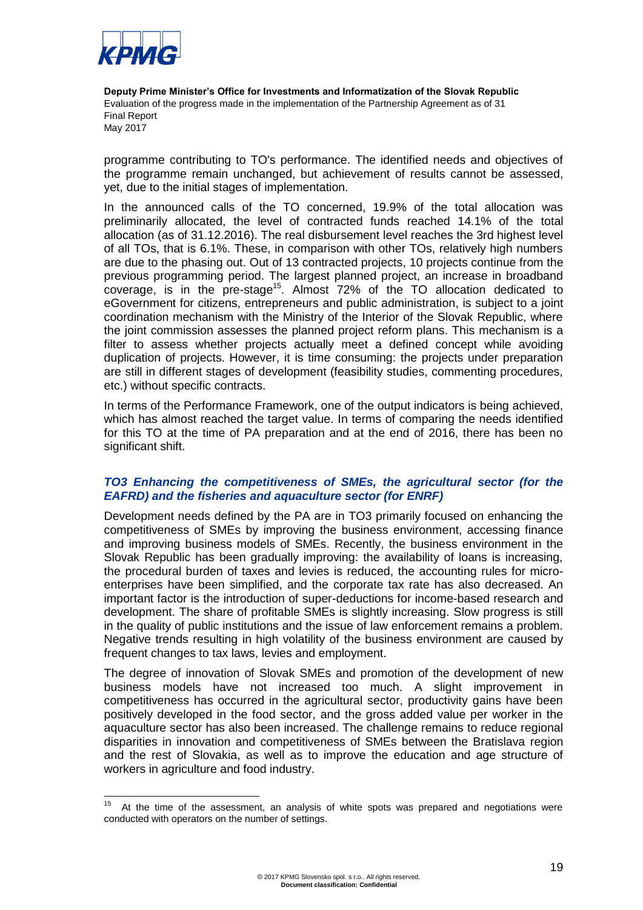programme contributing to TO's performance. The identified needs and objectives of the programme remain unchanged, but achievement of results cannot be assessed, yet, due to the initial stages of implementation.

In the announced calls of the TO concerned, 19.9% of the total allocation was preliminarily allocated, the level of contracted funds reached 14.1% of the total allocation (as of 31.12.2016). The real disbursement level reaches the 3rd highest level of all TOs, that is 6.1%. These, in comparison with other TOs, relatively high numbers are due to the phasing out. Out of 13 contracted projects, 10 projects continue from the previous programming period. The largest planned project, an increase in broadband coverage, is in the pre-stage[15]. Almost 72% of the TO allocation dedicated to eGovernment for citizens, entrepreneurs and public administration, is subject to a joint coordination mechanism with the Ministry of the Interior of the Slovak Republic, where the joint commission assesses the planned project reform plans. This mechanism is a filter to assess whether projects actually meet a defined concept while avoiding duplication of projects. However, it is time consuming: the projects under preparation are still in different stages of development (feasibility studies, commenting procedures, etc.) without specific contracts.

In terms of the Performance Framework, one of the output indicators is being achieved, which has almost reached the target value. In terms of comparing the needs identified for this TO at the time of PA preparation and at the end of 2016, there has been no significant shift.

### *TO3 Enhancing the competitiveness of SMEs, the agricultural sector (for the EAFRD) and the fisheries and aquaculture sector (for ENRF)*

Development needs defined by the PA are in TO3 primarily focused on enhancing the competitiveness of SMEs by improving the business environment, accessing finance and improving business models of SMEs. Recently, the business environment in the Slovak Republic has been gradually improving: the availability of loans is increasing, the procedural burden of taxes and levies is reduced, the accounting rules for micro-enterprises have been simplified, and the corporate tax rate has also decreased. An important factor is the introduction of super-deductions for income-based research and development. The share of profitable SMEs is slightly increasing. Slow progress is still in the quality of public institutions and the issue of law enforcement remains a problem. Negative trends resulting in high volatility of the business environment are caused by frequent changes to tax laws, levies and employment.

The degree of innovation of Slovak SMEs and promotion of the development of new business models have not increased too much. A slight improvement in competitiveness has occurred in the agricultural sector, productivity gains have been positively developed in the food sector, and the gross added value per worker in the aquaculture sector has also been increased. The challenge remains to reduce regional disparities in innovation and competitiveness of SMEs between the Bratislava region and the rest of Slovakia, as well as to improve the education and age structure of workers in agriculture and food industry.

[15] At the time of the assessment, an analysis of white spots was prepared and negotiations were conducted with operators on the number of settings.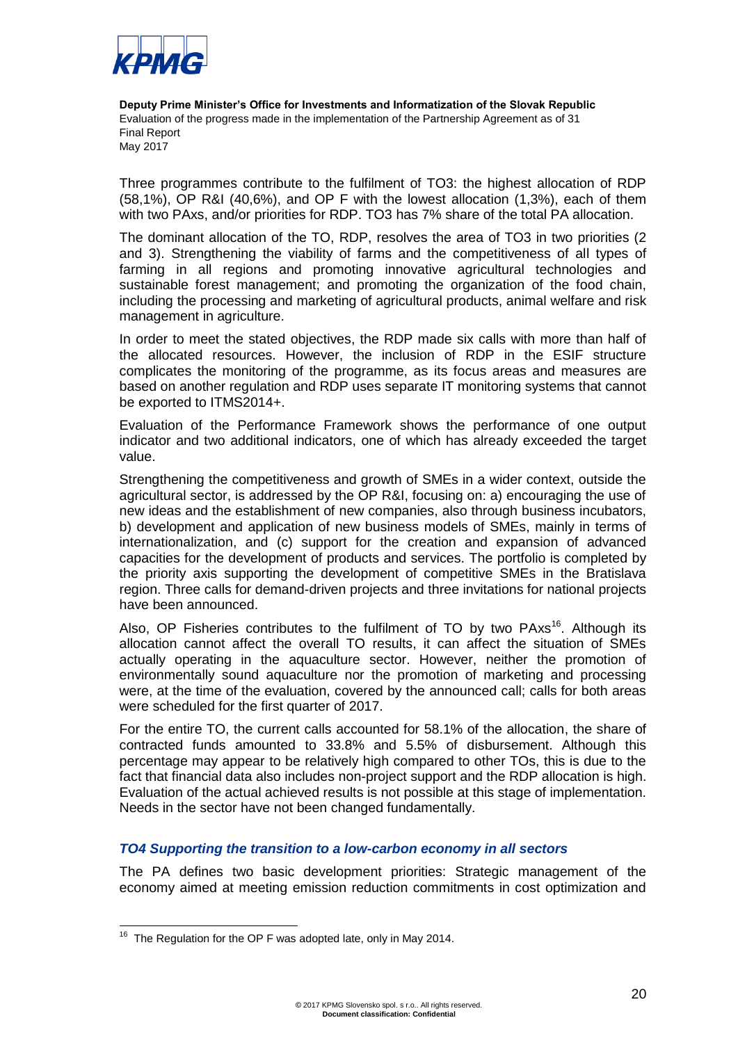Three programmes contribute to the fulfilment of TO3: the highest allocation of RDP (58,1%), OP R&I (40,6%), and OP F with the lowest allocation (1,3%), each of them with two PAxs, and/or priorities for RDP. TO3 has 7% share of the total PA allocation.

The dominant allocation of the TO, RDP, resolves the area of TO3 in two priorities (2 and 3). Strengthening the viability of farms and the competitiveness of all types of farming in all regions and promoting innovative agricultural technologies and sustainable forest management; and promoting the organization of the food chain, including the processing and marketing of agricultural products, animal welfare and risk management in agriculture.

In order to meet the stated objectives, the RDP made six calls with more than half of the allocated resources. However, the inclusion of RDP in the ESIF structure complicates the monitoring of the programme, as its focus areas and measures are based on another regulation and RDP uses separate IT monitoring systems that cannot be exported to ITMS2014+.

Evaluation of the Performance Framework shows the performance of one output indicator and two additional indicators, one of which has already exceeded the target value.

Strengthening the competitiveness and growth of SMEs in a wider context, outside the agricultural sector, is addressed by the OP R&I, focusing on: a) encouraging the use of new ideas and the establishment of new companies, also through business incubators, b) development and application of new business models of SMEs, mainly in terms of internationalization, and (c) support for the creation and expansion of advanced capacities for the development of products and services. The portfolio is completed by the priority axis supporting the development of competitive SMEs in the Bratislava region. Three calls for demand-driven projects and three invitations for national projects have been announced.

Also, OP Fisheries contributes to the fulfilment of TO by two PAxs[16]. Although its allocation cannot affect the overall TO results, it can affect the situation of SMEs actually operating in the aquaculture sector. However, neither the promotion of environmentally sound aquaculture nor the promotion of marketing and processing were, at the time of the evaluation, covered by the announced call; calls for both areas were scheduled for the first quarter of 2017.

For the entire TO, the current calls accounted for 58.1% of the allocation, the share of contracted funds amounted to 33.8% and 5.5% of disbursement. Although this percentage may appear to be relatively high compared to other TOs, this is due to the fact that financial data also includes non-project support and the RDP allocation is high. Evaluation of the actual achieved results is not possible at this stage of implementation. Needs in the sector have not been changed fundamentally.

### *TO4 Supporting the transition to a low-carbon economy in all sectors*

The PA defines two basic development priorities: Strategic management of the economy aimed at meeting emission reduction commitments in cost optimization and

---

[16] The Regulation for the OP F was adopted late, only in May 2014.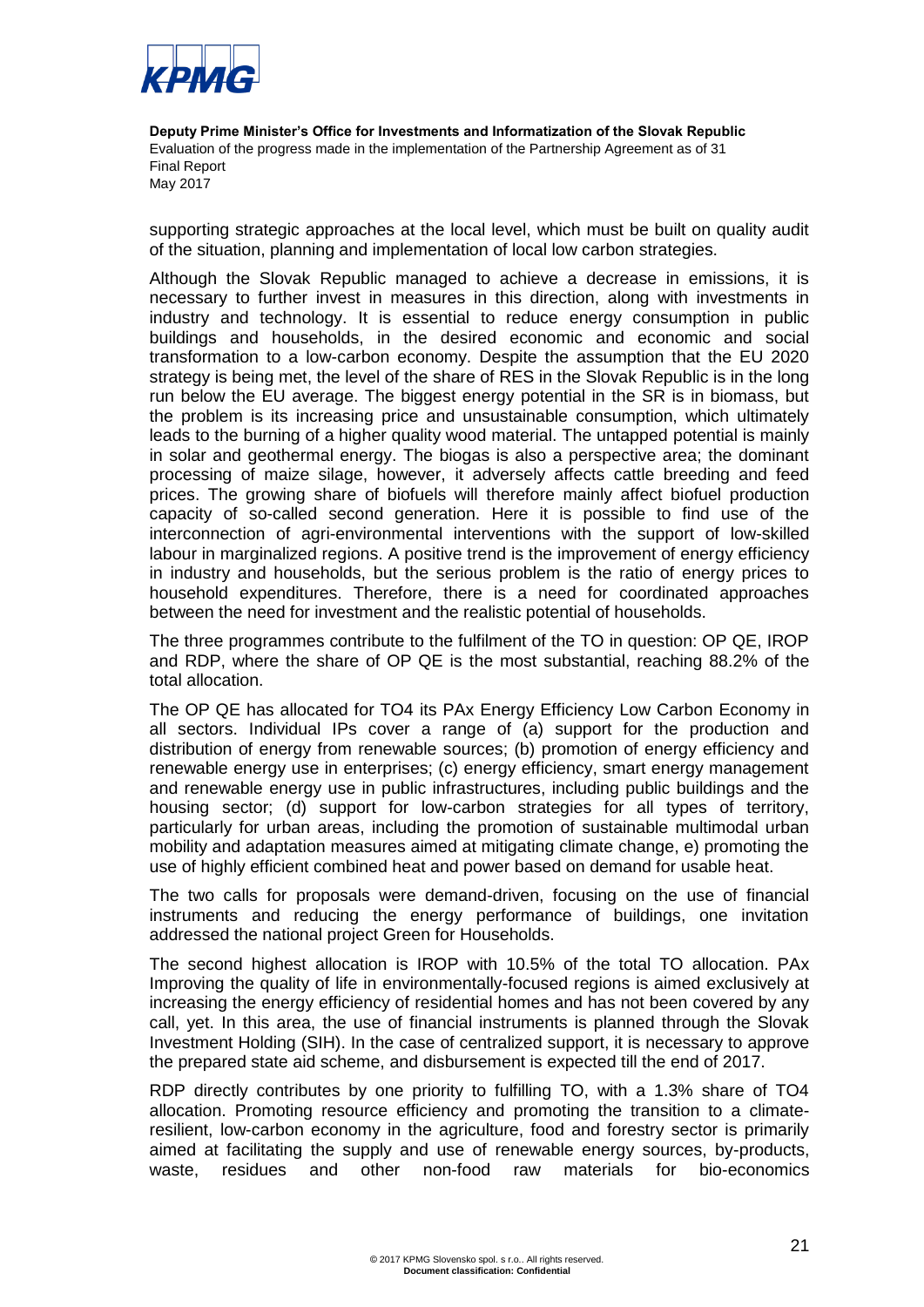supporting strategic approaches at the local level, which must be built on quality audit of the situation, planning and implementation of local low carbon strategies.

Although the Slovak Republic managed to achieve a decrease in emissions, it is necessary to further invest in measures in this direction, along with investments in industry and technology. It is essential to reduce energy consumption in public buildings and households, in the desired economic and economic and social transformation to a low-carbon economy. Despite the assumption that the EU 2020 strategy is being met, the level of the share of RES in the Slovak Republic is in the long run below the EU average. The biggest energy potential in the SR is in biomass, but the problem is its increasing price and unsustainable consumption, which ultimately leads to the burning of a higher quality wood material. The untapped potential is mainly in solar and geothermal energy. The biogas is also a perspective area; the dominant processing of maize silage, however, it adversely affects cattle breeding and feed prices. The growing share of biofuels will therefore mainly affect biofuel production capacity of so-called second generation. Here it is possible to find use of the interconnection of agri-environmental interventions with the support of low-skilled labour in marginalized regions. A positive trend is the improvement of energy efficiency in industry and households, but the serious problem is the ratio of energy prices to household expenditures. Therefore, there is a need for coordinated approaches between the need for investment and the realistic potential of households.

The three programmes contribute to the fulfilment of the TO in question: OP QE, IROP and RDP, where the share of OP QE is the most substantial, reaching 88.2% of the total allocation.

The OP QE has allocated for TO4 its PAx Energy Efficiency Low Carbon Economy in all sectors. Individual IPs cover a range of (a) support for the production and distribution of energy from renewable sources; (b) promotion of energy efficiency and renewable energy use in enterprises; (c) energy efficiency, smart energy management and renewable energy use in public infrastructures, including public buildings and the housing sector; (d) support for low-carbon strategies for all types of territory, particularly for urban areas, including the promotion of sustainable multimodal urban mobility and adaptation measures aimed at mitigating climate change, e) promoting the use of highly efficient combined heat and power based on demand for usable heat.

The two calls for proposals were demand-driven, focusing on the use of financial instruments and reducing the energy performance of buildings, one invitation addressed the national project Green for Households.

The second highest allocation is IROP with 10.5% of the total TO allocation. PAx Improving the quality of life in environmentally-focused regions is aimed exclusively at increasing the energy efficiency of residential homes and has not been covered by any call, yet. In this area, the use of financial instruments is planned through the Slovak Investment Holding (SIH). In the case of centralized support, it is necessary to approve the prepared state aid scheme, and disbursement is expected till the end of 2017.

RDP directly contributes by one priority to fulfilling TO, with a 1.3% share of TO4 allocation. Promoting resource efficiency and promoting the transition to a climate-resilient, low-carbon economy in the agriculture, food and forestry sector is primarily aimed at facilitating the supply and use of renewable energy sources, by-products, waste, residues and other non-food raw materials for bio-economics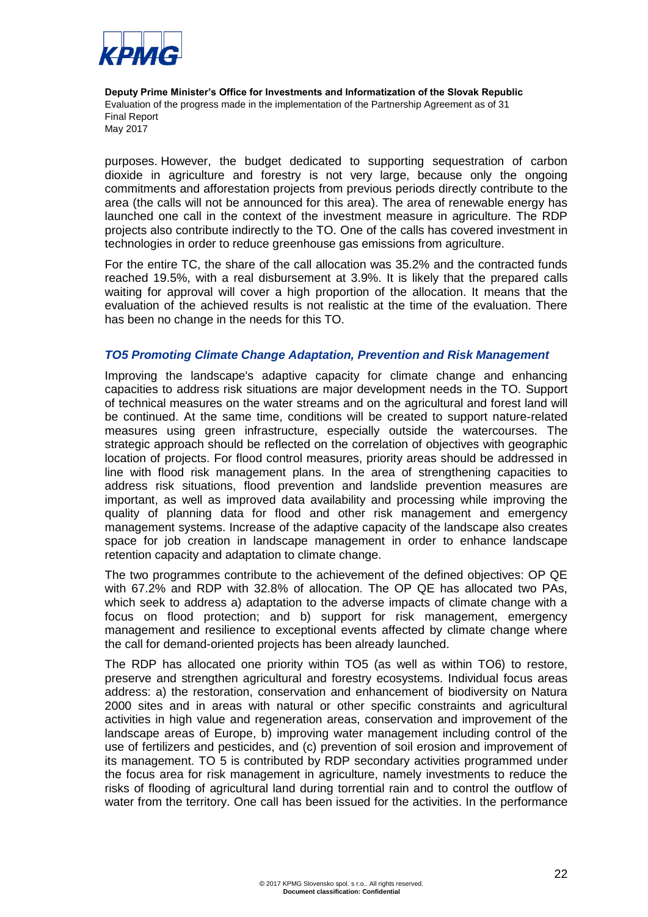purposes. However, the budget dedicated to supporting sequestration of carbon dioxide in agriculture and forestry is not very large, because only the ongoing commitments and afforestation projects from previous periods directly contribute to the area (the calls will not be announced for this area). The area of renewable energy has launched one call in the context of the investment measure in agriculture. The RDP projects also contribute indirectly to the TO. One of the calls has covered investment in technologies in order to reduce greenhouse gas emissions from agriculture.

For the entire TC, the share of the call allocation was 35.2% and the contracted funds reached 19.5%, with a real disbursement at 3.9%. It is likely that the prepared calls waiting for approval will cover a high proportion of the allocation. It means that the evaluation of the achieved results is not realistic at the time of the evaluation. There has been no change in the needs for this TO.

### *TO5 Promoting Climate Change Adaptation, Prevention and Risk Management*

Improving the landscape's adaptive capacity for climate change and enhancing capacities to address risk situations are major development needs in the TO. Support of technical measures on the water streams and on the agricultural and forest land will be continued. At the same time, conditions will be created to support nature-related measures using green infrastructure, especially outside the watercourses. The strategic approach should be reflected on the correlation of objectives with geographic location of projects. For flood control measures, priority areas should be addressed in line with flood risk management plans. In the area of strengthening capacities to address risk situations, flood prevention and landslide prevention measures are important, as well as improved data availability and processing while improving the quality of planning data for flood and other risk management and emergency management systems. Increase of the adaptive capacity of the landscape also creates space for job creation in landscape management in order to enhance landscape retention capacity and adaptation to climate change.

The two programmes contribute to the achievement of the defined objectives: OP QE with 67.2% and RDP with 32.8% of allocation. The OP QE has allocated two PAs, which seek to address a) adaptation to the adverse impacts of climate change with a focus on flood protection; and b) support for risk management, emergency management and resilience to exceptional events affected by climate change where the call for demand-oriented projects has been already launched.

The RDP has allocated one priority within TO5 (as well as within TO6) to restore, preserve and strengthen agricultural and forestry ecosystems. Individual focus areas address: a) the restoration, conservation and enhancement of biodiversity on Natura 2000 sites and in areas with natural or other specific constraints and agricultural activities in high value and regeneration areas, conservation and improvement of the landscape areas of Europe, b) improving water management including control of the use of fertilizers and pesticides, and (c) prevention of soil erosion and improvement of its management. TO 5 is contributed by RDP secondary activities programmed under the focus area for risk management in agriculture, namely investments to reduce the risks of flooding of agricultural land during torrential rain and to control the outflow of water from the territory. One call has been issued for the activities. In the performance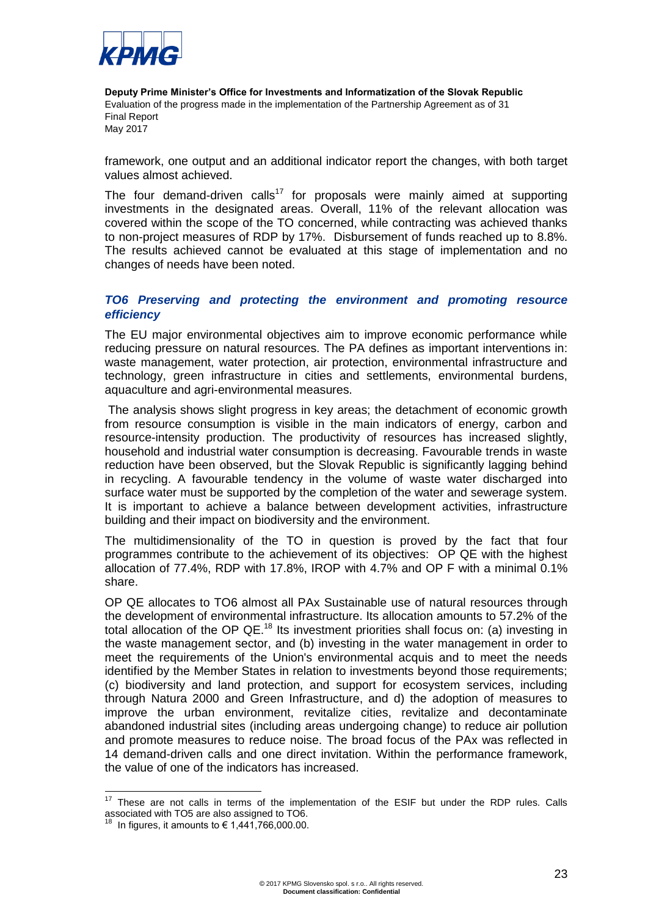framework, one output and an additional indicator report the changes, with both target values almost achieved.

The four demand-driven calls[17] for proposals were mainly aimed at supporting investments in the designated areas. Overall, 11% of the relevant allocation was covered within the scope of the TO concerned, while contracting was achieved thanks to non-project measures of RDP by 17%. Disbursement of funds reached up to 8.8%. The results achieved cannot be evaluated at this stage of implementation and no changes of needs have been noted.

### *TO6 Preserving and protecting the environment and promoting resource efficiency*

The EU major environmental objectives aim to improve economic performance while reducing pressure on natural resources. The PA defines as important interventions in: waste management, water protection, air protection, environmental infrastructure and technology, green infrastructure in cities and settlements, environmental burdens, aquaculture and agri-environmental measures.

The analysis shows slight progress in key areas; the detachment of economic growth from resource consumption is visible in the main indicators of energy, carbon and resource-intensity production. The productivity of resources has increased slightly, household and industrial water consumption is decreasing. Favourable trends in waste reduction have been observed, but the Slovak Republic is significantly lagging behind in recycling. A favourable tendency in the volume of waste water discharged into surface water must be supported by the completion of the water and sewerage system. It is important to achieve a balance between development activities, infrastructure building and their impact on biodiversity and the environment.

The multidimensionality of the TO in question is proved by the fact that four programmes contribute to the achievement of its objectives: OP QE with the highest allocation of 77.4%, RDP with 17.8%, IROP with 4.7% and OP F with a minimal 0.1% share.

OP QE allocates to TO6 almost all PAx Sustainable use of natural resources through the development of environmental infrastructure. Its allocation amounts to 57.2% of the total allocation of the OP QE.[18] Its investment priorities shall focus on: (a) investing in the waste management sector, and (b) investing in the water management in order to meet the requirements of the Union's environmental acquis and to meet the needs identified by the Member States in relation to investments beyond those requirements; (c) biodiversity and land protection, and support for ecosystem services, including through Natura 2000 and Green Infrastructure, and d) the adoption of measures to improve the urban environment, revitalize cities, revitalize and decontaminate abandoned industrial sites (including areas undergoing change) to reduce air pollution and promote measures to reduce noise. The broad focus of the PAx was reflected in 14 demand-driven calls and one direct invitation. Within the performance framework, the value of one of the indicators has increased.

---

[17] These are not calls in terms of the implementation of the ESIF but under the RDP rules. Calls associated with TO5 are also assigned to TO6.

[18] In figures, it amounts to € 1,441,766,000.00.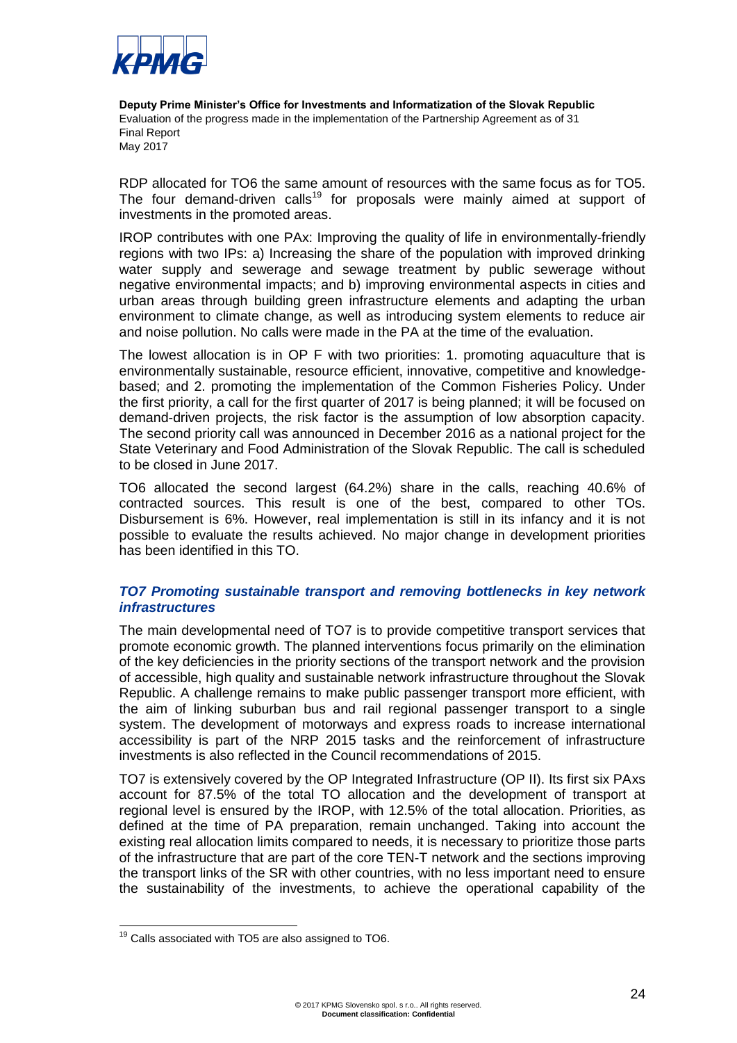RDP allocated for TO6 the same amount of resources with the same focus as for TO5. The four demand-driven calls[19] for proposals were mainly aimed at support of investments in the promoted areas.

IROP contributes with one PAx: Improving the quality of life in environmentally-friendly regions with two IPs: a) Increasing the share of the population with improved drinking water supply and sewerage and sewage treatment by public sewerage without negative environmental impacts; and b) improving environmental aspects in cities and urban areas through building green infrastructure elements and adapting the urban environment to climate change, as well as introducing system elements to reduce air and noise pollution. No calls were made in the PA at the time of the evaluation.

The lowest allocation is in OP F with two priorities: 1. promoting aquaculture that is environmentally sustainable, resource efficient, innovative, competitive and knowledge-based; and 2. promoting the implementation of the Common Fisheries Policy. Under the first priority, a call for the first quarter of 2017 is being planned; it will be focused on demand-driven projects, the risk factor is the assumption of low absorption capacity. The second priority call was announced in December 2016 as a national project for the State Veterinary and Food Administration of the Slovak Republic. The call is scheduled to be closed in June 2017.

TO6 allocated the second largest (64.2%) share in the calls, reaching 40.6% of contracted sources. This result is one of the best, compared to other TOs. Disbursement is 6%. However, real implementation is still in its infancy and it is not possible to evaluate the results achieved. No major change in development priorities has been identified in this TO.

### *TO7 Promoting sustainable transport and removing bottlenecks in key network infrastructures*

The main developmental need of TO7 is to provide competitive transport services that promote economic growth. The planned interventions focus primarily on the elimination of the key deficiencies in the priority sections of the transport network and the provision of accessible, high quality and sustainable network infrastructure throughout the Slovak Republic. A challenge remains to make public passenger transport more efficient, with the aim of linking suburban bus and rail regional passenger transport to a single system. The development of motorways and express roads to increase international accessibility is part of the NRP 2015 tasks and the reinforcement of infrastructure investments is also reflected in the Council recommendations of 2015.

TO7 is extensively covered by the OP Integrated Infrastructure (OP II). Its first six PAxs account for 87.5% of the total TO allocation and the development of transport at regional level is ensured by the IROP, with 12.5% of the total allocation. Priorities, as defined at the time of PA preparation, remain unchanged. Taking into account the existing real allocation limits compared to needs, it is necessary to prioritize those parts of the infrastructure that are part of the core TEN-T network and the sections improving the transport links of the SR with other countries, with no less important need to ensure the sustainability of the investments, to achieve the operational capability of the

---

[19] Calls associated with TO5 are also assigned to TO6.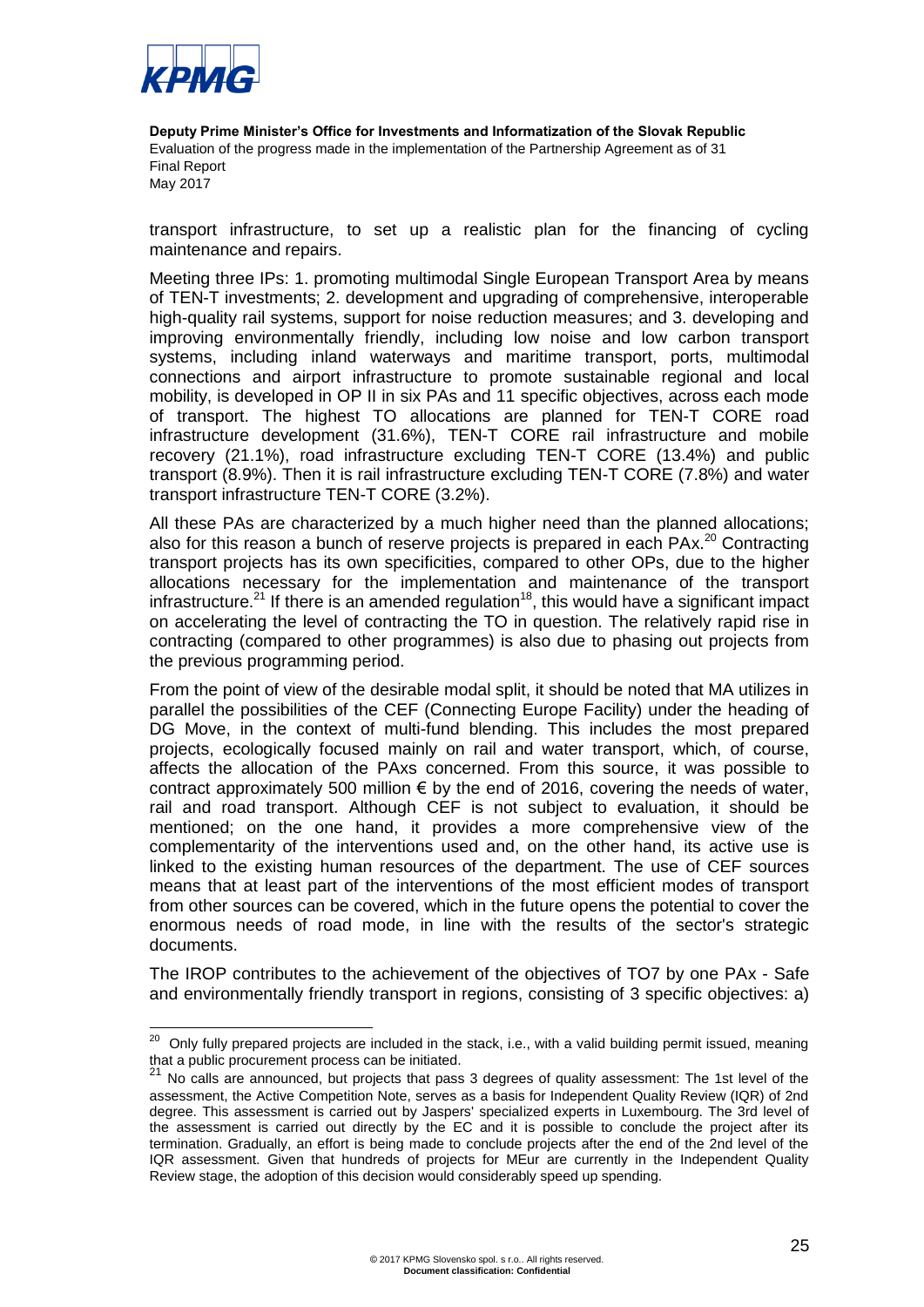transport infrastructure, to set up a realistic plan for the financing of cycling maintenance and repairs.

Meeting three IPs: 1. promoting multimodal Single European Transport Area by means of TEN-T investments; 2. development and upgrading of comprehensive, interoperable high-quality rail systems, support for noise reduction measures; and 3. developing and improving environmentally friendly, including low noise and low carbon transport systems, including inland waterways and maritime transport, ports, multimodal connections and airport infrastructure to promote sustainable regional and local mobility, is developed in OP II in six PAs and 11 specific objectives, across each mode of transport. The highest TO allocations are planned for TEN-T CORE road infrastructure development (31.6%), TEN-T CORE rail infrastructure and mobile recovery (21.1%), road infrastructure excluding TEN-T CORE (13.4%) and public transport (8.9%). Then it is rail infrastructure excluding TEN-T CORE (7.8%) and water transport infrastructure TEN-T CORE (3.2%).

All these PAs are characterized by a much higher need than the planned allocations; also for this reason a bunch of reserve projects is prepared in each PAx.[20] Contracting transport projects has its own specificities, compared to other OPs, due to the higher allocations necessary for the implementation and maintenance of the transport infrastructure.[21] If there is an amended regulation[18], this would have a significant impact on accelerating the level of contracting the TO in question. The relatively rapid rise in contracting (compared to other programmes) is also due to phasing out projects from the previous programming period.

From the point of view of the desirable modal split, it should be noted that MA utilizes in parallel the possibilities of the CEF (Connecting Europe Facility) under the heading of DG Move, in the context of multi-fund blending. This includes the most prepared projects, ecologically focused mainly on rail and water transport, which, of course, affects the allocation of the PAxs concerned. From this source, it was possible to contract approximately 500 million € by the end of 2016, covering the needs of water, rail and road transport. Although CEF is not subject to evaluation, it should be mentioned; on the one hand, it provides a more comprehensive view of the complementarity of the interventions used and, on the other hand, its active use is linked to the existing human resources of the department. The use of CEF sources means that at least part of the interventions of the most efficient modes of transport from other sources can be covered, which in the future opens the potential to cover the enormous needs of road mode, in line with the results of the sector's strategic documents.

The IROP contributes to the achievement of the objectives of TO7 by one PAx - Safe and environmentally friendly transport in regions, consisting of 3 specific objectives: a)

---

[20] Only fully prepared projects are included in the stack, i.e., with a valid building permit issued, meaning that a public procurement process can be initiated.

[21] No calls are announced, but projects that pass 3 degrees of quality assessment: The 1st level of the assessment, the Active Competition Note, serves as a basis for Independent Quality Review (IQR) of 2nd degree. This assessment is carried out by Jaspers' specialized experts in Luxembourg. The 3rd level of the assessment is carried out directly by the EC and it is possible to conclude the project after its termination. Gradually, an effort is being made to conclude projects after the end of the 2nd level of the IQR assessment. Given that hundreds of projects for MEur are currently in the Independent Quality Review stage, the adoption of this decision would considerably speed up spending.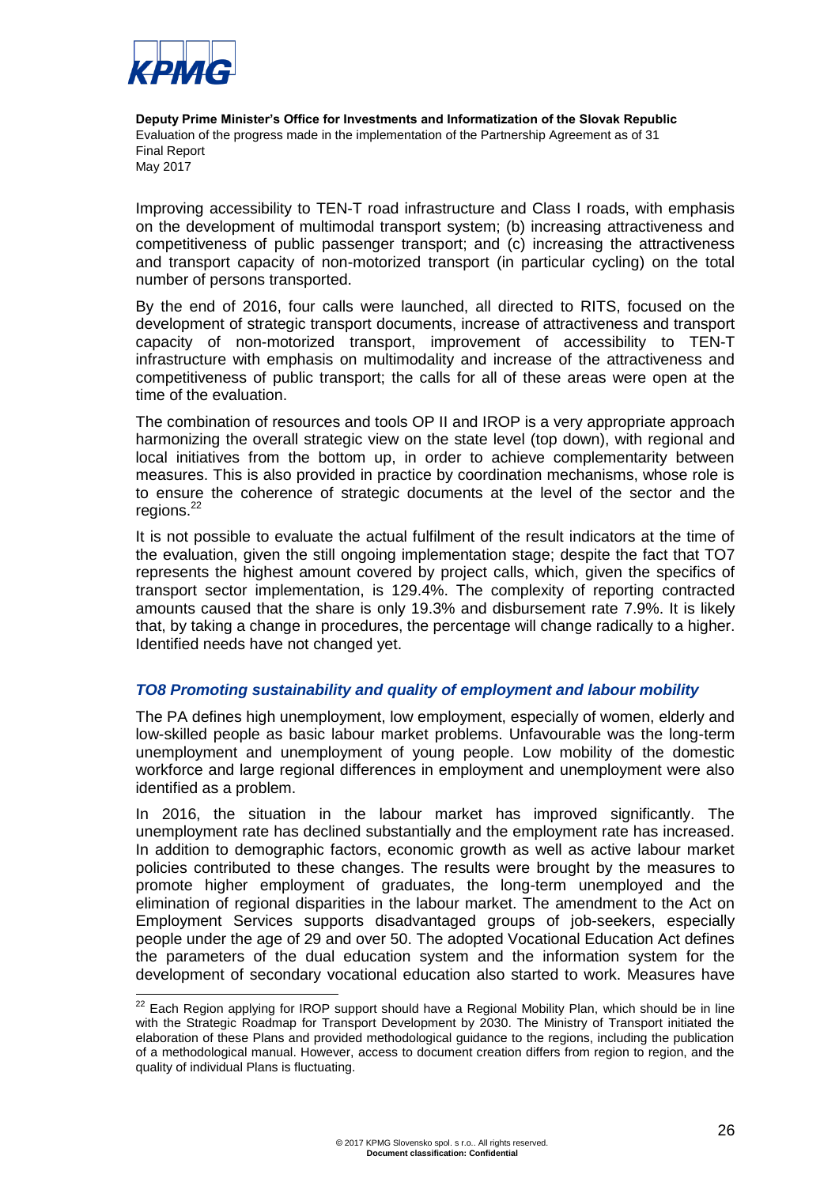Improving accessibility to TEN-T road infrastructure and Class I roads, with emphasis on the development of multimodal transport system; (b) increasing attractiveness and competitiveness of public passenger transport; and (c) increasing the attractiveness and transport capacity of non-motorized transport (in particular cycling) on the total number of persons transported.

By the end of 2016, four calls were launched, all directed to RITS, focused on the development of strategic transport documents, increase of attractiveness and transport capacity of non-motorized transport, improvement of accessibility to TEN-T infrastructure with emphasis on multimodality and increase of the attractiveness and competitiveness of public transport; the calls for all of these areas were open at the time of the evaluation.

The combination of resources and tools OP II and IROP is a very appropriate approach harmonizing the overall strategic view on the state level (top down), with regional and local initiatives from the bottom up, in order to achieve complementarity between measures. This is also provided in practice by coordination mechanisms, whose role is to ensure the coherence of strategic documents at the level of the sector and the regions.[22]

It is not possible to evaluate the actual fulfilment of the result indicators at the time of the evaluation, given the still ongoing implementation stage; despite the fact that TO7 represents the highest amount covered by project calls, which, given the specifics of transport sector implementation, is 129.4%. The complexity of reporting contracted amounts caused that the share is only 19.3% and disbursement rate 7.9%. It is likely that, by taking a change in procedures, the percentage will change radically to a higher. Identified needs have not changed yet.

### *TO8 Promoting sustainability and quality of employment and labour mobility*

The PA defines high unemployment, low employment, especially of women, elderly and low-skilled people as basic labour market problems. Unfavourable was the long-term unemployment and unemployment of young people. Low mobility of the domestic workforce and large regional differences in employment and unemployment were also identified as a problem.

In 2016, the situation in the labour market has improved significantly. The unemployment rate has declined substantially and the employment rate has increased. In addition to demographic factors, economic growth as well as active labour market policies contributed to these changes. The results were brought by the measures to promote higher employment of graduates, the long-term unemployed and the elimination of regional disparities in the labour market. The amendment to the Act on Employment Services supports disadvantaged groups of job-seekers, especially people under the age of 29 and over 50. The adopted Vocational Education Act defines the parameters of the dual education system and the information system for the development of secondary vocational education also started to work. Measures have

[22] Each Region applying for IROP support should have a Regional Mobility Plan, which should be in line with the Strategic Roadmap for Transport Development by 2030. The Ministry of Transport initiated the elaboration of these Plans and provided methodological guidance to the regions, including the publication of a methodological manual. However, access to document creation differs from region to region, and the quality of individual Plans is fluctuating.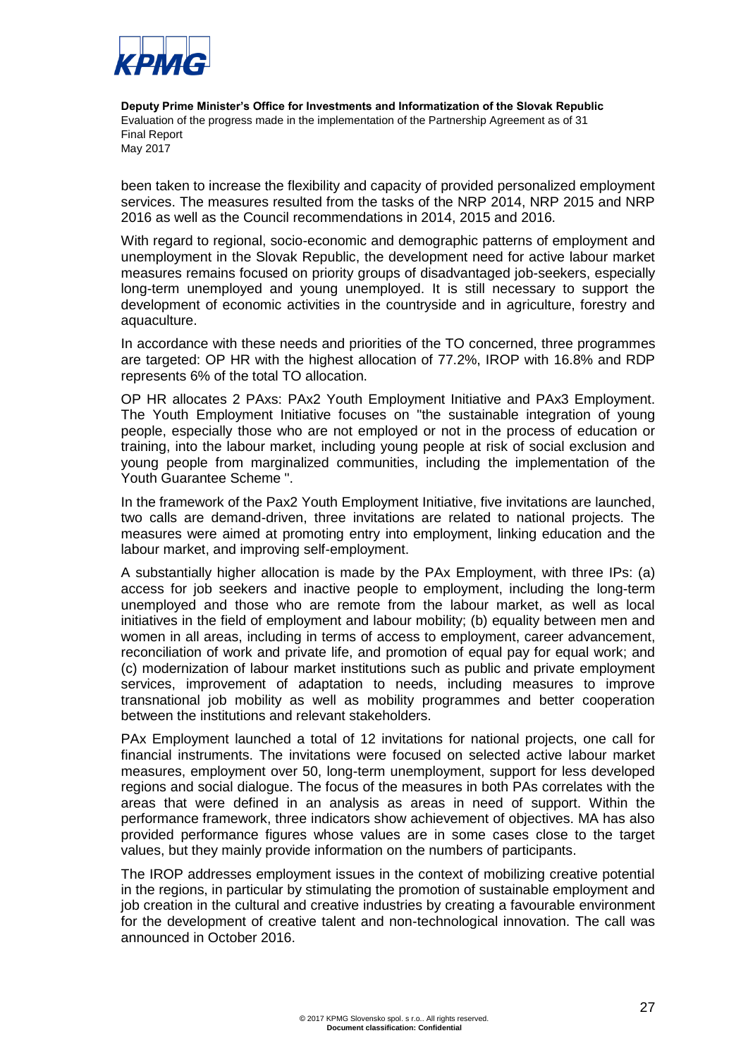been taken to increase the flexibility and capacity of provided personalized employment services. The measures resulted from the tasks of the NRP 2014, NRP 2015 and NRP 2016 as well as the Council recommendations in 2014, 2015 and 2016.

With regard to regional, socio-economic and demographic patterns of employment and unemployment in the Slovak Republic, the development need for active labour market measures remains focused on priority groups of disadvantaged job-seekers, especially long-term unemployed and young unemployed. It is still necessary to support the development of economic activities in the countryside and in agriculture, forestry and aquaculture.

In accordance with these needs and priorities of the TO concerned, three programmes are targeted: OP HR with the highest allocation of 77.2%, IROP with 16.8% and RDP represents 6% of the total TO allocation.

OP HR allocates 2 PAxs: PAx2 Youth Employment Initiative and PAx3 Employment. The Youth Employment Initiative focuses on "the sustainable integration of young people, especially those who are not employed or not in the process of education or training, into the labour market, including young people at risk of social exclusion and young people from marginalized communities, including the implementation of the Youth Guarantee Scheme ".

In the framework of the Pax2 Youth Employment Initiative, five invitations are launched, two calls are demand-driven, three invitations are related to national projects. The measures were aimed at promoting entry into employment, linking education and the labour market, and improving self-employment.

A substantially higher allocation is made by the PAx Employment, with three IPs: (a) access for job seekers and inactive people to employment, including the long-term unemployed and those who are remote from the labour market, as well as local initiatives in the field of employment and labour mobility; (b) equality between men and women in all areas, including in terms of access to employment, career advancement, reconciliation of work and private life, and promotion of equal pay for equal work; and (c) modernization of labour market institutions such as public and private employment services, improvement of adaptation to needs, including measures to improve transnational job mobility as well as mobility programmes and better cooperation between the institutions and relevant stakeholders.

PAx Employment launched a total of 12 invitations for national projects, one call for financial instruments. The invitations were focused on selected active labour market measures, employment over 50, long-term unemployment, support for less developed regions and social dialogue. The focus of the measures in both PAs correlates with the areas that were defined in an analysis as areas in need of support. Within the performance framework, three indicators show achievement of objectives. MA has also provided performance figures whose values are in some cases close to the target values, but they mainly provide information on the numbers of participants.

The IROP addresses employment issues in the context of mobilizing creative potential in the regions, in particular by stimulating the promotion of sustainable employment and job creation in the cultural and creative industries by creating a favourable environment for the development of creative talent and non-technological innovation. The call was announced in October 2016.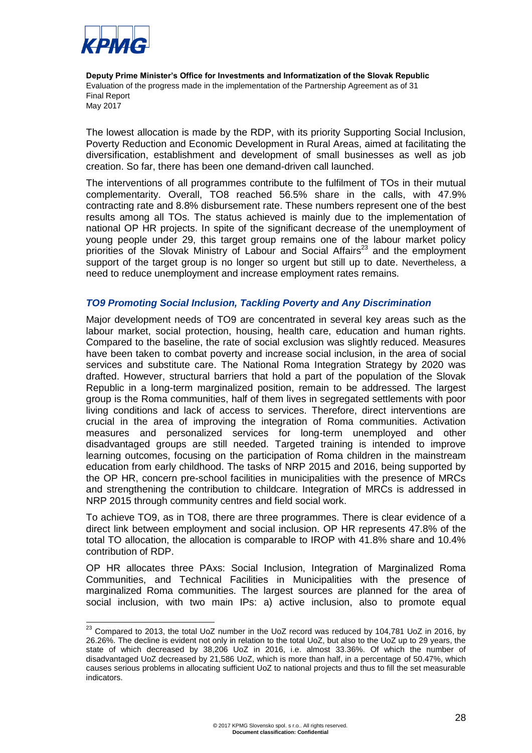The lowest allocation is made by the RDP, with its priority Supporting Social Inclusion, Poverty Reduction and Economic Development in Rural Areas, aimed at facilitating the diversification, establishment and development of small businesses as well as job creation. So far, there has been one demand-driven call launched.

The interventions of all programmes contribute to the fulfilment of TOs in their mutual complementarity. Overall, TO8 reached 56.5% share in the calls, with 47.9% contracting rate and 8.8% disbursement rate. These numbers represent one of the best results among all TOs. The status achieved is mainly due to the implementation of national OP HR projects. In spite of the significant decrease of the unemployment of young people under 29, this target group remains one of the labour market policy priorities of the Slovak Ministry of Labour and Social Affairs[23] and the employment support of the target group is no longer so urgent but still up to date. Nevertheless, a need to reduce unemployment and increase employment rates remains.

### *TO9 Promoting Social Inclusion, Tackling Poverty and Any Discrimination*

Major development needs of TO9 are concentrated in several key areas such as the labour market, social protection, housing, health care, education and human rights. Compared to the baseline, the rate of social exclusion was slightly reduced. Measures have been taken to combat poverty and increase social inclusion, in the area of social services and substitute care. The National Roma Integration Strategy by 2020 was drafted. However, structural barriers that hold a part of the population of the Slovak Republic in a long-term marginalized position, remain to be addressed. The largest group is the Roma communities, half of them lives in segregated settlements with poor living conditions and lack of access to services. Therefore, direct interventions are crucial in the area of improving the integration of Roma communities. Activation measures and personalized services for long-term unemployed and other disadvantaged groups are still needed. Targeted training is intended to improve learning outcomes, focusing on the participation of Roma children in the mainstream education from early childhood. The tasks of NRP 2015 and 2016, being supported by the OP HR, concern pre-school facilities in municipalities with the presence of MRCs and strengthening the contribution to childcare. Integration of MRCs is addressed in NRP 2015 through community centres and field social work.

To achieve TO9, as in TO8, there are three programmes. There is clear evidence of a direct link between employment and social inclusion. OP HR represents 47.8% of the total TO allocation, the allocation is comparable to IROP with 41.8% share and 10.4% contribution of RDP.

OP HR allocates three PAxs: Social Inclusion, Integration of Marginalized Roma Communities, and Technical Facilities in Municipalities with the presence of marginalized Roma communities. The largest sources are planned for the area of social inclusion, with two main IPs: a) active inclusion, also to promote equal

---

[23] Compared to 2013, the total UoZ number in the UoZ record was reduced by 104,781 UoZ in 2016, by 26.26%. The decline is evident not only in relation to the total UoZ, but also to the UoZ up to 29 years, the state of which decreased by 38,206 UoZ in 2016, i.e. almost 33.36%. Of which the number of disadvantaged UoZ decreased by 21,586 UoZ, which is more than half, in a percentage of 50.47%, which causes serious problems in allocating sufficient UoZ to national projects and thus to fill the set measurable indicators.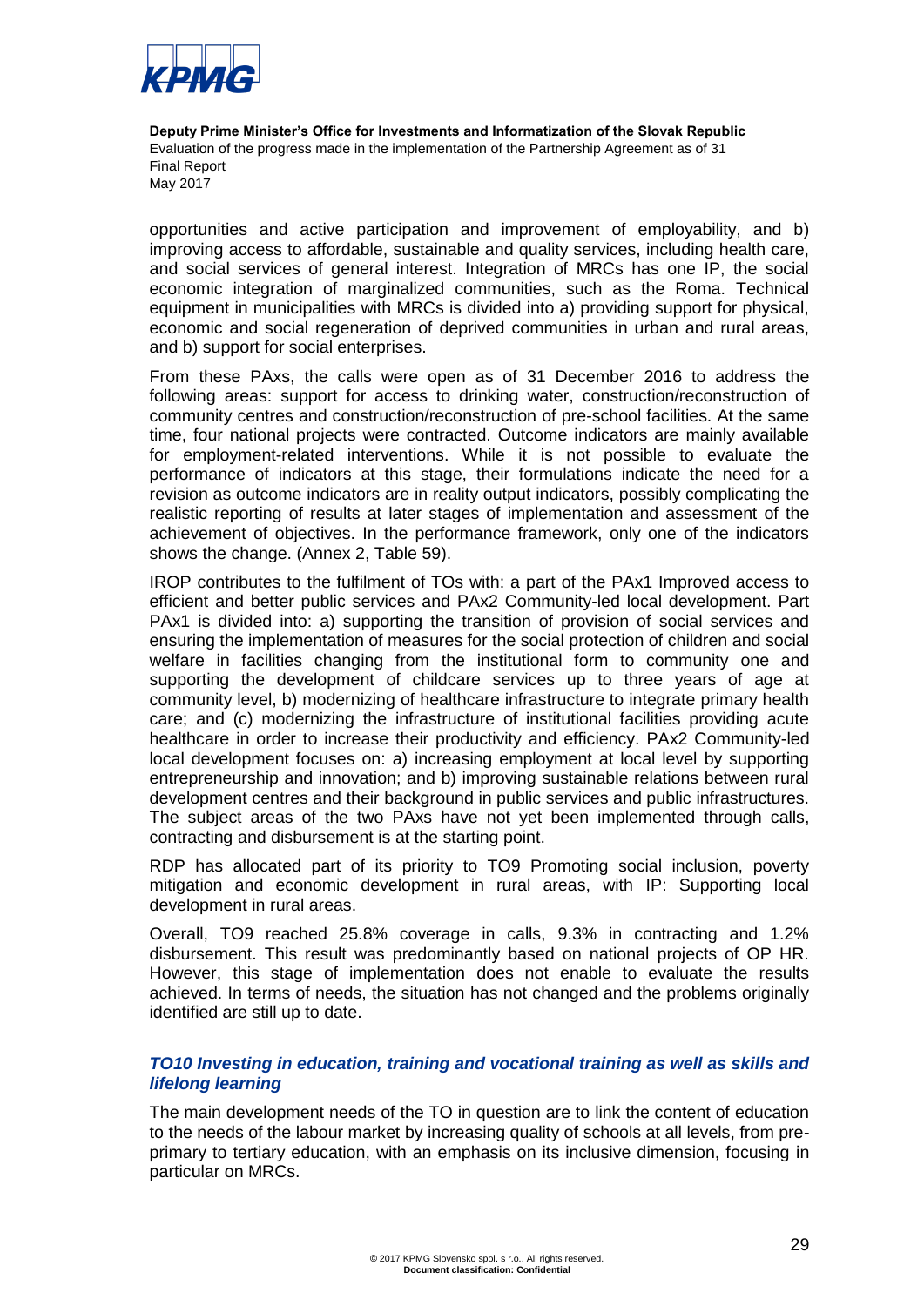opportunities and active participation and improvement of employability, and b) improving access to affordable, sustainable and quality services, including health care, and social services of general interest. Integration of MRCs has one IP, the social economic integration of marginalized communities, such as the Roma. Technical equipment in municipalities with MRCs is divided into a) providing support for physical, economic and social regeneration of deprived communities in urban and rural areas, and b) support for social enterprises.

From these PAxs, the calls were open as of 31 December 2016 to address the following areas: support for access to drinking water, construction/reconstruction of community centres and construction/reconstruction of pre-school facilities. At the same time, four national projects were contracted. Outcome indicators are mainly available for employment-related interventions. While it is not possible to evaluate the performance of indicators at this stage, their formulations indicate the need for a revision as outcome indicators are in reality output indicators, possibly complicating the realistic reporting of results at later stages of implementation and assessment of the achievement of objectives. In the performance framework, only one of the indicators shows the change. (Annex 2, Table 59).

IROP contributes to the fulfilment of TOs with: a part of the PAx1 Improved access to efficient and better public services and PAx2 Community-led local development. Part PAx1 is divided into: a) supporting the transition of provision of social services and ensuring the implementation of measures for the social protection of children and social welfare in facilities changing from the institutional form to community one and supporting the development of childcare services up to three years of age at community level, b) modernizing of healthcare infrastructure to integrate primary health care; and (c) modernizing the infrastructure of institutional facilities providing acute healthcare in order to increase their productivity and efficiency. PAx2 Community-led local development focuses on: a) increasing employment at local level by supporting entrepreneurship and innovation; and b) improving sustainable relations between rural development centres and their background in public services and public infrastructures. The subject areas of the two PAxs have not yet been implemented through calls, contracting and disbursement is at the starting point.

RDP has allocated part of its priority to TO9 Promoting social inclusion, poverty mitigation and economic development in rural areas, with IP: Supporting local development in rural areas.

Overall, TO9 reached 25.8% coverage in calls, 9.3% in contracting and 1.2% disbursement. This result was predominantly based on national projects of OP HR. However, this stage of implementation does not enable to evaluate the results achieved. In terms of needs, the situation has not changed and the problems originally identified are still up to date.

### *TO10 Investing in education, training and vocational training as well as skills and lifelong learning*

The main development needs of the TO in question are to link the content of education to the needs of the labour market by increasing quality of schools at all levels, from pre-primary to tertiary education, with an emphasis on its inclusive dimension, focusing in particular on MRCs.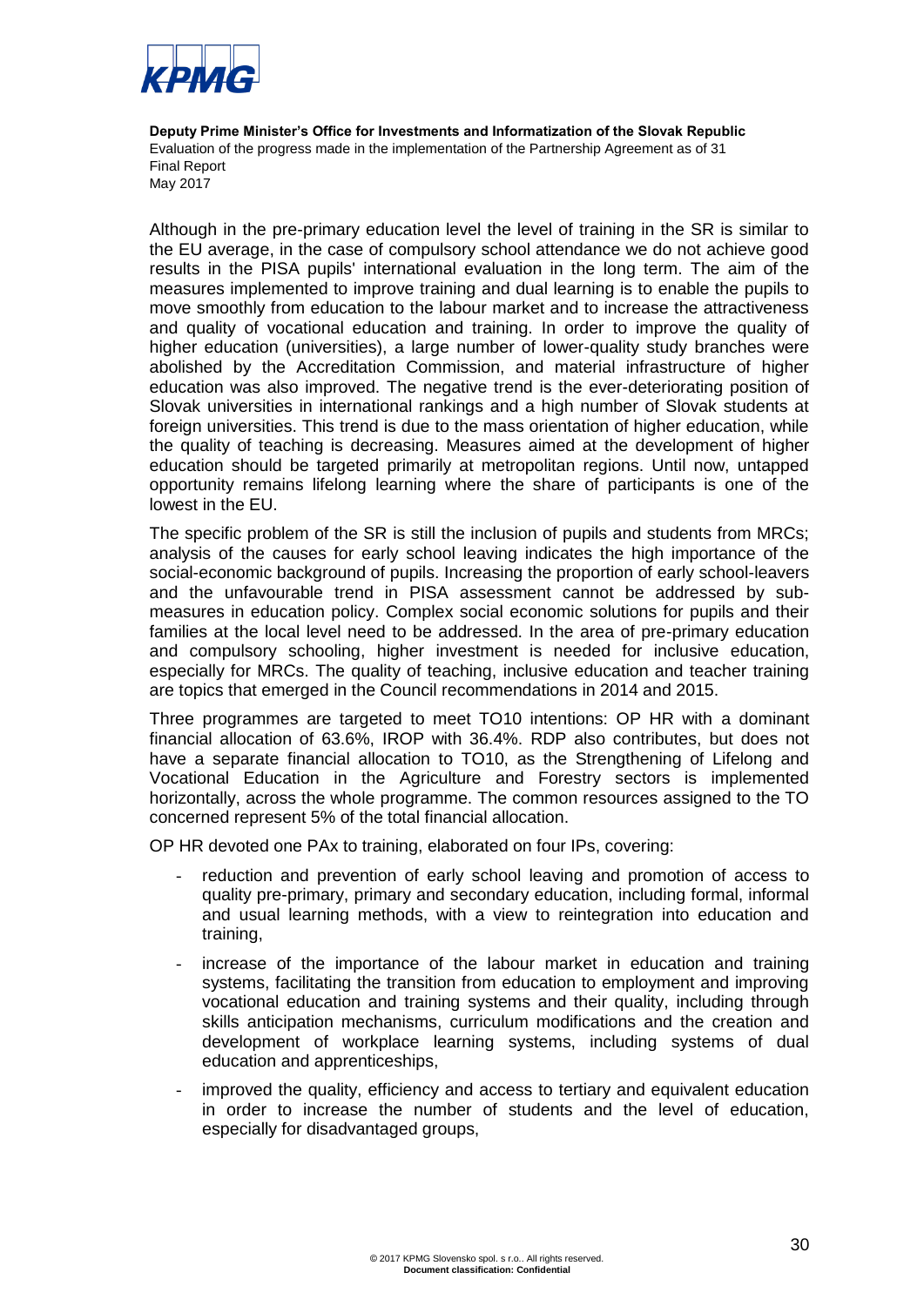Although in the pre-primary education level the level of training in the SR is similar to the EU average, in the case of compulsory school attendance we do not achieve good results in the PISA pupils' international evaluation in the long term. The aim of the measures implemented to improve training and dual learning is to enable the pupils to move smoothly from education to the labour market and to increase the attractiveness and quality of vocational education and training. In order to improve the quality of higher education (universities), a large number of lower-quality study branches were abolished by the Accreditation Commission, and material infrastructure of higher education was also improved. The negative trend is the ever-deteriorating position of Slovak universities in international rankings and a high number of Slovak students at foreign universities. This trend is due to the mass orientation of higher education, while the quality of teaching is decreasing. Measures aimed at the development of higher education should be targeted primarily at metropolitan regions. Until now, untapped opportunity remains lifelong learning where the share of participants is one of the lowest in the EU.

The specific problem of the SR is still the inclusion of pupils and students from MRCs; analysis of the causes for early school leaving indicates the high importance of the social-economic background of pupils. Increasing the proportion of early school-leavers and the unfavourable trend in PISA assessment cannot be addressed by sub-measures in education policy. Complex social economic solutions for pupils and their families at the local level need to be addressed. In the area of pre-primary education and compulsory schooling, higher investment is needed for inclusive education, especially for MRCs. The quality of teaching, inclusive education and teacher training are topics that emerged in the Council recommendations in 2014 and 2015.

Three programmes are targeted to meet TO10 intentions: OP HR with a dominant financial allocation of 63.6%, IROP with 36.4%. RDP also contributes, but does not have a separate financial allocation to TO10, as the Strengthening of Lifelong and Vocational Education in the Agriculture and Forestry sectors is implemented horizontally, across the whole programme. The common resources assigned to the TO concerned represent 5% of the total financial allocation.

OP HR devoted one PAx to training, elaborated on four IPs, covering:

- reduction and prevention of early school leaving and promotion of access to quality pre-primary, primary and secondary education, including formal, informal and usual learning methods, with a view to reintegration into education and training,
- increase of the importance of the labour market in education and training systems, facilitating the transition from education to employment and improving vocational education and training systems and their quality, including through skills anticipation mechanisms, curriculum modifications and the creation and development of workplace learning systems, including systems of dual education and apprenticeships,
- improved the quality, efficiency and access to tertiary and equivalent education in order to increase the number of students and the level of education, especially for disadvantaged groups,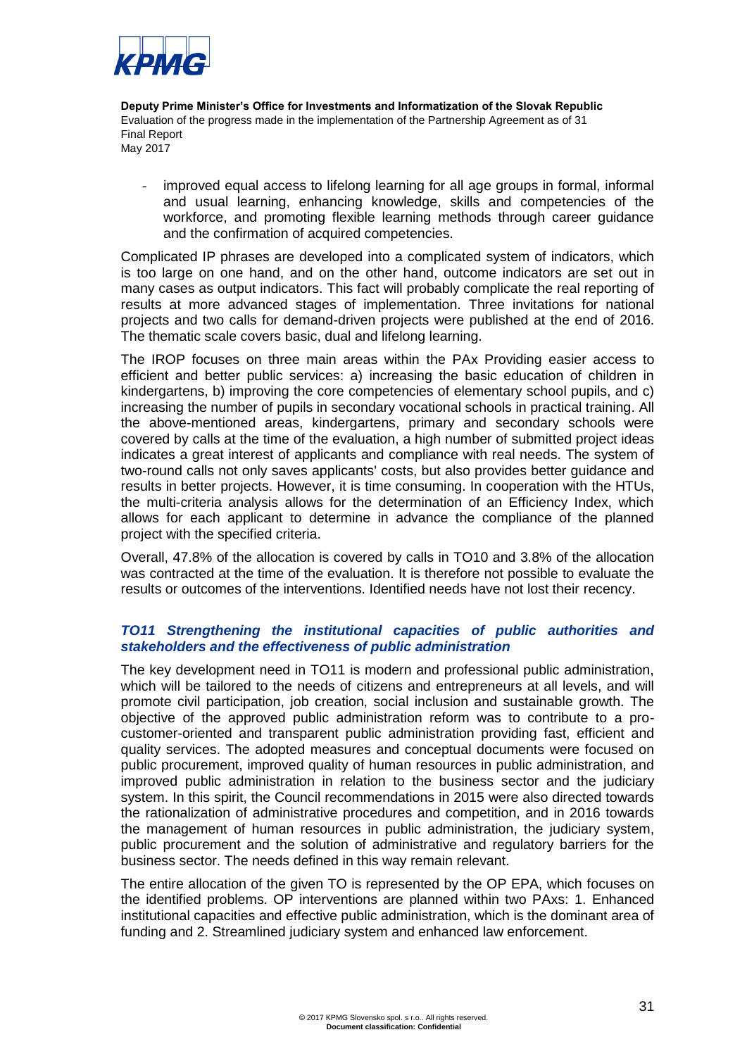- improved equal access to lifelong learning for all age groups in formal, informal and usual learning, enhancing knowledge, skills and competencies of the workforce, and promoting flexible learning methods through career guidance and the confirmation of acquired competencies.

Complicated IP phrases are developed into a complicated system of indicators, which is too large on one hand, and on the other hand, outcome indicators are set out in many cases as output indicators. This fact will probably complicate the real reporting of results at more advanced stages of implementation. Three invitations for national projects and two calls for demand-driven projects were published at the end of 2016. The thematic scale covers basic, dual and lifelong learning.

The IROP focuses on three main areas within the PAx Providing easier access to efficient and better public services: a) increasing the basic education of children in kindergartens, b) improving the core competencies of elementary school pupils, and c) increasing the number of pupils in secondary vocational schools in practical training. All the above-mentioned areas, kindergartens, primary and secondary schools were covered by calls at the time of the evaluation, a high number of submitted project ideas indicates a great interest of applicants and compliance with real needs. The system of two-round calls not only saves applicants' costs, but also provides better guidance and results in better projects. However, it is time consuming. In cooperation with the HTUs, the multi-criteria analysis allows for the determination of an Efficiency Index, which allows for each applicant to determine in advance the compliance of the planned project with the specified criteria.

Overall, 47.8% of the allocation is covered by calls in TO10 and 3.8% of the allocation was contracted at the time of the evaluation. It is therefore not possible to evaluate the results or outcomes of the interventions. Identified needs have not lost their recency.

### *TO11 Strengthening the institutional capacities of public authorities and stakeholders and the effectiveness of public administration*

The key development need in TO11 is modern and professional public administration, which will be tailored to the needs of citizens and entrepreneurs at all levels, and will promote civil participation, job creation, social inclusion and sustainable growth. The objective of the approved public administration reform was to contribute to a pro-customer-oriented and transparent public administration providing fast, efficient and quality services. The adopted measures and conceptual documents were focused on public procurement, improved quality of human resources in public administration, and improved public administration in relation to the business sector and the judiciary system. In this spirit, the Council recommendations in 2015 were also directed towards the rationalization of administrative procedures and competition, and in 2016 towards the management of human resources in public administration, the judiciary system, public procurement and the solution of administrative and regulatory barriers for the business sector. The needs defined in this way remain relevant.

The entire allocation of the given TO is represented by the OP EPA, which focuses on the identified problems. OP interventions are planned within two PAxs: 1. Enhanced institutional capacities and effective public administration, which is the dominant area of funding and 2. Streamlined judiciary system and enhanced law enforcement.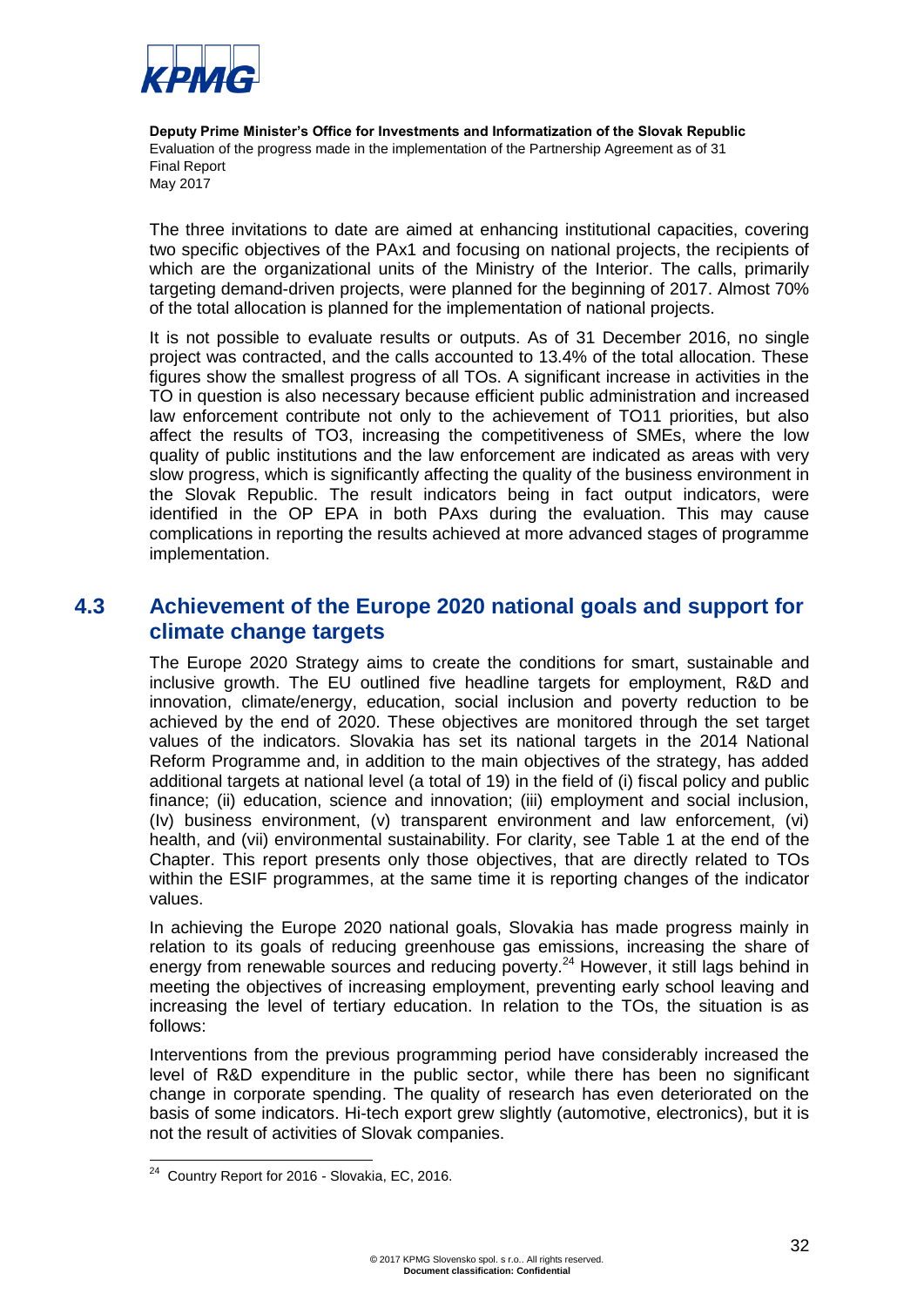The three invitations to date are aimed at enhancing institutional capacities, covering two specific objectives of the PAx1 and focusing on national projects, the recipients of which are the organizational units of the Ministry of the Interior. The calls, primarily targeting demand-driven projects, were planned for the beginning of 2017. Almost 70% of the total allocation is planned for the implementation of national projects.

It is not possible to evaluate results or outputs. As of 31 December 2016, no single project was contracted, and the calls accounted to 13.4% of the total allocation. These figures show the smallest progress of all TOs. A significant increase in activities in the TO in question is also necessary because efficient public administration and increased law enforcement contribute not only to the achievement of TO11 priorities, but also affect the results of TO3, increasing the competitiveness of SMEs, where the low quality of public institutions and the law enforcement are indicated as areas with very slow progress, which is significantly affecting the quality of the business environment in the Slovak Republic. The result indicators being in fact output indicators, were identified in the OP EPA in both PAxs during the evaluation. This may cause complications in reporting the results achieved at more advanced stages of programme implementation.

## 4.3 Achievement of the Europe 2020 national goals and support for climate change targets

The Europe 2020 Strategy aims to create the conditions for smart, sustainable and inclusive growth. The EU outlined five headline targets for employment, R&D and innovation, climate/energy, education, social inclusion and poverty reduction to be achieved by the end of 2020. These objectives are monitored through the set target values of the indicators. Slovakia has set its national targets in the 2014 National Reform Programme and, in addition to the main objectives of the strategy, has added additional targets at national level (a total of 19) in the field of (i) fiscal policy and public finance; (ii) education, science and innovation; (iii) employment and social inclusion, (Iv) business environment, (v) transparent environment and law enforcement, (vi) health, and (vii) environmental sustainability. For clarity, see Table 1 at the end of the Chapter. This report presents only those objectives, that are directly related to TOs within the ESIF programmes, at the same time it is reporting changes of the indicator values.

In achieving the Europe 2020 national goals, Slovakia has made progress mainly in relation to its goals of reducing greenhouse gas emissions, increasing the share of energy from renewable sources and reducing poverty.[24] However, it still lags behind in meeting the objectives of increasing employment, preventing early school leaving and increasing the level of tertiary education. In relation to the TOs, the situation is as follows:

Interventions from the previous programming period have considerably increased the level of R&D expenditure in the public sector, while there has been no significant change in corporate spending. The quality of research has even deteriorated on the basis of some indicators. Hi-tech export grew slightly (automotive, electronics), but it is not the result of activities of Slovak companies.

[24] Country Report for 2016 - Slovakia, EC, 2016.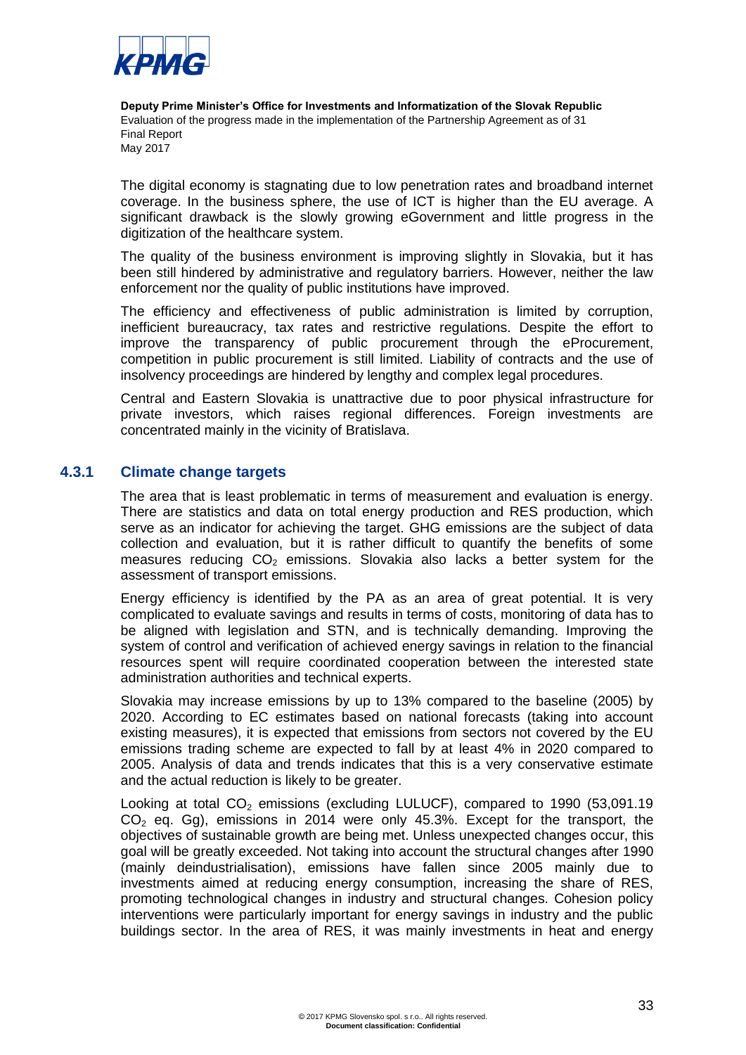The digital economy is stagnating due to low penetration rates and broadband internet coverage. In the business sphere, the use of ICT is higher than the EU average. A significant drawback is the slowly growing eGovernment and little progress in the digitization of the healthcare system.

The quality of the business environment is improving slightly in Slovakia, but it has been still hindered by administrative and regulatory barriers. However, neither the law enforcement nor the quality of public institutions have improved.

The efficiency and effectiveness of public administration is limited by corruption, inefficient bureaucracy, tax rates and restrictive regulations. Despite the effort to improve the transparency of public procurement through the eProcurement, competition in public procurement is still limited. Liability of contracts and the use of insolvency proceedings are hindered by lengthy and complex legal procedures.

Central and Eastern Slovakia is unattractive due to poor physical infrastructure for private investors, which raises regional differences. Foreign investments are concentrated mainly in the vicinity of Bratislava.

### 4.3.1 Climate change targets

The area that is least problematic in terms of measurement and evaluation is energy. There are statistics and data on total energy production and RES production, which serve as an indicator for achieving the target. GHG emissions are the subject of data collection and evaluation, but it is rather difficult to quantify the benefits of some measures reducing $CO_2$ emissions. Slovakia also lacks a better system for the assessment of transport emissions.

Energy efficiency is identified by the PA as an area of great potential. It is very complicated to evaluate savings and results in terms of costs, monitoring of data has to be aligned with legislation and STN, and is technically demanding. Improving the system of control and verification of achieved energy savings in relation to the financial resources spent will require coordinated cooperation between the interested state administration authorities and technical experts.

Slovakia may increase emissions by up to 13% compared to the baseline (2005) by 2020. According to EC estimates based on national forecasts (taking into account existing measures), it is expected that emissions from sectors not covered by the EU emissions trading scheme are expected to fall by at least 4% in 2020 compared to 2005. Analysis of data and trends indicates that this is a very conservative estimate and the actual reduction is likely to be greater.

Looking at total $CO_2$ emissions (excluding LULUCF), compared to 1990 (53,091.19 $CO_2$ eq. Gg), emissions in 2014 were only 45.3%. Except for the transport, the objectives of sustainable growth are being met. Unless unexpected changes occur, this goal will be greatly exceeded. Not taking into account the structural changes after 1990 (mainly deindustrialisation), emissions have fallen since 2005 mainly due to investments aimed at reducing energy consumption, increasing the share of RES, promoting technological changes in industry and structural changes. Cohesion policy interventions were particularly important for energy savings in industry and the public buildings sector. In the area of RES, it was mainly investments in heat and energy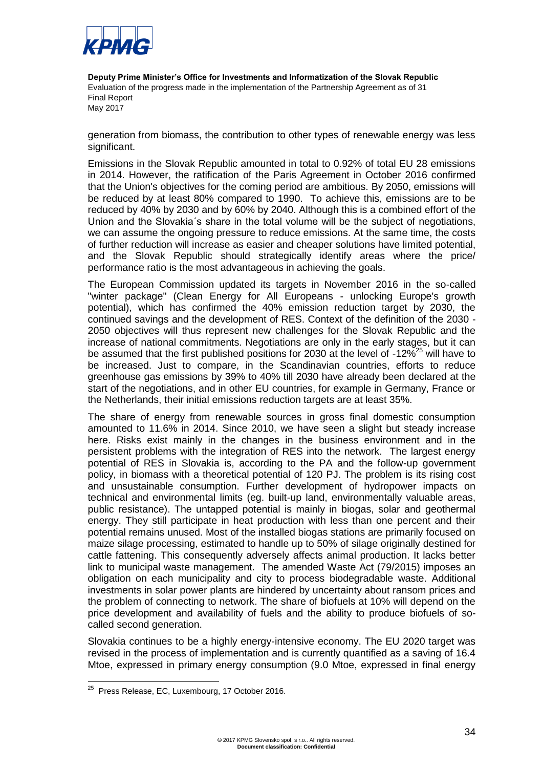generation from biomass, the contribution to other types of renewable energy was less significant.

Emissions in the Slovak Republic amounted in total to 0.92% of total EU 28 emissions in 2014. However, the ratification of the Paris Agreement in October 2016 confirmed that the Union's objectives for the coming period are ambitious. By 2050, emissions will be reduced by at least 80% compared to 1990. To achieve this, emissions are to be reduced by 40% by 2030 and by 60% by 2040. Although this is a combined effort of the Union and the Slovakia´s share in the total volume will be the subject of negotiations, we can assume the ongoing pressure to reduce emissions. At the same time, the costs of further reduction will increase as easier and cheaper solutions have limited potential, and the Slovak Republic should strategically identify areas where the price/ performance ratio is the most advantageous in achieving the goals.

The European Commission updated its targets in November 2016 in the so-called "winter package" (Clean Energy for All Europeans - unlocking Europe's growth potential), which has confirmed the 40% emission reduction target by 2030, the continued savings and the development of RES. Context of the definition of the 2030 - 2050 objectives will thus represent new challenges for the Slovak Republic and the increase of national commitments. Negotiations are only in the early stages, but it can be assumed that the first published positions for 2030 at the level of -12%[25] will have to be increased. Just to compare, in the Scandinavian countries, efforts to reduce greenhouse gas emissions by 39% to 40% till 2030 have already been declared at the start of the negotiations, and in other EU countries, for example in Germany, France or the Netherlands, their initial emissions reduction targets are at least 35%.

The share of energy from renewable sources in gross final domestic consumption amounted to 11.6% in 2014. Since 2010, we have seen a slight but steady increase here. Risks exist mainly in the changes in the business environment and in the persistent problems with the integration of RES into the network. The largest energy potential of RES in Slovakia is, according to the PA and the follow-up government policy, in biomass with a theoretical potential of 120 PJ. The problem is its rising cost and unsustainable consumption. Further development of hydropower impacts on technical and environmental limits (eg. built-up land, environmentally valuable areas, public resistance). The untapped potential is mainly in biogas, solar and geothermal energy. They still participate in heat production with less than one percent and their potential remains unused. Most of the installed biogas stations are primarily focused on maize silage processing, estimated to handle up to 50% of silage originally destined for cattle fattening. This consequently adversely affects animal production. It lacks better link to municipal waste management. The amended Waste Act (79/2015) imposes an obligation on each municipality and city to process biodegradable waste. Additional investments in solar power plants are hindered by uncertainty about ransom prices and the problem of connecting to network. The share of biofuels at 10% will depend on the price development and availability of fuels and the ability to produce biofuels of so-called second generation.

Slovakia continues to be a highly energy-intensive economy. The EU 2020 target was revised in the process of implementation and is currently quantified as a saving of 16.4 Mtoe, expressed in primary energy consumption (9.0 Mtoe, expressed in final energy

[25] Press Release, EC, Luxembourg, 17 October 2016.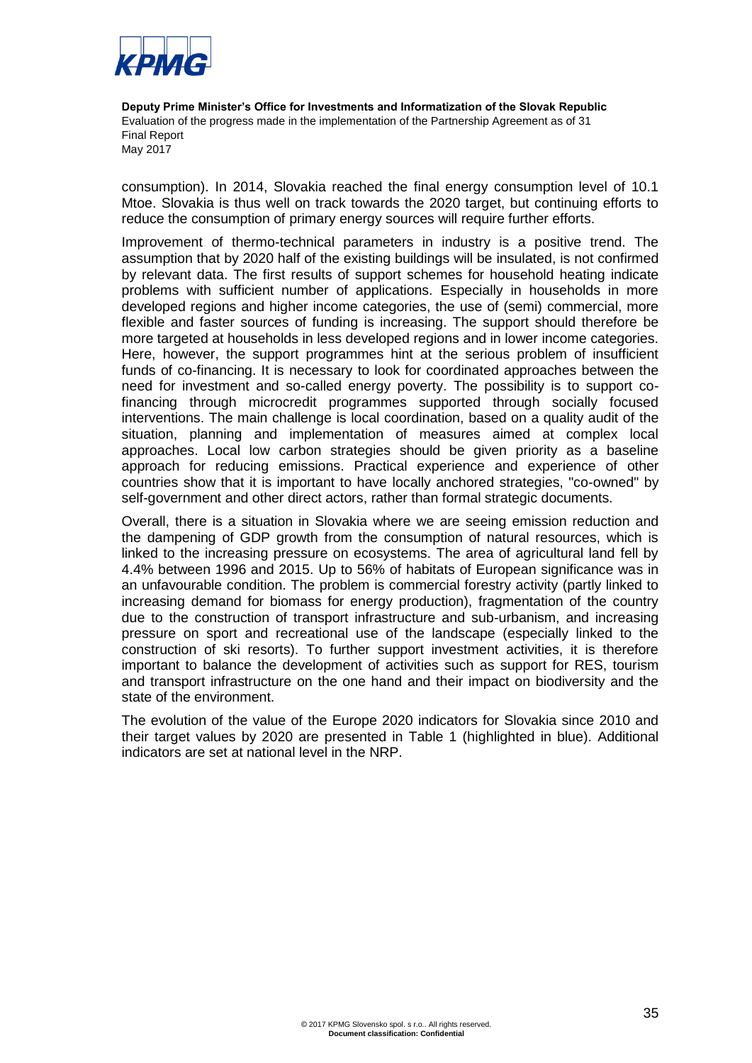consumption). In 2014, Slovakia reached the final energy consumption level of 10.1 Mtoe. Slovakia is thus well on track towards the 2020 target, but continuing efforts to reduce the consumption of primary energy sources will require further efforts.

Improvement of thermo-technical parameters in industry is a positive trend. The assumption that by 2020 half of the existing buildings will be insulated, is not confirmed by relevant data. The first results of support schemes for household heating indicate problems with sufficient number of applications. Especially in households in more developed regions and higher income categories, the use of (semi) commercial, more flexible and faster sources of funding is increasing. The support should therefore be more targeted at households in less developed regions and in lower income categories. Here, however, the support programmes hint at the serious problem of insufficient funds of co-financing. It is necessary to look for coordinated approaches between the need for investment and so-called energy poverty. The possibility is to support co-financing through microcredit programmes supported through socially focused interventions. The main challenge is local coordination, based on a quality audit of the situation, planning and implementation of measures aimed at complex local approaches. Local low carbon strategies should be given priority as a baseline approach for reducing emissions. Practical experience and experience of other countries show that it is important to have locally anchored strategies, "co-owned" by self-government and other direct actors, rather than formal strategic documents.

Overall, there is a situation in Slovakia where we are seeing emission reduction and the dampening of GDP growth from the consumption of natural resources, which is linked to the increasing pressure on ecosystems. The area of agricultural land fell by 4.4% between 1996 and 2015. Up to 56% of habitats of European significance was in an unfavourable condition. The problem is commercial forestry activity (partly linked to increasing demand for biomass for energy production), fragmentation of the country due to the construction of transport infrastructure and sub-urbanism, and increasing pressure on sport and recreational use of the landscape (especially linked to the construction of ski resorts). To further support investment activities, it is therefore important to balance the development of activities such as support for RES, tourism and transport infrastructure on the one hand and their impact on biodiversity and the state of the environment.

The evolution of the value of the Europe 2020 indicators for Slovakia since 2010 and their target values by 2020 are presented in Table 1 (highlighted in blue). Additional indicators are set at national level in the NRP.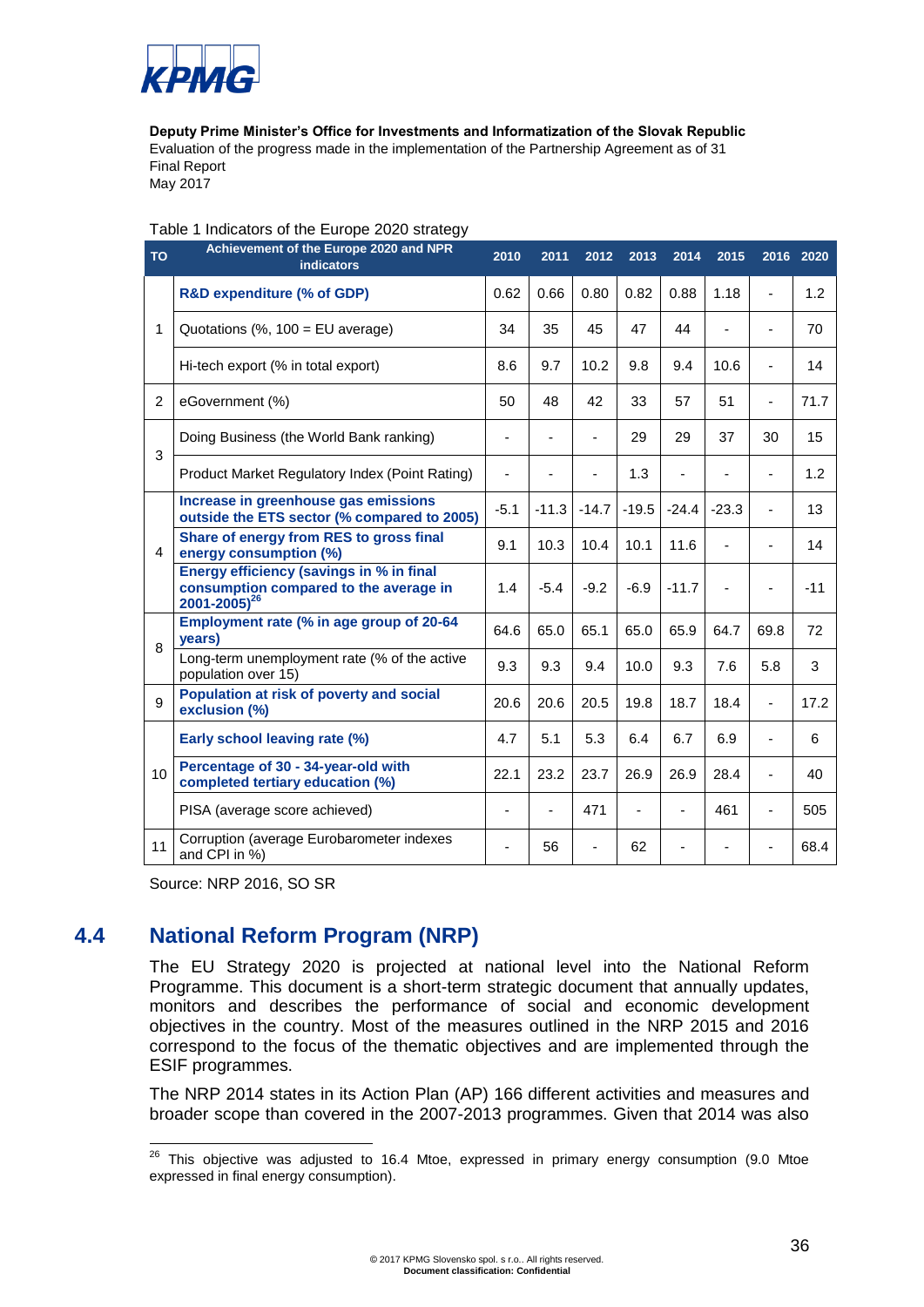Deputy Prime Minister's Office for Investments and Informatization of the Slovak Republic
Evaluation of the progress made in the implementation of the Partnership Agreement as of 31
Final Report
May 2017

Table 1 Indicators of the Europe 2020 strategy

| TO | Achievement of the Europe 2020 and NPR indicators | 2010 | 2011 | 2012 | 2013 | 2014 | 2015 | 2016 | 2020 |
|---|---|---|---|---|---|---|---|---|---|
| 1 | **R&D expenditure (% of GDP)** | 0.62 | 0.66 | 0.80 | 0.82 | 0.88 | 1.18 | - | 1.2 |
| | Quotations (%, 100 = EU average) | 34 | 35 | 45 | 47 | 44 | - | - | 70 |
| | Hi-tech export (% in total export) | 8.6 | 9.7 | 10.2 | 9.8 | 9.4 | 10.6 | - | 14 |
| 2 | eGovernment (%) | 50 | 48 | 42 | 33 | 57 | 51 | - | 71.7 |
| 3 | Doing Business (the World Bank ranking) | - | - | - | 29 | 29 | 37 | 30 | 15 |
| | Product Market Regulatory Index (Point Rating) | - | - | - | 1.3 | - | - | - | 1.2 |
| 4 | **Increase in greenhouse gas emissions outside the ETS sector (% compared to 2005)** | -5.1 | -11.3 | -14.7 | -19.5 | -24.4 | -23.3 | - | 13 |
| | **Share of energy from RES to gross final energy consumption (%)** | 9.1 | 10.3 | 10.4 | 10.1 | 11.6 | - | - | 14 |
| | **Energy efficiency (savings in % in final consumption compared to the average in 2001-2005)[26]** | 1.4 | -5.4 | -9.2 | -6.9 | -11.7 | - | - | -11 |
| 8 | **Employment rate (% in age group of 20-64 years)** | 64.6 | 65.0 | 65.1 | 65.0 | 65.9 | 64.7 | 69.8 | 72 |
| | Long-term unemployment rate (% of the active population over 15) | 9.3 | 9.3 | 9.4 | 10.0 | 9.3 | 7.6 | 5.8 | 3 |
| 9 | **Population at risk of poverty and social exclusion (%)** | 20.6 | 20.6 | 20.5 | 19.8 | 18.7 | 18.4 | - | 17.2 |
| 10 | **Early school leaving rate (%)** | 4.7 | 5.1 | 5.3 | 6.4 | 6.7 | 6.9 | - | 6 |
| | **Percentage of 30 - 34-year-old with completed tertiary education (%)** | 22.1 | 23.2 | 23.7 | 26.9 | 26.9 | 28.4 | - | 40 |
| | PISA (average score achieved) | - | - | 471 | - | - | 461 | - | 505 |
| 11 | Corruption (average Eurobarometer indexes and CPI in %) | - | 56 | - | 62 | - | - | - | 68.4 |

Source: NRP 2016, SO SR

## 4.4 National Reform Program (NRP)

The EU Strategy 2020 is projected at national level into the National Reform Programme. This document is a short-term strategic document that annually updates, monitors and describes the performance of social and economic development objectives in the country. Most of the measures outlined in the NRP 2015 and 2016 correspond to the focus of the thematic objectives and are implemented through the ESIF programmes.

The NRP 2014 states in its Action Plan (AP) 166 different activities and measures and broader scope than covered in the 2007-2013 programmes. Given that 2014 was also

[26] This objective was adjusted to 16.4 Mtoe, expressed in primary energy consumption (9.0 Mtoe expressed in final energy consumption).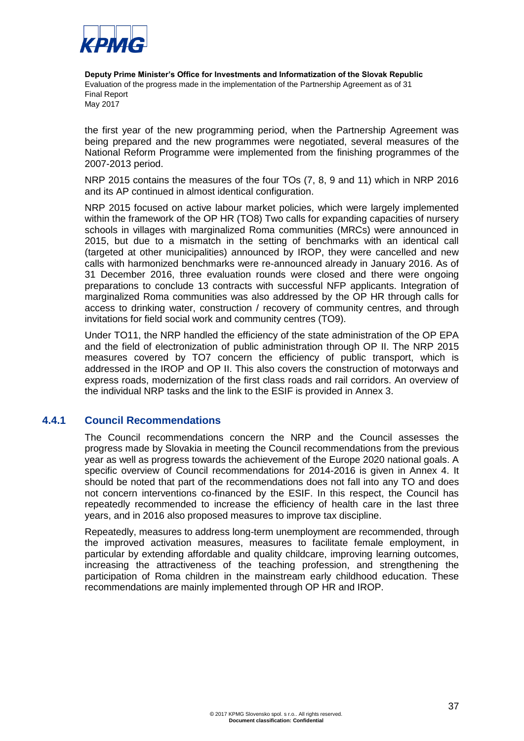the first year of the new programming period, when the Partnership Agreement was being prepared and the new programmes were negotiated, several measures of the National Reform Programme were implemented from the finishing programmes of the 2007-2013 period.

NRP 2015 contains the measures of the four TOs (7, 8, 9 and 11) which in NRP 2016 and its AP continued in almost identical configuration.

NRP 2015 focused on active labour market policies, which were largely implemented within the framework of the OP HR (TO8) Two calls for expanding capacities of nursery schools in villages with marginalized Roma communities (MRCs) were announced in 2015, but due to a mismatch in the setting of benchmarks with an identical call (targeted at other municipalities) announced by IROP, they were cancelled and new calls with harmonized benchmarks were re-announced already in January 2016. As of 31 December 2016, three evaluation rounds were closed and there were ongoing preparations to conclude 13 contracts with successful NFP applicants. Integration of marginalized Roma communities was also addressed by the OP HR through calls for access to drinking water, construction / recovery of community centres, and through invitations for field social work and community centres (TO9).

Under TO11, the NRP handled the efficiency of the state administration of the OP EPA and the field of electronization of public administration through OP II. The NRP 2015 measures covered by TO7 concern the efficiency of public transport, which is addressed in the IROP and OP II. This also covers the construction of motorways and express roads, modernization of the first class roads and rail corridors. An overview of the individual NRP tasks and the link to the ESIF is provided in Annex 3.

### 4.4.1 Council Recommendations

The Council recommendations concern the NRP and the Council assesses the progress made by Slovakia in meeting the Council recommendations from the previous year as well as progress towards the achievement of the Europe 2020 national goals. A specific overview of Council recommendations for 2014-2016 is given in Annex 4. It should be noted that part of the recommendations does not fall into any TO and does not concern interventions co-financed by the ESIF. In this respect, the Council has repeatedly recommended to increase the efficiency of health care in the last three years, and in 2016 also proposed measures to improve tax discipline.

Repeatedly, measures to address long-term unemployment are recommended, through the improved activation measures, measures to facilitate female employment, in particular by extending affordable and quality childcare, improving learning outcomes, increasing the attractiveness of the teaching profession, and strengthening the participation of Roma children in the mainstream early childhood education. These recommendations are mainly implemented through OP HR and IROP.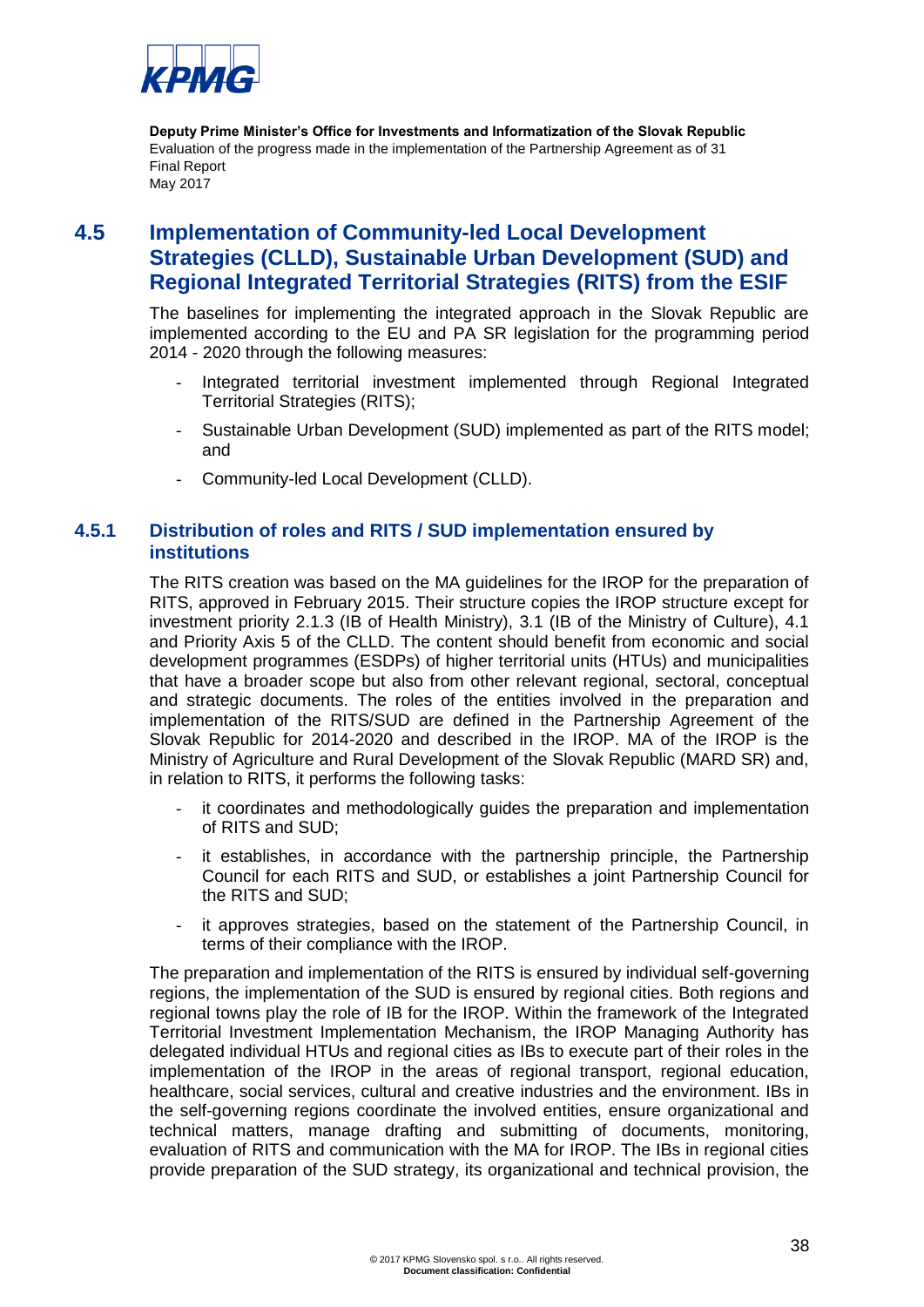## 4.5 Implementation of Community-led Local Development Strategies (CLLD), Sustainable Urban Development (SUD) and Regional Integrated Territorial Strategies (RITS) from the ESIF

The baselines for implementing the integrated approach in the Slovak Republic are implemented according to the EU and PA SR legislation for the programming period 2014 - 2020 through the following measures:

- Integrated territorial investment implemented through Regional Integrated Territorial Strategies (RITS);
- Sustainable Urban Development (SUD) implemented as part of the RITS model; and
- Community-led Local Development (CLLD).

### 4.5.1 Distribution of roles and RITS / SUD implementation ensured by institutions

The RITS creation was based on the MA guidelines for the IROP for the preparation of RITS, approved in February 2015. Their structure copies the IROP structure except for investment priority 2.1.3 (IB of Health Ministry), 3.1 (IB of the Ministry of Culture), 4.1 and Priority Axis 5 of the CLLD. The content should benefit from economic and social development programmes (ESDPs) of higher territorial units (HTUs) and municipalities that have a broader scope but also from other relevant regional, sectoral, conceptual and strategic documents. The roles of the entities involved in the preparation and implementation of the RITS/SUD are defined in the Partnership Agreement of the Slovak Republic for 2014-2020 and described in the IROP. MA of the IROP is the Ministry of Agriculture and Rural Development of the Slovak Republic (MARD SR) and, in relation to RITS, it performs the following tasks:

- it coordinates and methodologically guides the preparation and implementation of RITS and SUD;
- it establishes, in accordance with the partnership principle, the Partnership Council for each RITS and SUD, or establishes a joint Partnership Council for the RITS and SUD;
- it approves strategies, based on the statement of the Partnership Council, in terms of their compliance with the IROP.

The preparation and implementation of the RITS is ensured by individual self-governing regions, the implementation of the SUD is ensured by regional cities. Both regions and regional towns play the role of IB for the IROP. Within the framework of the Integrated Territorial Investment Implementation Mechanism, the IROP Managing Authority has delegated individual HTUs and regional cities as IBs to execute part of their roles in the implementation of the IROP in the areas of regional transport, regional education, healthcare, social services, cultural and creative industries and the environment. IBs in the self-governing regions coordinate the involved entities, ensure organizational and technical matters, manage drafting and submitting of documents, monitoring, evaluation of RITS and communication with the MA for IROP. The IBs in regional cities provide preparation of the SUD strategy, its organizational and technical provision, the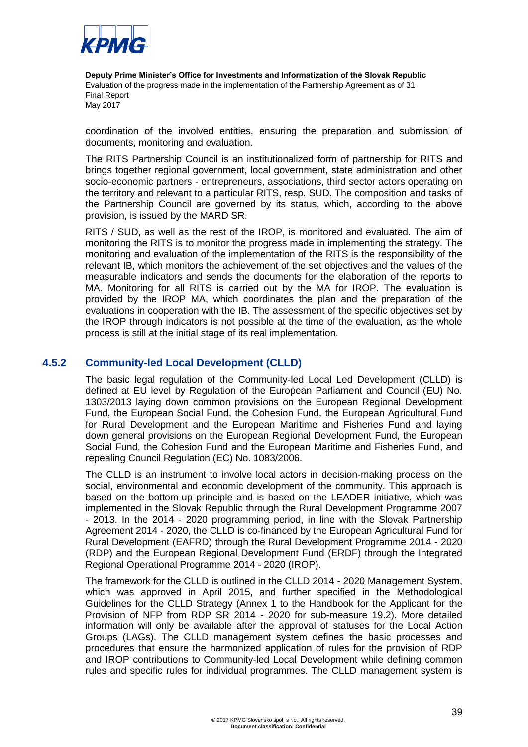coordination of the involved entities, ensuring the preparation and submission of documents, monitoring and evaluation.

The RITS Partnership Council is an institutionalized form of partnership for RITS and brings together regional government, local government, state administration and other socio-economic partners - entrepreneurs, associations, third sector actors operating on the territory and relevant to a particular RITS, resp. SUD. The composition and tasks of the Partnership Council are governed by its status, which, according to the above provision, is issued by the MARD SR.

RITS / SUD, as well as the rest of the IROP, is monitored and evaluated. The aim of monitoring the RITS is to monitor the progress made in implementing the strategy. The monitoring and evaluation of the implementation of the RITS is the responsibility of the relevant IB, which monitors the achievement of the set objectives and the values of the measurable indicators and sends the documents for the elaboration of the reports to MA. Monitoring for all RITS is carried out by the MA for IROP. The evaluation is provided by the IROP MA, which coordinates the plan and the preparation of the evaluations in cooperation with the IB. The assessment of the specific objectives set by the IROP through indicators is not possible at the time of the evaluation, as the whole process is still at the initial stage of its real implementation.

### 4.5.2 Community-led Local Development (CLLD)

The basic legal regulation of the Community-led Local Led Development (CLLD) is defined at EU level by Regulation of the European Parliament and Council (EU) No. 1303/2013 laying down common provisions on the European Regional Development Fund, the European Social Fund, the Cohesion Fund, the European Agricultural Fund for Rural Development and the European Maritime and Fisheries Fund and laying down general provisions on the European Regional Development Fund, the European Social Fund, the Cohesion Fund and the European Maritime and Fisheries Fund, and repealing Council Regulation (EC) No. 1083/2006.

The CLLD is an instrument to involve local actors in decision-making process on the social, environmental and economic development of the community. This approach is based on the bottom-up principle and is based on the LEADER initiative, which was implemented in the Slovak Republic through the Rural Development Programme 2007 - 2013. In the 2014 - 2020 programming period, in line with the Slovak Partnership Agreement 2014 - 2020, the CLLD is co-financed by the European Agricultural Fund for Rural Development (EAFRD) through the Rural Development Programme 2014 - 2020 (RDP) and the European Regional Development Fund (ERDF) through the Integrated Regional Operational Programme 2014 - 2020 (IROP).

The framework for the CLLD is outlined in the CLLD 2014 - 2020 Management System, which was approved in April 2015, and further specified in the Methodological Guidelines for the CLLD Strategy (Annex 1 to the Handbook for the Applicant for the Provision of NFP from RDP SR 2014 - 2020 for sub-measure 19.2). More detailed information will only be available after the approval of statuses for the Local Action Groups (LAGs). The CLLD management system defines the basic processes and procedures that ensure the harmonized application of rules for the provision of RDP and IROP contributions to Community-led Local Development while defining common rules and specific rules for individual programmes. The CLLD management system is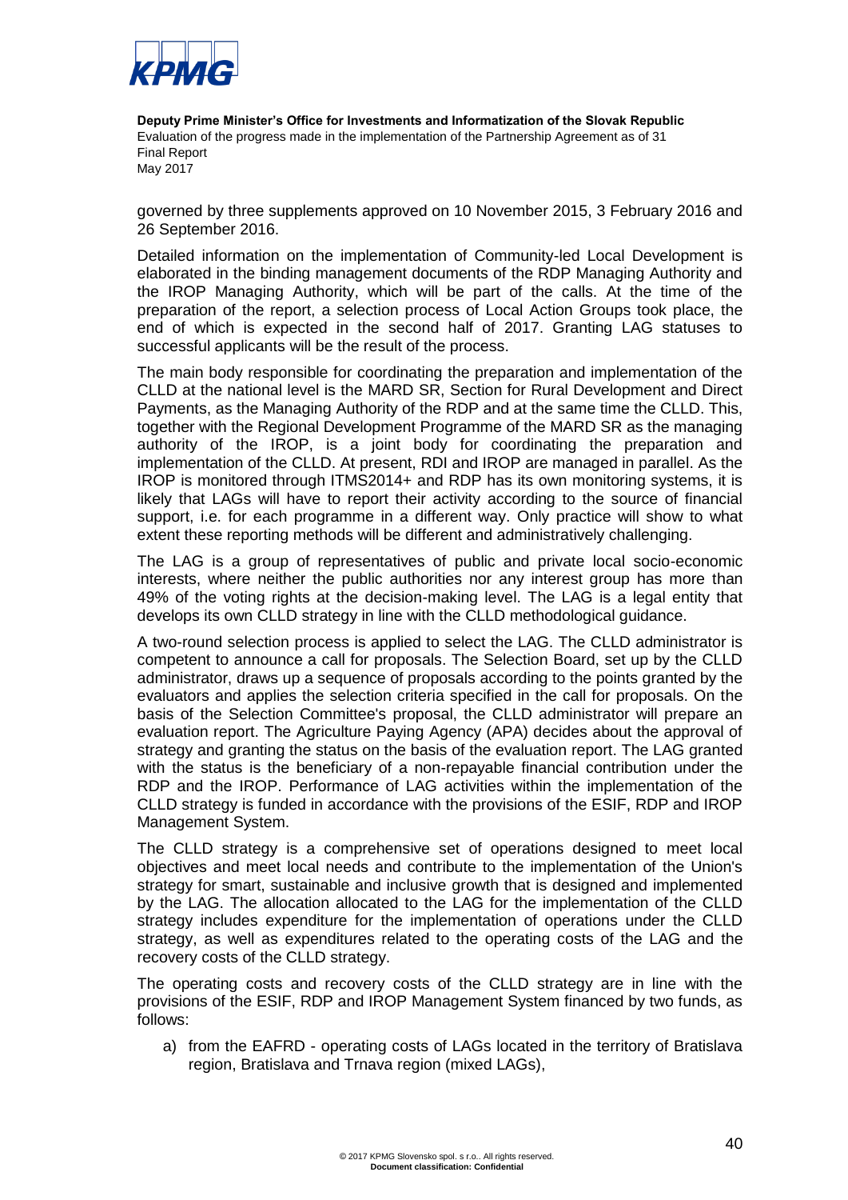governed by three supplements approved on 10 November 2015, 3 February 2016 and 26 September 2016.

Detailed information on the implementation of Community-led Local Development is elaborated in the binding management documents of the RDP Managing Authority and the IROP Managing Authority, which will be part of the calls. At the time of the preparation of the report, a selection process of Local Action Groups took place, the end of which is expected in the second half of 2017. Granting LAG statuses to successful applicants will be the result of the process.

The main body responsible for coordinating the preparation and implementation of the CLLD at the national level is the MARD SR, Section for Rural Development and Direct Payments, as the Managing Authority of the RDP and at the same time the CLLD. This, together with the Regional Development Programme of the MARD SR as the managing authority of the IROP, is a joint body for coordinating the preparation and implementation of the CLLD. At present, RDI and IROP are managed in parallel. As the IROP is monitored through ITMS2014+ and RDP has its own monitoring systems, it is likely that LAGs will have to report their activity according to the source of financial support, i.e. for each programme in a different way. Only practice will show to what extent these reporting methods will be different and administratively challenging.

The LAG is a group of representatives of public and private local socio-economic interests, where neither the public authorities nor any interest group has more than 49% of the voting rights at the decision-making level. The LAG is a legal entity that develops its own CLLD strategy in line with the CLLD methodological guidance.

A two-round selection process is applied to select the LAG. The CLLD administrator is competent to announce a call for proposals. The Selection Board, set up by the CLLD administrator, draws up a sequence of proposals according to the points granted by the evaluators and applies the selection criteria specified in the call for proposals. On the basis of the Selection Committee's proposal, the CLLD administrator will prepare an evaluation report. The Agriculture Paying Agency (APA) decides about the approval of strategy and granting the status on the basis of the evaluation report. The LAG granted with the status is the beneficiary of a non-repayable financial contribution under the RDP and the IROP. Performance of LAG activities within the implementation of the CLLD strategy is funded in accordance with the provisions of the ESIF, RDP and IROP Management System.

The CLLD strategy is a comprehensive set of operations designed to meet local objectives and meet local needs and contribute to the implementation of the Union's strategy for smart, sustainable and inclusive growth that is designed and implemented by the LAG. The allocation allocated to the LAG for the implementation of the CLLD strategy includes expenditure for the implementation of operations under the CLLD strategy, as well as expenditures related to the operating costs of the LAG and the recovery costs of the CLLD strategy.

The operating costs and recovery costs of the CLLD strategy are in line with the provisions of the ESIF, RDP and IROP Management System financed by two funds, as follows:

a) from the EAFRD - operating costs of LAGs located in the territory of Bratislava region, Bratislava and Trnava region (mixed LAGs),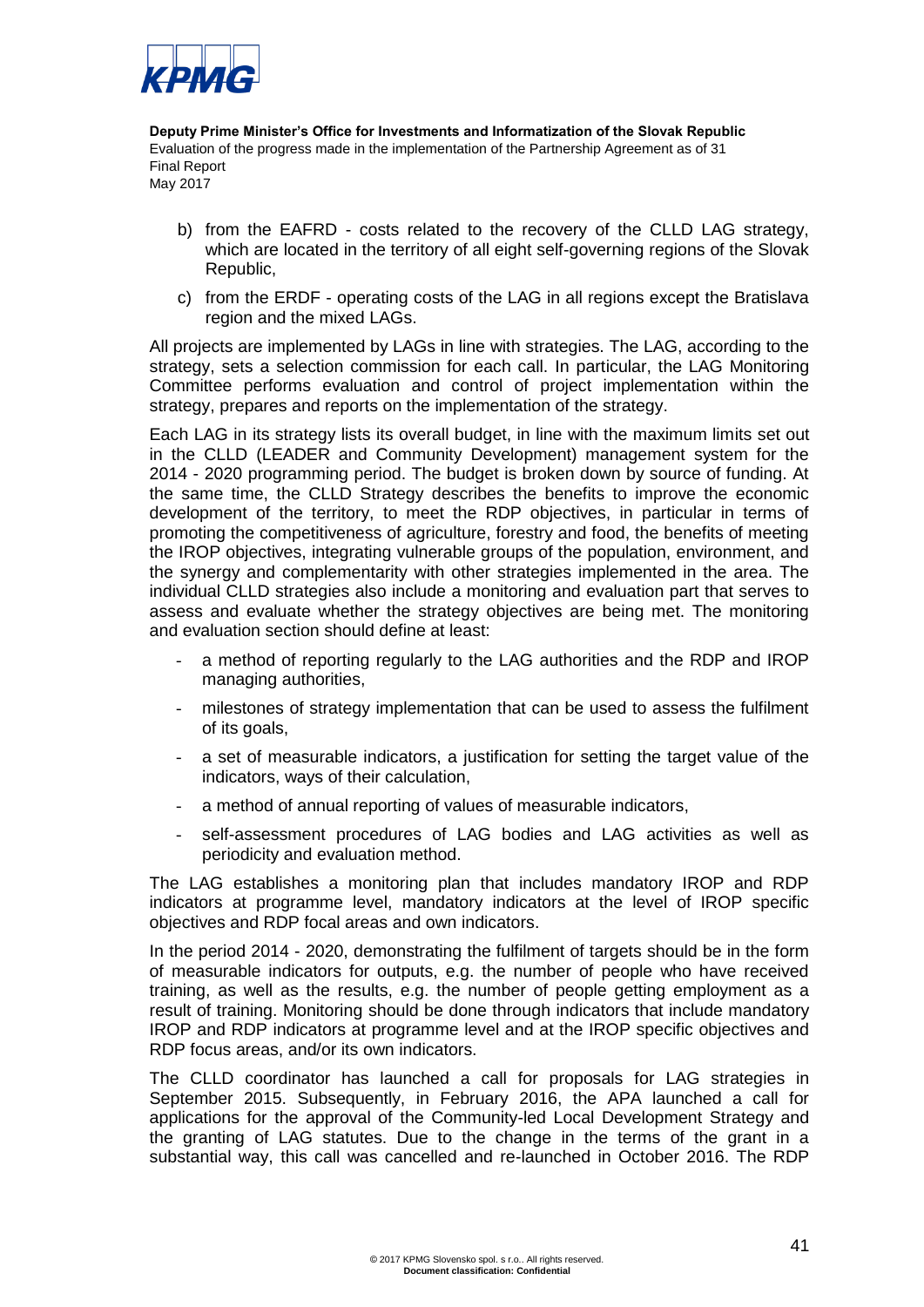b) from the EAFRD - costs related to the recovery of the CLLD LAG strategy, which are located in the territory of all eight self-governing regions of the Slovak Republic,

c) from the ERDF - operating costs of the LAG in all regions except the Bratislava region and the mixed LAGs.

All projects are implemented by LAGs in line with strategies. The LAG, according to the strategy, sets a selection commission for each call. In particular, the LAG Monitoring Committee performs evaluation and control of project implementation within the strategy, prepares and reports on the implementation of the strategy.

Each LAG in its strategy lists its overall budget, in line with the maximum limits set out in the CLLD (LEADER and Community Development) management system for the 2014 - 2020 programming period. The budget is broken down by source of funding. At the same time, the CLLD Strategy describes the benefits to improve the economic development of the territory, to meet the RDP objectives, in particular in terms of promoting the competitiveness of agriculture, forestry and food, the benefits of meeting the IROP objectives, integrating vulnerable groups of the population, environment, and the synergy and complementarity with other strategies implemented in the area. The individual CLLD strategies also include a monitoring and evaluation part that serves to assess and evaluate whether the strategy objectives are being met. The monitoring and evaluation section should define at least:

- a method of reporting regularly to the LAG authorities and the RDP and IROP managing authorities,
- milestones of strategy implementation that can be used to assess the fulfilment of its goals,
- a set of measurable indicators, a justification for setting the target value of the indicators, ways of their calculation,
- a method of annual reporting of values of measurable indicators,
- self-assessment procedures of LAG bodies and LAG activities as well as periodicity and evaluation method.

The LAG establishes a monitoring plan that includes mandatory IROP and RDP indicators at programme level, mandatory indicators at the level of IROP specific objectives and RDP focal areas and own indicators.

In the period 2014 - 2020, demonstrating the fulfilment of targets should be in the form of measurable indicators for outputs, e.g. the number of people who have received training, as well as the results, e.g. the number of people getting employment as a result of training. Monitoring should be done through indicators that include mandatory IROP and RDP indicators at programme level and at the IROP specific objectives and RDP focus areas, and/or its own indicators.

The CLLD coordinator has launched a call for proposals for LAG strategies in September 2015. Subsequently, in February 2016, the APA launched a call for applications for the approval of the Community-led Local Development Strategy and the granting of LAG statutes. Due to the change in the terms of the grant in a substantial way, this call was cancelled and re-launched in October 2016. The RDP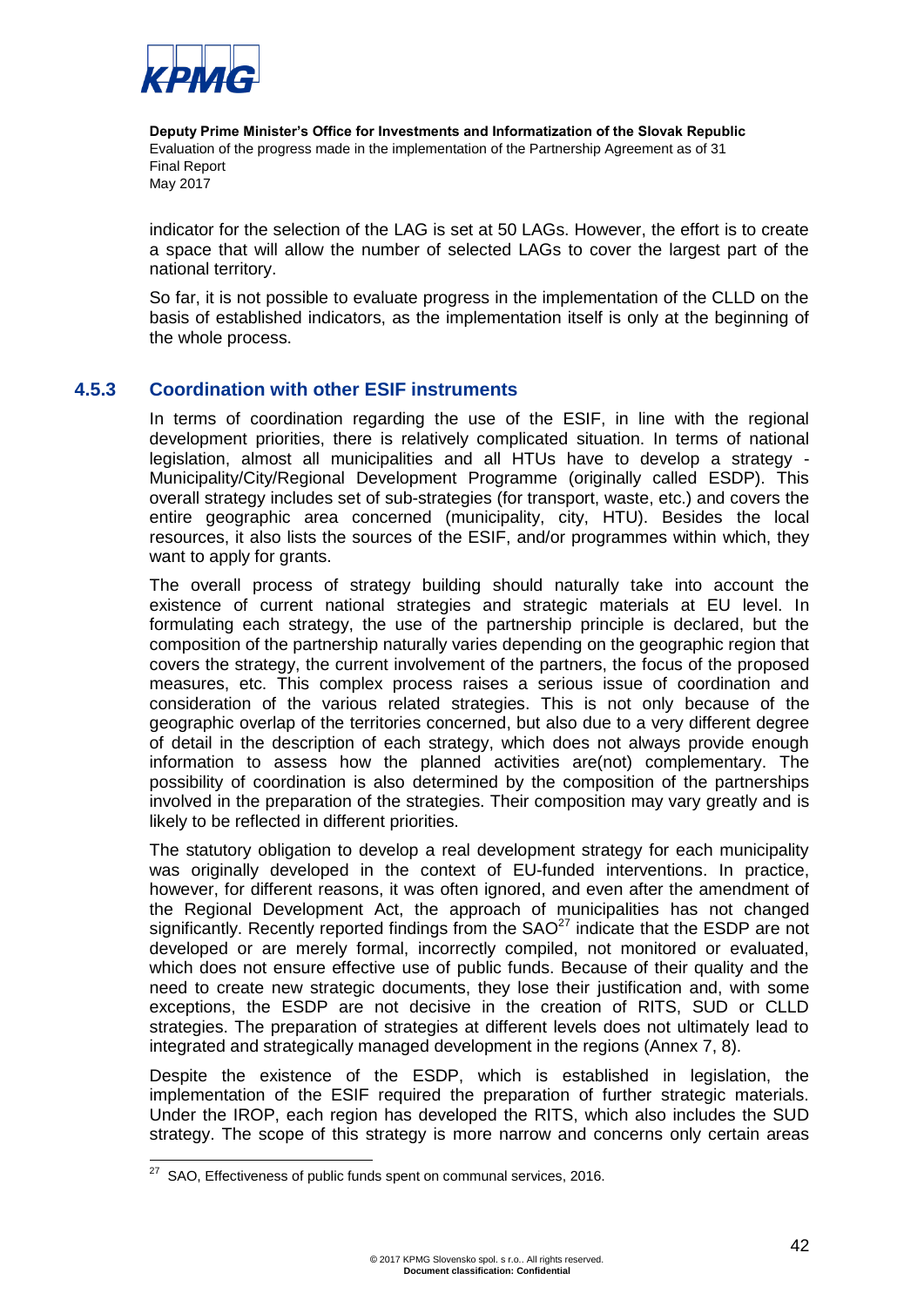indicator for the selection of the LAG is set at 50 LAGs. However, the effort is to create a space that will allow the number of selected LAGs to cover the largest part of the national territory.

So far, it is not possible to evaluate progress in the implementation of the CLLD on the basis of established indicators, as the implementation itself is only at the beginning of the whole process.

### 4.5.3 Coordination with other ESIF instruments

In terms of coordination regarding the use of the ESIF, in line with the regional development priorities, there is relatively complicated situation. In terms of national legislation, almost all municipalities and all HTUs have to develop a strategy - Municipality/City/Regional Development Programme (originally called ESDP). This overall strategy includes set of sub-strategies (for transport, waste, etc.) and covers the entire geographic area concerned (municipality, city, HTU). Besides the local resources, it also lists the sources of the ESIF, and/or programmes within which, they want to apply for grants.

The overall process of strategy building should naturally take into account the existence of current national strategies and strategic materials at EU level. In formulating each strategy, the use of the partnership principle is declared, but the composition of the partnership naturally varies depending on the geographic region that covers the strategy, the current involvement of the partners, the focus of the proposed measures, etc. This complex process raises a serious issue of coordination and consideration of the various related strategies. This is not only because of the geographic overlap of the territories concerned, but also due to a very different degree of detail in the description of each strategy, which does not always provide enough information to assess how the planned activities are(not) complementary. The possibility of coordination is also determined by the composition of the partnerships involved in the preparation of the strategies. Their composition may vary greatly and is likely to be reflected in different priorities.

The statutory obligation to develop a real development strategy for each municipality was originally developed in the context of EU-funded interventions. In practice, however, for different reasons, it was often ignored, and even after the amendment of the Regional Development Act, the approach of municipalities has not changed significantly. Recently reported findings from the SAO[27] indicate that the ESDP are not developed or are merely formal, incorrectly compiled, not monitored or evaluated, which does not ensure effective use of public funds. Because of their quality and the need to create new strategic documents, they lose their justification and, with some exceptions, the ESDP are not decisive in the creation of RITS, SUD or CLLD strategies. The preparation of strategies at different levels does not ultimately lead to integrated and strategically managed development in the regions (Annex 7, 8).

Despite the existence of the ESDP, which is established in legislation, the implementation of the ESIF required the preparation of further strategic materials. Under the IROP, each region has developed the RITS, which also includes the SUD strategy. The scope of this strategy is more narrow and concerns only certain areas

[27] SAO, Effectiveness of public funds spent on communal services, 2016.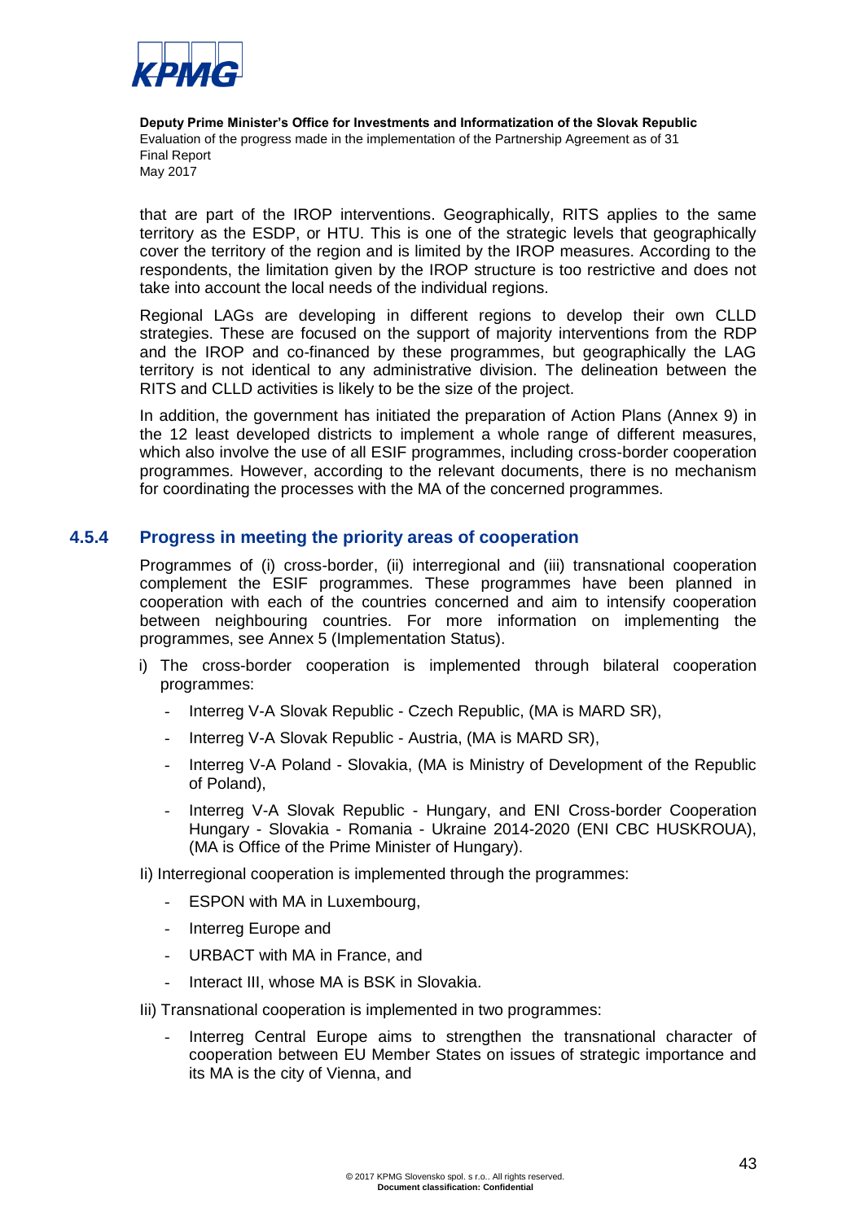that are part of the IROP interventions. Geographically, RITS applies to the same territory as the ESDP, or HTU. This is one of the strategic levels that geographically cover the territory of the region and is limited by the IROP measures. According to the respondents, the limitation given by the IROP structure is too restrictive and does not take into account the local needs of the individual regions.

Regional LAGs are developing in different regions to develop their own CLLD strategies. These are focused on the support of majority interventions from the RDP and the IROP and co-financed by these programmes, but geographically the LAG territory is not identical to any administrative division. The delineation between the RITS and CLLD activities is likely to be the size of the project.

In addition, the government has initiated the preparation of Action Plans (Annex 9) in the 12 least developed districts to implement a whole range of different measures, which also involve the use of all ESIF programmes, including cross-border cooperation programmes. However, according to the relevant documents, there is no mechanism for coordinating the processes with the MA of the concerned programmes.

### 4.5.4 Progress in meeting the priority areas of cooperation

Programmes of (i) cross-border, (ii) interregional and (iii) transnational cooperation complement the ESIF programmes. These programmes have been planned in cooperation with each of the countries concerned and aim to intensify cooperation between neighbouring countries. For more information on implementing the programmes, see Annex 5 (Implementation Status).

i) The cross-border cooperation is implemented through bilateral cooperation programmes:
   - Interreg V-A Slovak Republic - Czech Republic, (MA is MARD SR),
   - Interreg V-A Slovak Republic - Austria, (MA is MARD SR),
   - Interreg V-A Poland - Slovakia, (MA is Ministry of Development of the Republic of Poland),
   - Interreg V-A Slovak Republic - Hungary, and ENI Cross-border Cooperation Hungary - Slovakia - Romania - Ukraine 2014-2020 (ENI CBC HUSKROUA), (MA is Office of the Prime Minister of Hungary).

Ii) Interregional cooperation is implemented through the programmes:
   - ESPON with MA in Luxembourg,
   - Interreg Europe and
   - URBACT with MA in France, and
   - Interact III, whose MA is BSK in Slovakia.

Iii) Transnational cooperation is implemented in two programmes:
   - Interreg Central Europe aims to strengthen the transnational character of cooperation between EU Member States on issues of strategic importance and its MA is the city of Vienna, and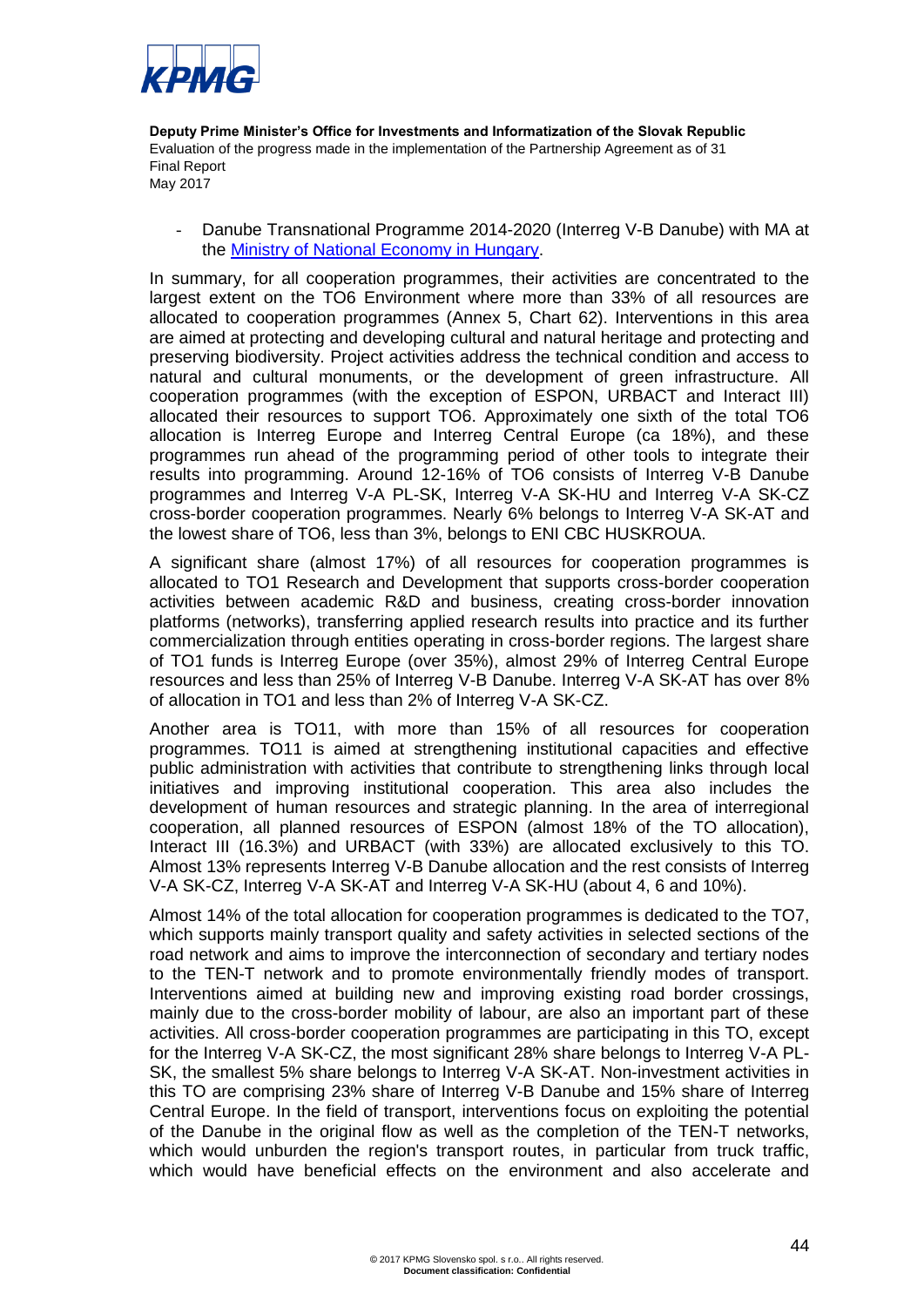- Danube Transnational Programme 2014-2020 (Interreg V-B Danube) with MA at the [Ministry of National Economy in Hungary](#).

In summary, for all cooperation programmes, their activities are concentrated to the largest extent on the TO6 Environment where more than 33% of all resources are allocated to cooperation programmes (Annex 5, Chart 62). Interventions in this area are aimed at protecting and developing cultural and natural heritage and protecting and preserving biodiversity. Project activities address the technical condition and access to natural and cultural monuments, or the development of green infrastructure. All cooperation programmes (with the exception of ESPON, URBACT and Interact III) allocated their resources to support TO6. Approximately one sixth of the total TO6 allocation is Interreg Europe and Interreg Central Europe (ca 18%), and these programmes run ahead of the programming period of other tools to integrate their results into programming. Around 12-16% of TO6 consists of Interreg V-B Danube programmes and Interreg V-A PL-SK, Interreg V-A SK-HU and Interreg V-A SK-CZ cross-border cooperation programmes. Nearly 6% belongs to Interreg V-A SK-AT and the lowest share of TO6, less than 3%, belongs to ENI CBC HUSKROUA.

A significant share (almost 17%) of all resources for cooperation programmes is allocated to TO1 Research and Development that supports cross-border cooperation activities between academic R&D and business, creating cross-border innovation platforms (networks), transferring applied research results into practice and its further commercialization through entities operating in cross-border regions. The largest share of TO1 funds is Interreg Europe (over 35%), almost 29% of Interreg Central Europe resources and less than 25% of Interreg V-B Danube. Interreg V-A SK-AT has over 8% of allocation in TO1 and less than 2% of Interreg V-A SK-CZ.

Another area is TO11, with more than 15% of all resources for cooperation programmes. TO11 is aimed at strengthening institutional capacities and effective public administration with activities that contribute to strengthening links through local initiatives and improving institutional cooperation. This area also includes the development of human resources and strategic planning. In the area of interregional cooperation, all planned resources of ESPON (almost 18% of the TO allocation), Interact III (16.3%) and URBACT (with 33%) are allocated exclusively to this TO. Almost 13% represents Interreg V-B Danube allocation and the rest consists of Interreg V-A SK-CZ, Interreg V-A SK-AT and Interreg V-A SK-HU (about 4, 6 and 10%).

Almost 14% of the total allocation for cooperation programmes is dedicated to the TO7, which supports mainly transport quality and safety activities in selected sections of the road network and aims to improve the interconnection of secondary and tertiary nodes to the TEN-T network and to promote environmentally friendly modes of transport. Interventions aimed at building new and improving existing road border crossings, mainly due to the cross-border mobility of labour, are also an important part of these activities. All cross-border cooperation programmes are participating in this TO, except for the Interreg V-A SK-CZ, the most significant 28% share belongs to Interreg V-A PL-SK, the smallest 5% share belongs to Interreg V-A SK-AT. Non-investment activities in this TO are comprising 23% share of Interreg V-B Danube and 15% share of Interreg Central Europe. In the field of transport, interventions focus on exploiting the potential of the Danube in the original flow as well as the completion of the TEN-T networks, which would unburden the region's transport routes, in particular from truck traffic, which would have beneficial effects on the environment and also accelerate and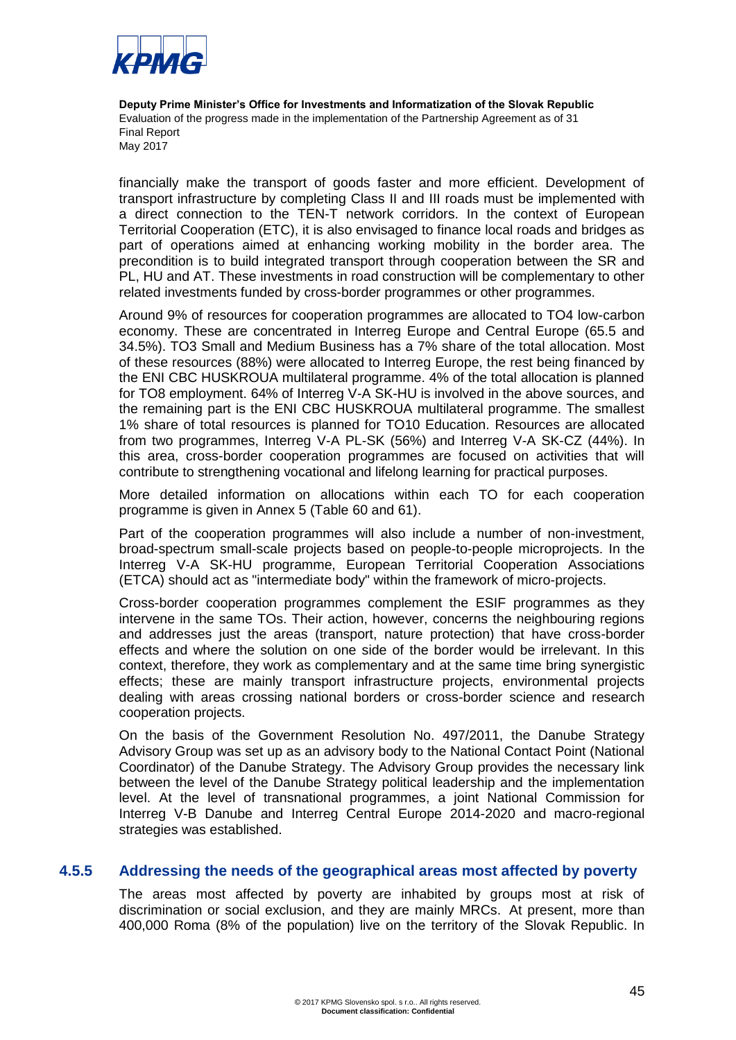financially make the transport of goods faster and more efficient. Development of transport infrastructure by completing Class II and III roads must be implemented with a direct connection to the TEN-T network corridors. In the context of European Territorial Cooperation (ETC), it is also envisaged to finance local roads and bridges as part of operations aimed at enhancing working mobility in the border area. The precondition is to build integrated transport through cooperation between the SR and PL, HU and AT. These investments in road construction will be complementary to other related investments funded by cross-border programmes or other programmes.

Around 9% of resources for cooperation programmes are allocated to TO4 low-carbon economy. These are concentrated in Interreg Europe and Central Europe (65.5 and 34.5%). TO3 Small and Medium Business has a 7% share of the total allocation. Most of these resources (88%) were allocated to Interreg Europe, the rest being financed by the ENI CBC HUSKROUA multilateral programme. 4% of the total allocation is planned for TO8 employment. 64% of Interreg V-A SK-HU is involved in the above sources, and the remaining part is the ENI CBC HUSKROUA multilateral programme. The smallest 1% share of total resources is planned for TO10 Education. Resources are allocated from two programmes, Interreg V-A PL-SK (56%) and Interreg V-A SK-CZ (44%). In this area, cross-border cooperation programmes are focused on activities that will contribute to strengthening vocational and lifelong learning for practical purposes.

More detailed information on allocations within each TO for each cooperation programme is given in Annex 5 (Table 60 and 61).

Part of the cooperation programmes will also include a number of non-investment, broad-spectrum small-scale projects based on people-to-people microprojects. In the Interreg V-A SK-HU programme, European Territorial Cooperation Associations (ETCA) should act as "intermediate body" within the framework of micro-projects.

Cross-border cooperation programmes complement the ESIF programmes as they intervene in the same TOs. Their action, however, concerns the neighbouring regions and addresses just the areas (transport, nature protection) that have cross-border effects and where the solution on one side of the border would be irrelevant. In this context, therefore, they work as complementary and at the same time bring synergistic effects; these are mainly transport infrastructure projects, environmental projects dealing with areas crossing national borders or cross-border science and research cooperation projects.

On the basis of the Government Resolution No. 497/2011, the Danube Strategy Advisory Group was set up as an advisory body to the National Contact Point (National Coordinator) of the Danube Strategy. The Advisory Group provides the necessary link between the level of the Danube Strategy political leadership and the implementation level. At the level of transnational programmes, a joint National Commission for Interreg V-B Danube and Interreg Central Europe 2014-2020 and macro-regional strategies was established.

### 4.5.5 Addressing the needs of the geographical areas most affected by poverty

The areas most affected by poverty are inhabited by groups most at risk of discrimination or social exclusion, and they are mainly MRCs. At present, more than 400,000 Roma (8% of the population) live on the territory of the Slovak Republic. In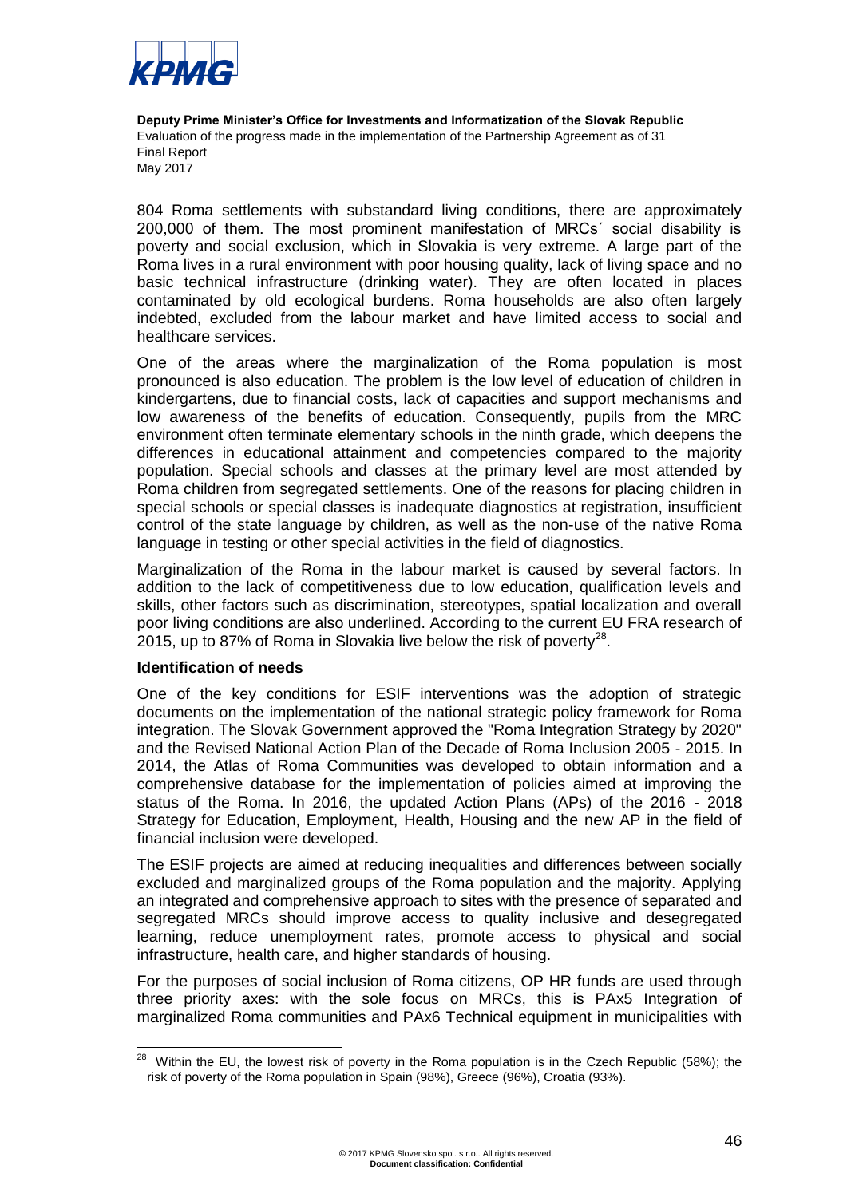804 Roma settlements with substandard living conditions, there are approximately 200,000 of them. The most prominent manifestation of MRCs´ social disability is poverty and social exclusion, which in Slovakia is very extreme. A large part of the Roma lives in a rural environment with poor housing quality, lack of living space and no basic technical infrastructure (drinking water). They are often located in places contaminated by old ecological burdens. Roma households are also often largely indebted, excluded from the labour market and have limited access to social and healthcare services.

One of the areas where the marginalization of the Roma population is most pronounced is also education. The problem is the low level of education of children in kindergartens, due to financial costs, lack of capacities and support mechanisms and low awareness of the benefits of education. Consequently, pupils from the MRC environment often terminate elementary schools in the ninth grade, which deepens the differences in educational attainment and competencies compared to the majority population. Special schools and classes at the primary level are most attended by Roma children from segregated settlements. One of the reasons for placing children in special schools or special classes is inadequate diagnostics at registration, insufficient control of the state language by children, as well as the non-use of the native Roma language in testing or other special activities in the field of diagnostics.

Marginalization of the Roma in the labour market is caused by several factors. In addition to the lack of competitiveness due to low education, qualification levels and skills, other factors such as discrimination, stereotypes, spatial localization and overall poor living conditions are also underlined. According to the current EU FRA research of 2015, up to 87% of Roma in Slovakia live below the risk of poverty[28].

**Identification of needs**

One of the key conditions for ESIF interventions was the adoption of strategic documents on the implementation of the national strategic policy framework for Roma integration. The Slovak Government approved the "Roma Integration Strategy by 2020" and the Revised National Action Plan of the Decade of Roma Inclusion 2005 - 2015. In 2014, the Atlas of Roma Communities was developed to obtain information and a comprehensive database for the implementation of policies aimed at improving the status of the Roma. In 2016, the updated Action Plans (APs) of the 2016 - 2018 Strategy for Education, Employment, Health, Housing and the new AP in the field of financial inclusion were developed.

The ESIF projects are aimed at reducing inequalities and differences between socially excluded and marginalized groups of the Roma population and the majority. Applying an integrated and comprehensive approach to sites with the presence of separated and segregated MRCs should improve access to quality inclusive and desegregated learning, reduce unemployment rates, promote access to physical and social infrastructure, health care, and higher standards of housing.

For the purposes of social inclusion of Roma citizens, OP HR funds are used through three priority axes: with the sole focus on MRCs, this is PAx5 Integration of marginalized Roma communities and PAx6 Technical equipment in municipalities with

[28] Within the EU, the lowest risk of poverty in the Roma population is in the Czech Republic (58%); the risk of poverty of the Roma population in Spain (98%), Greece (96%), Croatia (93%).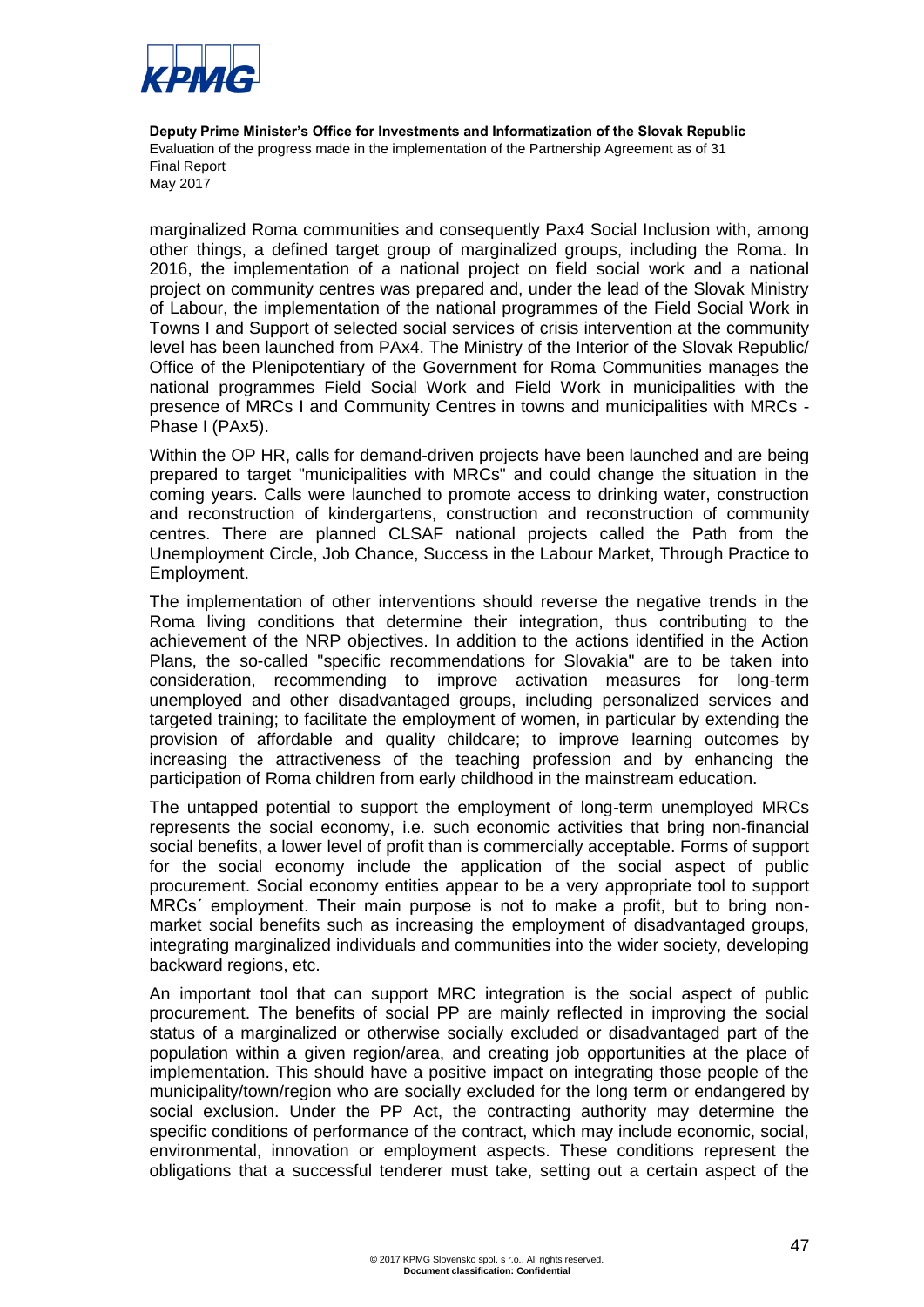marginalized Roma communities and consequently Pax4 Social Inclusion with, among other things, a defined target group of marginalized groups, including the Roma. In 2016, the implementation of a national project on field social work and a national project on community centres was prepared and, under the lead of the Slovak Ministry of Labour, the implementation of the national programmes of the Field Social Work in Towns I and Support of selected social services of crisis intervention at the community level has been launched from PAx4. The Ministry of the Interior of the Slovak Republic/ Office of the Plenipotentiary of the Government for Roma Communities manages the national programmes Field Social Work and Field Work in municipalities with the presence of MRCs I and Community Centres in towns and municipalities with MRCs - Phase I (PAx5).

Within the OP HR, calls for demand-driven projects have been launched and are being prepared to target "municipalities with MRCs" and could change the situation in the coming years. Calls were launched to promote access to drinking water, construction and reconstruction of kindergartens, construction and reconstruction of community centres. There are planned CLSAF national projects called the Path from the Unemployment Circle, Job Chance, Success in the Labour Market, Through Practice to Employment.

The implementation of other interventions should reverse the negative trends in the Roma living conditions that determine their integration, thus contributing to the achievement of the NRP objectives. In addition to the actions identified in the Action Plans, the so-called "specific recommendations for Slovakia" are to be taken into consideration, recommending to improve activation measures for long-term unemployed and other disadvantaged groups, including personalized services and targeted training; to facilitate the employment of women, in particular by extending the provision of affordable and quality childcare; to improve learning outcomes by increasing the attractiveness of the teaching profession and by enhancing the participation of Roma children from early childhood in the mainstream education.

The untapped potential to support the employment of long-term unemployed MRCs represents the social economy, i.e. such economic activities that bring non-financial social benefits, a lower level of profit than is commercially acceptable. Forms of support for the social economy include the application of the social aspect of public procurement. Social economy entities appear to be a very appropriate tool to support MRCs´ employment. Their main purpose is not to make a profit, but to bring non-market social benefits such as increasing the employment of disadvantaged groups, integrating marginalized individuals and communities into the wider society, developing backward regions, etc.

An important tool that can support MRC integration is the social aspect of public procurement. The benefits of social PP are mainly reflected in improving the social status of a marginalized or otherwise socially excluded or disadvantaged part of the population within a given region/area, and creating job opportunities at the place of implementation. This should have a positive impact on integrating those people of the municipality/town/region who are socially excluded for the long term or endangered by social exclusion. Under the PP Act, the contracting authority may determine the specific conditions of performance of the contract, which may include economic, social, environmental, innovation or employment aspects. These conditions represent the obligations that a successful tenderer must take, setting out a certain aspect of the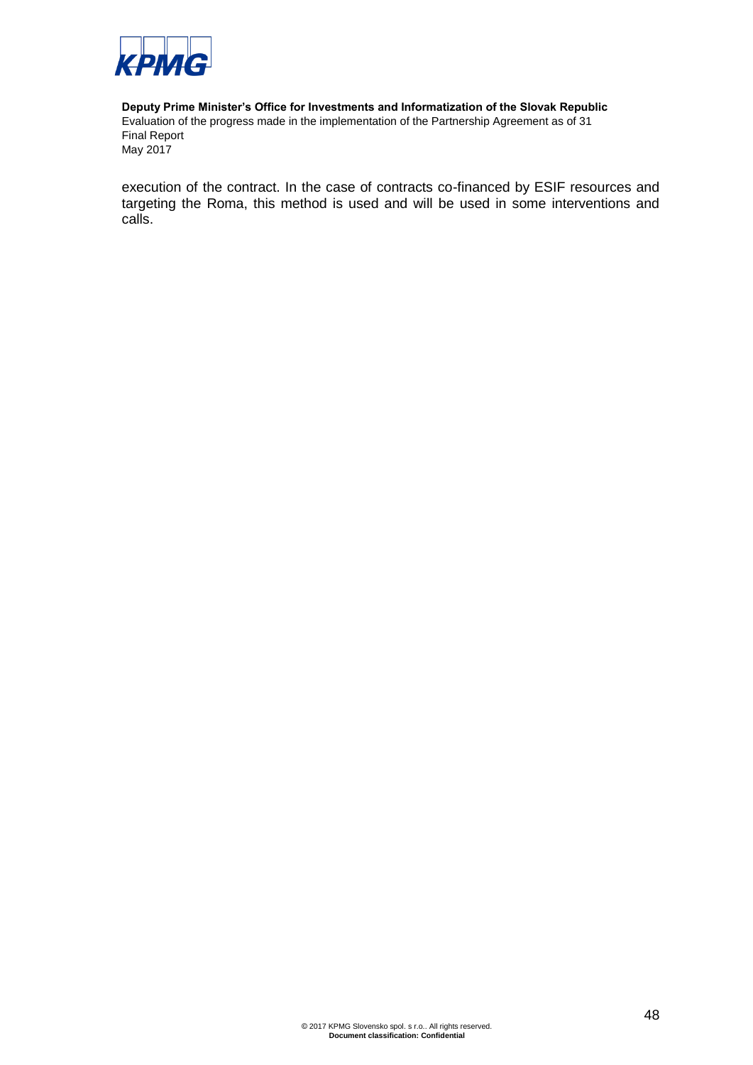execution of the contract. In the case of contracts co-financed by ESIF resources and targeting the Roma, this method is used and will be used in some interventions and calls.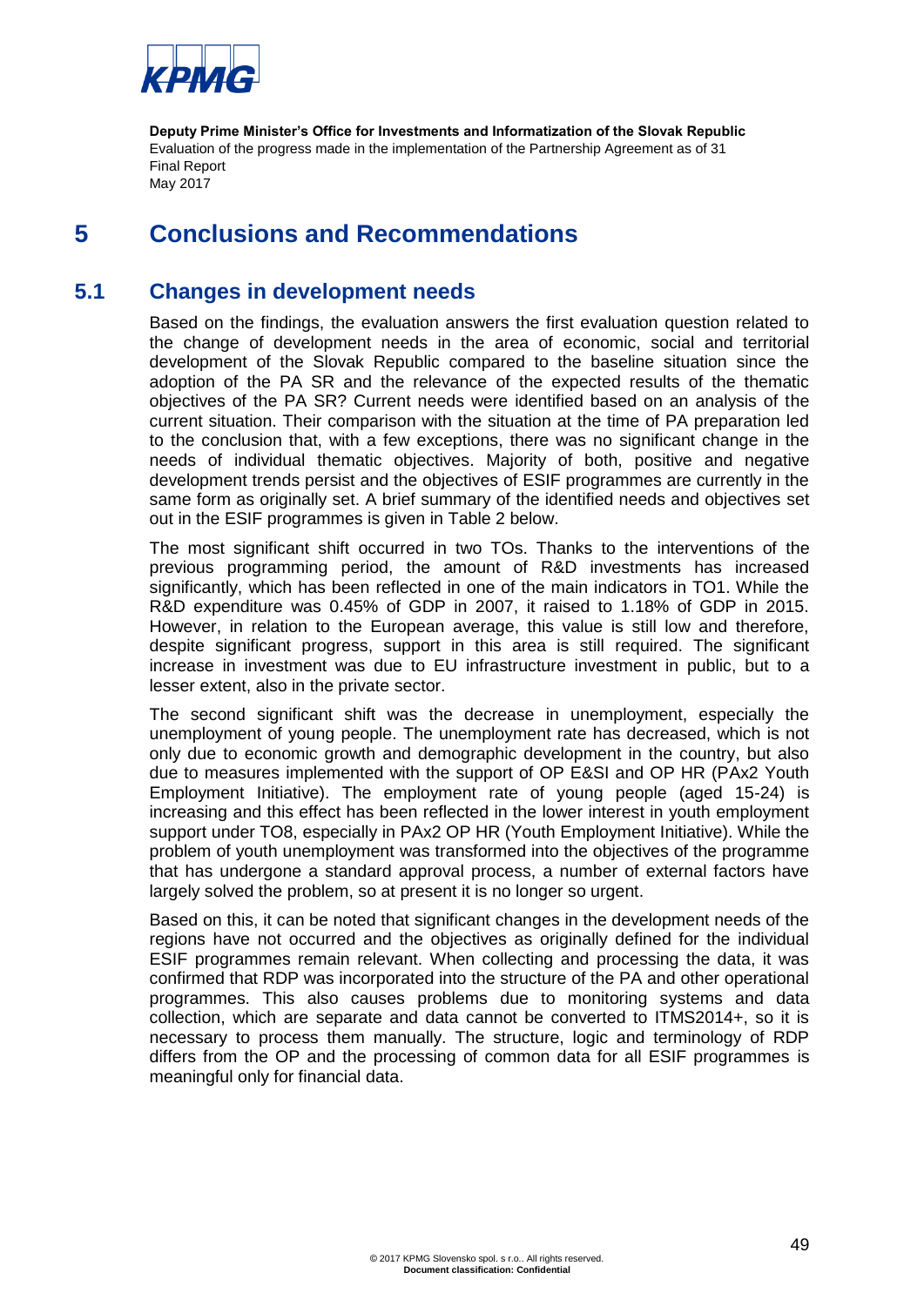# 5 Conclusions and Recommendations

## 5.1 Changes in development needs

Based on the findings, the evaluation answers the first evaluation question related to the change of development needs in the area of economic, social and territorial development of the Slovak Republic compared to the baseline situation since the adoption of the PA SR and the relevance of the expected results of the thematic objectives of the PA SR? Current needs were identified based on an analysis of the current situation. Their comparison with the situation at the time of PA preparation led to the conclusion that, with a few exceptions, there was no significant change in the needs of individual thematic objectives. Majority of both, positive and negative development trends persist and the objectives of ESIF programmes are currently in the same form as originally set. A brief summary of the identified needs and objectives set out in the ESIF programmes is given in Table 2 below.

The most significant shift occurred in two TOs. Thanks to the interventions of the previous programming period, the amount of R&D investments has increased significantly, which has been reflected in one of the main indicators in TO1. While the R&D expenditure was 0.45% of GDP in 2007, it raised to 1.18% of GDP in 2015. However, in relation to the European average, this value is still low and therefore, despite significant progress, support in this area is still required. The significant increase in investment was due to EU infrastructure investment in public, but to a lesser extent, also in the private sector.

The second significant shift was the decrease in unemployment, especially the unemployment of young people. The unemployment rate has decreased, which is not only due to economic growth and demographic development in the country, but also due to measures implemented with the support of OP E&SI and OP HR (PAx2 Youth Employment Initiative). The employment rate of young people (aged 15-24) is increasing and this effect has been reflected in the lower interest in youth employment support under TO8, especially in PAx2 OP HR (Youth Employment Initiative). While the problem of youth unemployment was transformed into the objectives of the programme that has undergone a standard approval process, a number of external factors have largely solved the problem, so at present it is no longer so urgent.

Based on this, it can be noted that significant changes in the development needs of the regions have not occurred and the objectives as originally defined for the individual ESIF programmes remain relevant. When collecting and processing the data, it was confirmed that RDP was incorporated into the structure of the PA and other operational programmes. This also causes problems due to monitoring systems and data collection, which are separate and data cannot be converted to ITMS2014+, so it is necessary to process them manually. The structure, logic and terminology of RDP differs from the OP and the processing of common data for all ESIF programmes is meaningful only for financial data.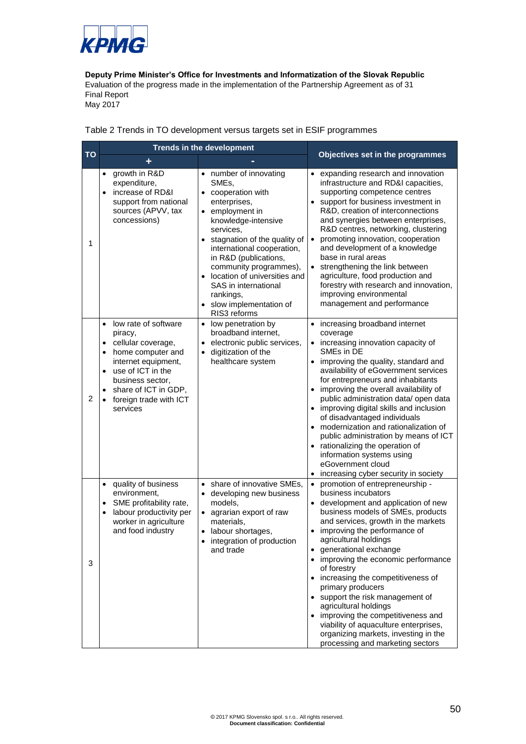**Deputy Prime Minister's Office for Investments and Informatization of the Slovak Republic**
Evaluation of the progress made in the implementation of the Partnership Agreement as of 31
Final Report
May 2017

Table 2 Trends in TO development versus targets set in ESIF programmes

| TO | Trends in the development | | Objectives set in the programmes |
|---|---|---|---|
| | + | - | |
| 1 | • growth in R&D expenditure,<br>• increase of RD&I support from national sources (APVV, tax concessions) | • number of innovating SMEs,<br>• cooperation with enterprises,<br>• employment in knowledge-intensive services,<br>• stagnation of the quality of international cooperation, in R&D (publications, community programmes),<br>• location of universities and SAS in international rankings,<br>• slow implementation of RIS3 reforms | • expanding research and innovation infrastructure and RD&I capacities, supporting competence centres<br>• support for business investment in R&D, creation of interconnections and synergies between enterprises, R&D centres, networking, clustering<br>• promoting innovation, cooperation and development of a knowledge base in rural areas<br>• strengthening the link between agriculture, food production and forestry with research and innovation, improving environmental management and performance |
| 2 | • low rate of software piracy,<br>• cellular coverage,<br>• home computer and internet equipment,<br>• use of ICT in the business sector,<br>• share of ICT in GDP,<br>• foreign trade with ICT services | • low penetration by broadband internet,<br>• electronic public services,<br>• digitization of the healthcare system | • increasing broadband internet coverage<br>• increasing innovation capacity of SMEs in DE<br>• improving the quality, standard and availability of eGovernment services for entrepreneurs and inhabitants<br>• improving the overall availability of public administration data/ open data<br>• improving digital skills and inclusion of disadvantaged individuals<br>• modernization and rationalization of public administration by means of ICT<br>• rationalizing the operation of information systems using eGovernment cloud<br>• increasing cyber security in society |
| 3 | • quality of business environment,<br>• SME profitability rate,<br>• labour productivity per worker in agriculture and food industry | • share of innovative SMEs,<br>• developing new business models,<br>• agrarian export of raw materials,<br>• labour shortages,<br>• integration of production and trade | • promotion of entrepreneurship - business incubators<br>• development and application of new business models of SMEs, products and services, growth in the markets<br>• improving the performance of agricultural holdings<br>• generational exchange<br>• improving the economic performance of forestry<br>• increasing the competitiveness of primary producers<br>• support the risk management of agricultural holdings<br>• improving the competitiveness and viability of aquaculture enterprises, organizing markets, investing in the processing and marketing sectors |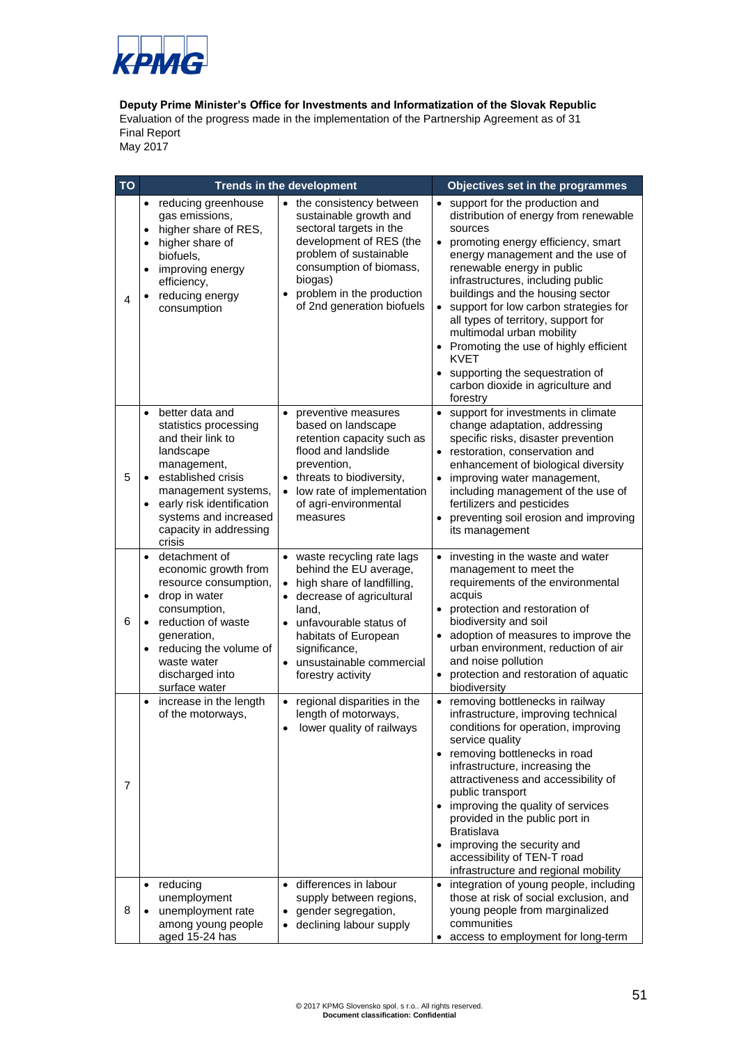| TO | Trends in the development | | Objectives set in the programmes |
|---|---|---|---|
| 4 | • reducing greenhouse gas emissions, • higher share of RES, • higher share of biofuels, • improving energy efficiency, • reducing energy consumption | • the consistency between sustainable growth and sectoral targets in the development of RES (the problem of sustainable consumption of biomass, biogas) • problem in the production of 2nd generation biofuels | • support for the production and distribution of energy from renewable sources • promoting energy efficiency, smart energy management and the use of renewable energy in public infrastructures, including public buildings and the housing sector • support for low carbon strategies for all types of territory, support for multimodal urban mobility • Promoting the use of highly efficient KVET • supporting the sequestration of carbon dioxide in agriculture and forestry |
| 5 | • better data and statistics processing and their link to landscape management, • established crisis management systems, • early risk identification systems and increased capacity in addressing crisis | • preventive measures based on landscape retention capacity such as flood and landslide prevention, • threats to biodiversity, • low rate of implementation of agri-environmental measures | • support for investments in climate change adaptation, addressing specific risks, disaster prevention • restoration, conservation and enhancement of biological diversity • improving water management, including management of the use of fertilizers and pesticides • preventing soil erosion and improving its management |
| 6 | • detachment of economic growth from resource consumption, • drop in water consumption, • reduction of waste generation, • reducing the volume of waste water discharged into surface water | • waste recycling rate lags behind the EU average, • high share of landfilling, • decrease of agricultural land, • unfavourable status of habitats of European significance, • unsustainable commercial forestry activity | • investing in the waste and water management to meet the requirements of the environmental acquis • protection and restoration of biodiversity and soil • adoption of measures to improve the urban environment, reduction of air and noise pollution • protection and restoration of aquatic biodiversity |
| 7 | • increase in the length of the motorways, | • regional disparities in the length of motorways, • lower quality of railways | • removing bottlenecks in railway infrastructure, improving technical conditions for operation, improving service quality • removing bottlenecks in road infrastructure, increasing the attractiveness and accessibility of public transport • improving the quality of services provided in the public port in Bratislava • improving the security and accessibility of TEN-T road infrastructure and regional mobility |
| 8 | • reducing unemployment • unemployment rate among young people aged 15-24 has | • differences in labour supply between regions, • gender segregation, • declining labour supply | • integration of young people, including those at risk of social exclusion, and young people from marginalized communities • access to employment for long-term |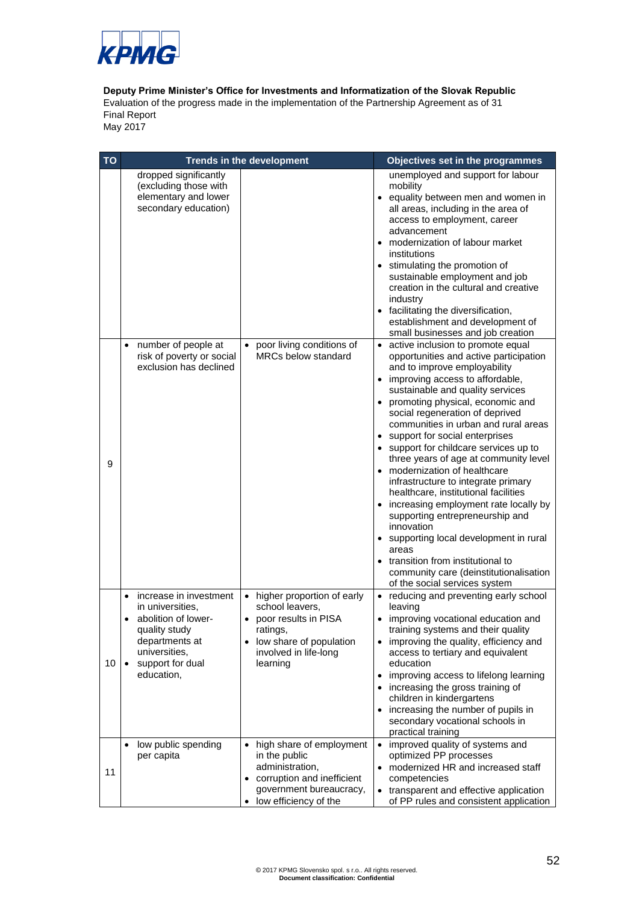**Deputy Prime Minister's Office for Investments and Informatization of the Slovak Republic**
Evaluation of the progress made in the implementation of the Partnership Agreement as of 31
Final Report
May 2017

| TO | Trends in the development | | Objectives set in the programmes |
|---|---|---|---|
| | dropped significantly (excluding those with elementary and lower secondary education) | | unemployed and support for labour mobility<br>• equality between men and women in all areas, including in the area of access to employment, career advancement<br>• modernization of labour market institutions<br>• stimulating the promotion of sustainable employment and job creation in the cultural and creative industry<br>• facilitating the diversification, establishment and development of small businesses and job creation |
| 9 | • number of people at risk of poverty or social exclusion has declined | • poor living conditions of MRCs below standard | • active inclusion to promote equal opportunities and active participation and to improve employability<br>• improving access to affordable, sustainable and quality services<br>• promoting physical, economic and social regeneration of deprived communities in urban and rural areas<br>• support for social enterprises<br>• support for childcare services up to three years of age at community level<br>• modernization of healthcare infrastructure to integrate primary healthcare, institutional facilities<br>• increasing employment rate locally by supporting entrepreneurship and innovation<br>• supporting local development in rural areas<br>• transition from institutional to community care (deinstitutionalisation of the social services system |
| 10 | • increase in investment in universities,<br>• abolition of lower-quality study departments at universities,<br>• support for dual education, | • higher proportion of early school leavers,<br>• poor results in PISA ratings,<br>• low share of population involved in life-long learning | • reducing and preventing early school leaving<br>• improving vocational education and training systems and their quality<br>• improving the quality, efficiency and access to tertiary and equivalent education<br>• improving access to lifelong learning<br>• increasing the gross training of children in kindergartens<br>• increasing the number of pupils in secondary vocational schools in practical training |
| 11 | • low public spending per capita | • high share of employment in the public administration,<br>• corruption and inefficient government bureaucracy,<br>• low efficiency of the | • improved quality of systems and optimized PP processes<br>• modernized HR and increased staff competencies<br>• transparent and effective application of PP rules and consistent application |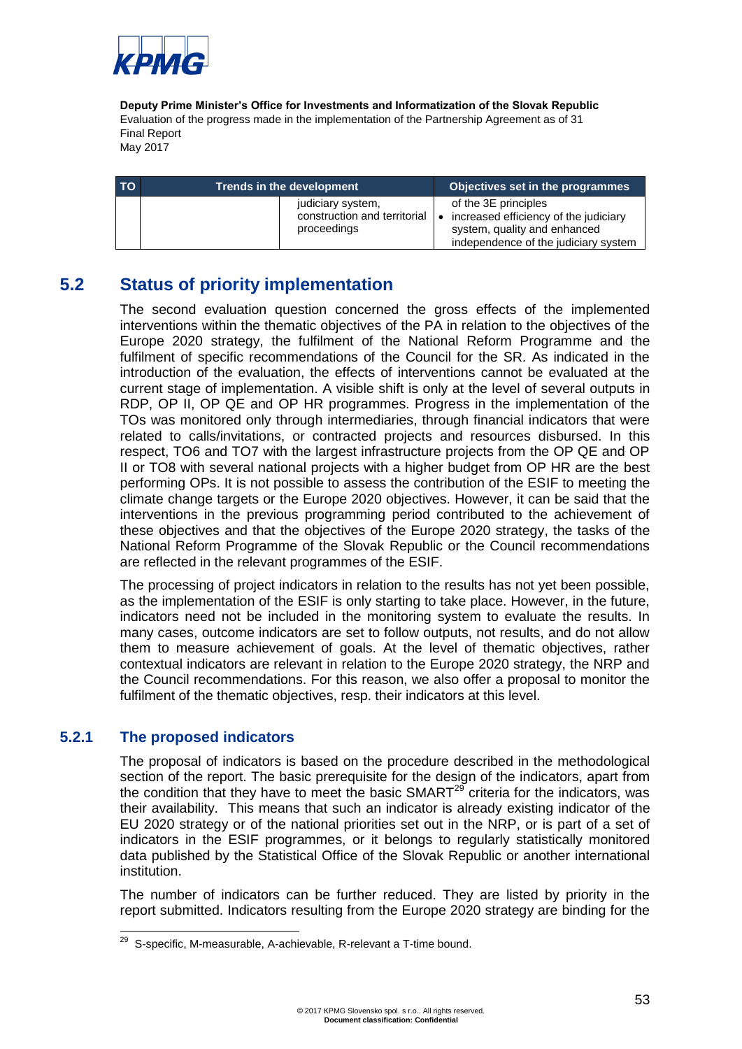| TO | Trends in the development | | Objectives set in the programmes |
|---|---|---|---|
| | | judiciary system, construction and territorial proceedings | of the 3E principles<br>• increased efficiency of the judiciary system, quality and enhanced independence of the judiciary system |

## 5.2 Status of priority implementation

The second evaluation question concerned the gross effects of the implemented interventions within the thematic objectives of the PA in relation to the objectives of the Europe 2020 strategy, the fulfilment of the National Reform Programme and the fulfilment of specific recommendations of the Council for the SR. As indicated in the introduction of the evaluation, the effects of interventions cannot be evaluated at the current stage of implementation. A visible shift is only at the level of several outputs in RDP, OP II, OP QE and OP HR programmes. Progress in the implementation of the TOs was monitored only through intermediaries, through financial indicators that were related to calls/invitations, or contracted projects and resources disbursed. In this respect, TO6 and TO7 with the largest infrastructure projects from the OP QE and OP II or TO8 with several national projects with a higher budget from OP HR are the best performing OPs. It is not possible to assess the contribution of the ESIF to meeting the climate change targets or the Europe 2020 objectives. However, it can be said that the interventions in the previous programming period contributed to the achievement of these objectives and that the objectives of the Europe 2020 strategy, the tasks of the National Reform Programme of the Slovak Republic or the Council recommendations are reflected in the relevant programmes of the ESIF.

The processing of project indicators in relation to the results has not yet been possible, as the implementation of the ESIF is only starting to take place. However, in the future, indicators need not be included in the monitoring system to evaluate the results. In many cases, outcome indicators are set to follow outputs, not results, and do not allow them to measure achievement of goals. At the level of thematic objectives, rather contextual indicators are relevant in relation to the Europe 2020 strategy, the NRP and the Council recommendations. For this reason, we also offer a proposal to monitor the fulfilment of the thematic objectives, resp. their indicators at this level.

### 5.2.1 The proposed indicators

The proposal of indicators is based on the procedure described in the methodological section of the report. The basic prerequisite for the design of the indicators, apart from the condition that they have to meet the basic SMART[29] criteria for the indicators, was their availability. This means that such an indicator is already existing indicator of the EU 2020 strategy or of the national priorities set out in the NRP, or is part of a set of indicators in the ESIF programmes, or it belongs to regularly statistically monitored data published by the Statistical Office of the Slovak Republic or another international institution.

The number of indicators can be further reduced. They are listed by priority in the report submitted. Indicators resulting from the Europe 2020 strategy are binding for the

[29] S-specific, M-measurable, A-achievable, R-relevant a T-time bound.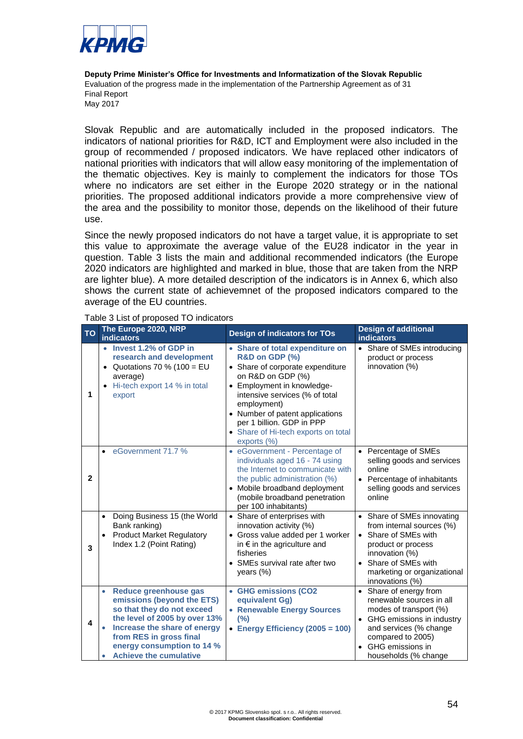Slovak Republic and are automatically included in the proposed indicators. The indicators of national priorities for R&D, ICT and Employment were also included in the group of recommended / proposed indicators. We have replaced other indicators of national priorities with indicators that will allow easy monitoring of the implementation of the thematic objectives. Key is mainly to complement the indicators for those TOs where no indicators are set either in the Europe 2020 strategy or in the national priorities. The proposed additional indicators provide a more comprehensive view of the area and the possibility to monitor those, depends on the likelihood of their future use.

Since the newly proposed indicators do not have a target value, it is appropriate to set this value to approximate the average value of the EU28 indicator in the year in question. Table 3 lists the main and additional recommended indicators (the Europe 2020 indicators are highlighted and marked in blue, those that are taken from the NRP are lighter blue). A more detailed description of the indicators is in Annex 6, which also shows the current state of achievemnet of the proposed indicators compared to the average of the EU countries.

Table 3 List of proposed TO indicators

| TO | The Europe 2020, NRP indicators | Design of indicators for TOs | Design of additional indicators |
|---|---|---|---|
| 1 | • **Invest 1.2% of GDP in research and development**<br>• Quotations 70 % (100 = EU average)<br>• Hi-tech export 14 % in total export | • **Share of total expenditure on R&D on GDP (%)**<br>• Share of corporate expenditure on R&D on GDP (%)<br>• Employment in knowledge-intensive services (% of total employment)<br>• Number of patent applications per 1 billion. GDP in PPP<br>• Share of Hi-tech exports on total exports (%) | • Share of SMEs introducing product or process innovation (%) |
| 2 | • eGovernment 71.7 % | • eGovernment - Percentage of individuals aged 16 - 74 using the Internet to communicate with the public administration (%)<br>• Mobile broadband deployment (mobile broadband penetration per 100 inhabitants) | • Percentage of SMEs selling goods and services online<br>• Percentage of inhabitants selling goods and services online |
| 3 | • Doing Business 15 (the World Bank ranking)<br>• Product Market Regulatory Index 1.2 (Point Rating) | • Share of enterprises with innovation activity (%)<br>• Gross value added per 1 worker in € in the agriculture and fisheries<br>• SMEs survival rate after two years (%) | • Share of SMEs innovating from internal sources (%)<br>• Share of SMEs with product or process innovation (%)<br>• Share of SMEs with marketing or organizational innovations (%) |
| 4 | • **Reduce greenhouse gas emissions (beyond the ETS) so that they do not exceed the level of 2005 by over 13%**<br>• **Increase the share of energy from RES in gross final energy consumption to 14 %**<br>• **Achieve the cumulative** | • **GHG emissions (CO2 equivalent Gg)**<br>• **Renewable Energy Sources (%)**<br>• **Energy Efficiency (2005 = 100)** | • Share of energy from renewable sources in all modes of transport (%)<br>• GHG emissions in industry and services (% change compared to 2005)<br>• GHG emissions in households (% change |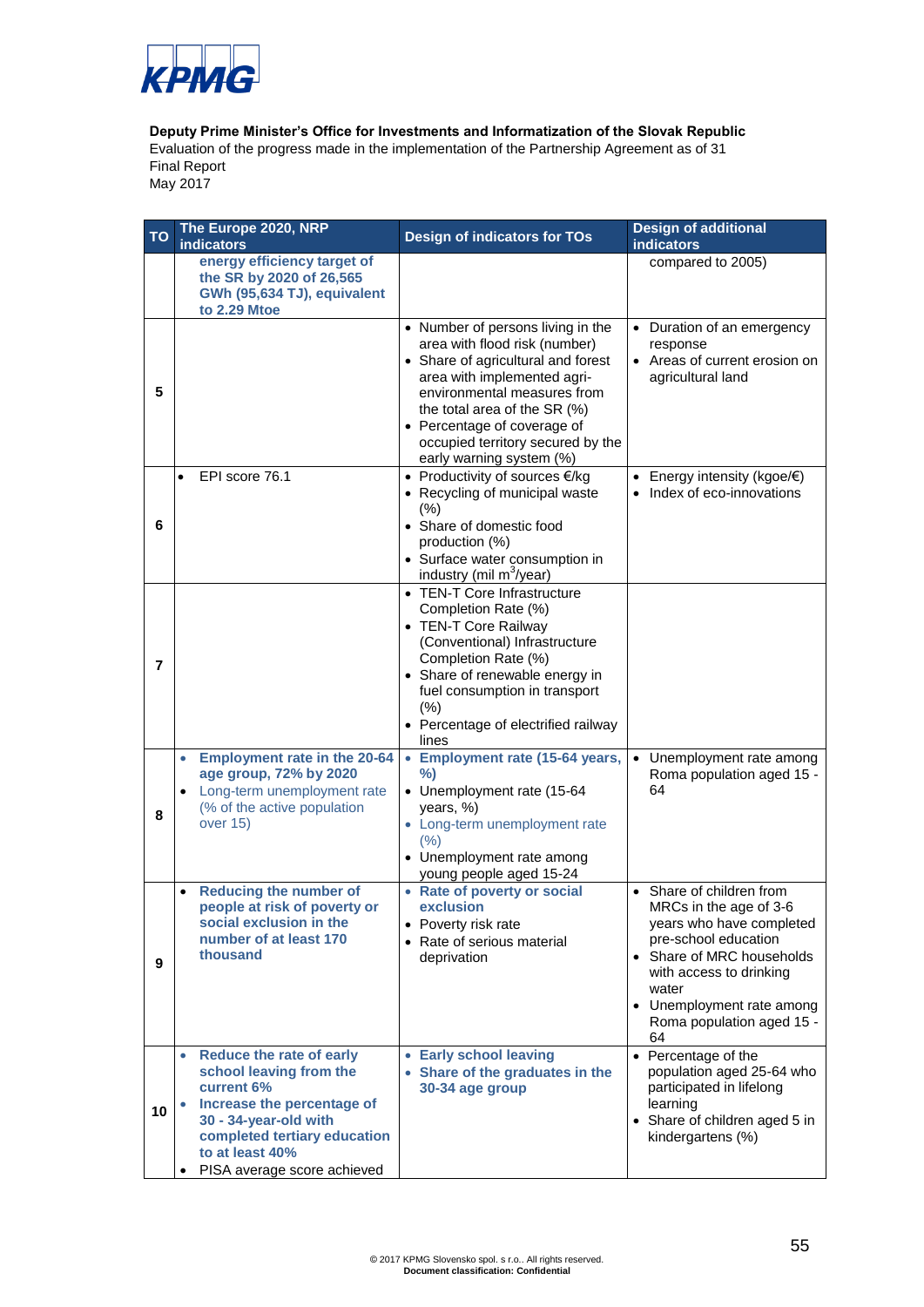| TO | The Europe 2020, NRP indicators | Design of indicators for TOs | Design of additional indicators |
|---|---|---|---|
| | **energy efficiency target of the SR by 2020 of 26,565 GWh (95,634 TJ), equivalent to 2.29 Mtoe** | | compared to 2005) |
| 5 | | • Number of persons living in the area with flood risk (number)<br>• Share of agricultural and forest area with implemented agri-environmental measures from the total area of the SR (%)<br>• Percentage of coverage of occupied territory secured by the early warning system (%) | • Duration of an emergency response<br>• Areas of current erosion on agricultural land |
| 6 | • EPI score 76.1 | • Productivity of sources €/kg<br>• Recycling of municipal waste (%)<br>• Share of domestic food production (%)<br>• Surface water consumption in industry (mil $m^3$/year) | • Energy intensity (kgoe/€)<br>• Index of eco-innovations |
| 7 | | • TEN-T Core Infrastructure Completion Rate (%)<br>• TEN-T Core Railway (Conventional) Infrastructure Completion Rate (%)<br>• Share of renewable energy in fuel consumption in transport (%)<br>• Percentage of electrified railway lines | |
| 8 | • **Employment rate in the 20-64 age group, 72% by 2020**<br>• Long-term unemployment rate (% of the active population over 15) | • **Employment rate (15-64 years, %)**<br>• Unemployment rate (15-64 years, %)<br>• Long-term unemployment rate (%)<br>• Unemployment rate among young people aged 15-24 | • Unemployment rate among Roma population aged 15 - 64 |
| 9 | • **Reducing the number of people at risk of poverty or social exclusion in the number of at least 170 thousand** | • **Rate of poverty or social exclusion**<br>• Poverty risk rate<br>• Rate of serious material deprivation | • Share of children from MRCs in the age of 3-6 years who have completed pre-school education<br>• Share of MRC households with access to drinking water<br>• Unemployment rate among Roma population aged 15 - 64 |
| 10 | • **Reduce the rate of early school leaving from the current 6%**<br>• **Increase the percentage of 30 - 34-year-old with completed tertiary education to at least 40%**<br>• PISA average score achieved | • **Early school leaving**<br>• **Share of the graduates in the 30-34 age group** | • Percentage of the population aged 25-64 who participated in lifelong learning<br>• Share of children aged 5 in kindergartens (%) |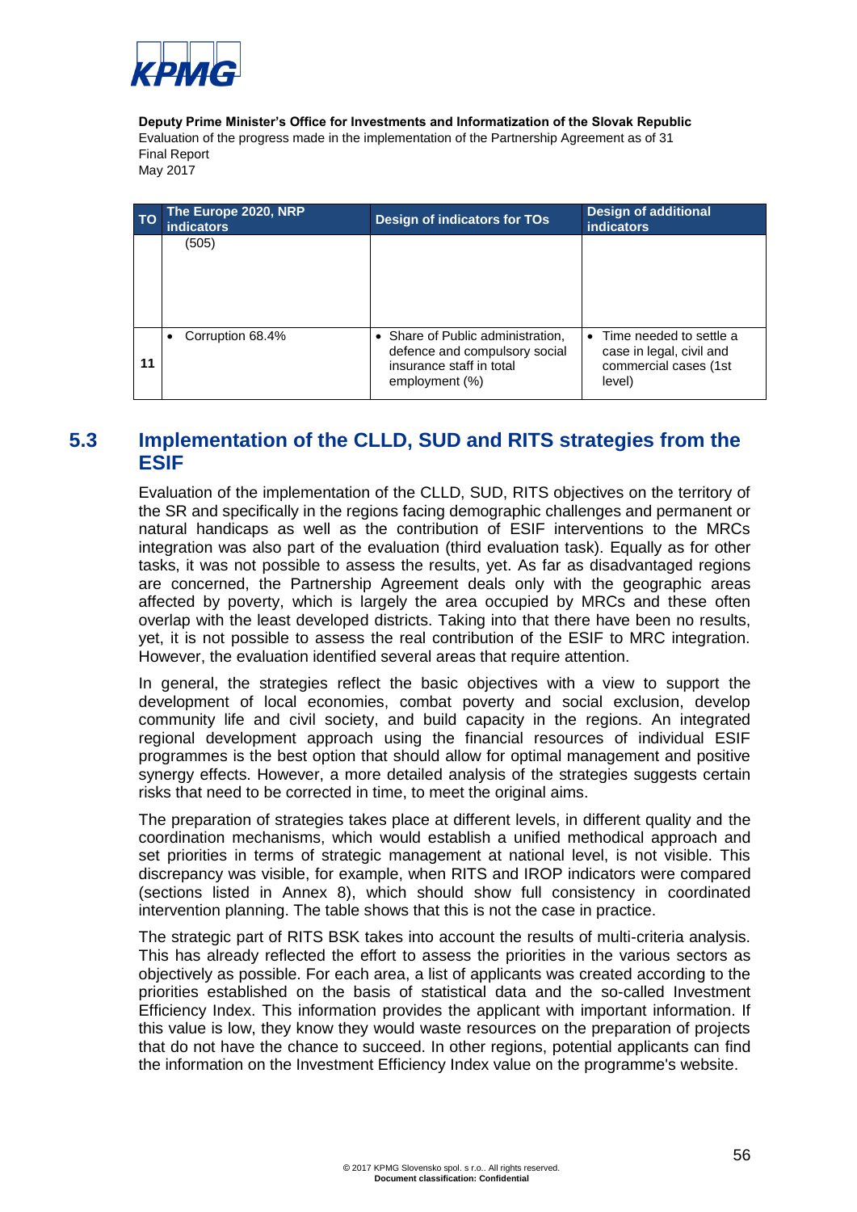| TO | The Europe 2020, NRP indicators | Design of indicators for TOs | Design of additional indicators |
|---|---|---|---|
| | (505) | | |
| 11 | • Corruption 68.4% | • Share of Public administration, defence and compulsory social insurance staff in total employment (%) | • Time needed to settle a case in legal, civil and commercial cases (1st level) |

## 5.3 Implementation of the CLLD, SUD and RITS strategies from the ESIF

Evaluation of the implementation of the CLLD, SUD, RITS objectives on the territory of the SR and specifically in the regions facing demographic challenges and permanent or natural handicaps as well as the contribution of ESIF interventions to the MRCs integration was also part of the evaluation (third evaluation task). Equally as for other tasks, it was not possible to assess the results, yet. As far as disadvantaged regions are concerned, the Partnership Agreement deals only with the geographic areas affected by poverty, which is largely the area occupied by MRCs and these often overlap with the least developed districts. Taking into that there have been no results, yet, it is not possible to assess the real contribution of the ESIF to MRC integration. However, the evaluation identified several areas that require attention.

In general, the strategies reflect the basic objectives with a view to support the development of local economies, combat poverty and social exclusion, develop community life and civil society, and build capacity in the regions. An integrated regional development approach using the financial resources of individual ESIF programmes is the best option that should allow for optimal management and positive synergy effects. However, a more detailed analysis of the strategies suggests certain risks that need to be corrected in time, to meet the original aims.

The preparation of strategies takes place at different levels, in different quality and the coordination mechanisms, which would establish a unified methodical approach and set priorities in terms of strategic management at national level, is not visible. This discrepancy was visible, for example, when RITS and IROP indicators were compared (sections listed in Annex 8), which should show full consistency in coordinated intervention planning. The table shows that this is not the case in practice.

The strategic part of RITS BSK takes into account the results of multi-criteria analysis. This has already reflected the effort to assess the priorities in the various sectors as objectively as possible. For each area, a list of applicants was created according to the priorities established on the basis of statistical data and the so-called Investment Efficiency Index. This information provides the applicant with important information. If this value is low, they know they would waste resources on the preparation of projects that do not have the chance to succeed. In other regions, potential applicants can find the information on the Investment Efficiency Index value on the programme's website.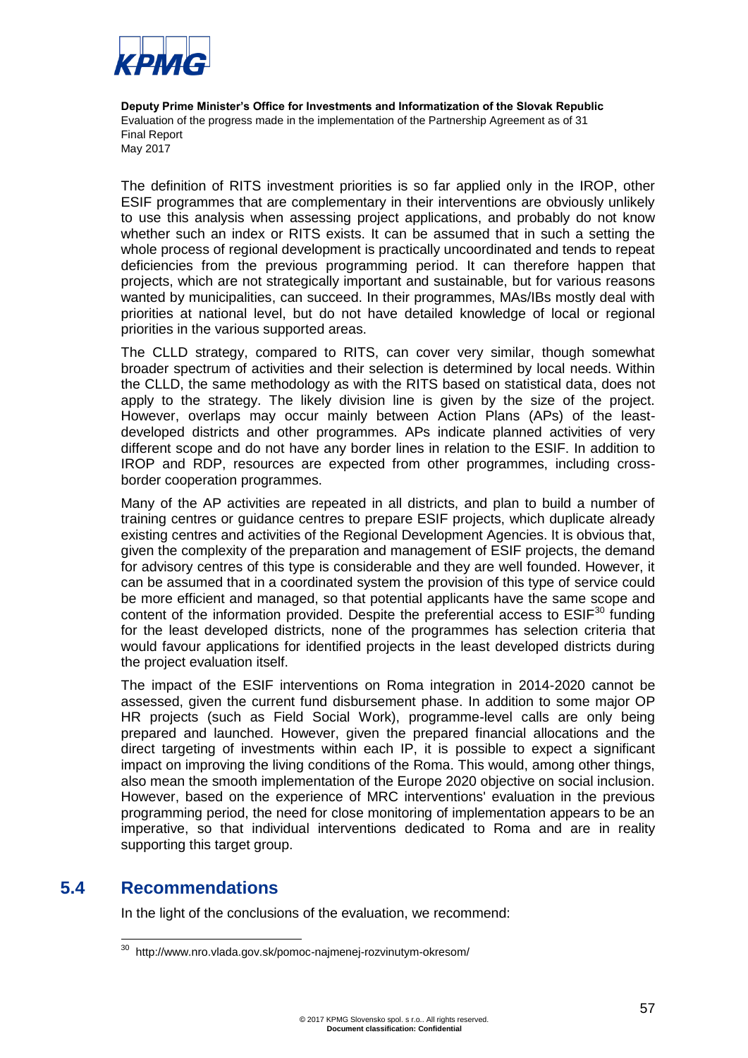The definition of RITS investment priorities is so far applied only in the IROP, other ESIF programmes that are complementary in their interventions are obviously unlikely to use this analysis when assessing project applications, and probably do not know whether such an index or RITS exists. It can be assumed that in such a setting the whole process of regional development is practically uncoordinated and tends to repeat deficiencies from the previous programming period. It can therefore happen that projects, which are not strategically important and sustainable, but for various reasons wanted by municipalities, can succeed. In their programmes, MAs/IBs mostly deal with priorities at national level, but do not have detailed knowledge of local or regional priorities in the various supported areas.

The CLLD strategy, compared to RITS, can cover very similar, though somewhat broader spectrum of activities and their selection is determined by local needs. Within the CLLD, the same methodology as with the RITS based on statistical data, does not apply to the strategy. The likely division line is given by the size of the project. However, overlaps may occur mainly between Action Plans (APs) of the least-developed districts and other programmes. APs indicate planned activities of very different scope and do not have any border lines in relation to the ESIF. In addition to IROP and RDP, resources are expected from other programmes, including cross-border cooperation programmes.

Many of the AP activities are repeated in all districts, and plan to build a number of training centres or guidance centres to prepare ESIF projects, which duplicate already existing centres and activities of the Regional Development Agencies. It is obvious that, given the complexity of the preparation and management of ESIF projects, the demand for advisory centres of this type is considerable and they are well founded. However, it can be assumed that in a coordinated system the provision of this type of service could be more efficient and managed, so that potential applicants have the same scope and content of the information provided. Despite the preferential access to ESIF[30] funding for the least developed districts, none of the programmes has selection criteria that would favour applications for identified projects in the least developed districts during the project evaluation itself.

The impact of the ESIF interventions on Roma integration in 2014-2020 cannot be assessed, given the current fund disbursement phase. In addition to some major OP HR projects (such as Field Social Work), programme-level calls are only being prepared and launched. However, given the prepared financial allocations and the direct targeting of investments within each IP, it is possible to expect a significant impact on improving the living conditions of the Roma. This would, among other things, also mean the smooth implementation of the Europe 2020 objective on social inclusion. However, based on the experience of MRC interventions' evaluation in the previous programming period, the need for close monitoring of implementation appears to be an imperative, so that individual interventions dedicated to Roma and are in reality supporting this target group.

## 5.4 Recommendations

In the light of the conclusions of the evaluation, we recommend:

---

[30] http://www.nro.vlada.gov.sk/pomoc-najmenej-rozvinutym-okresom/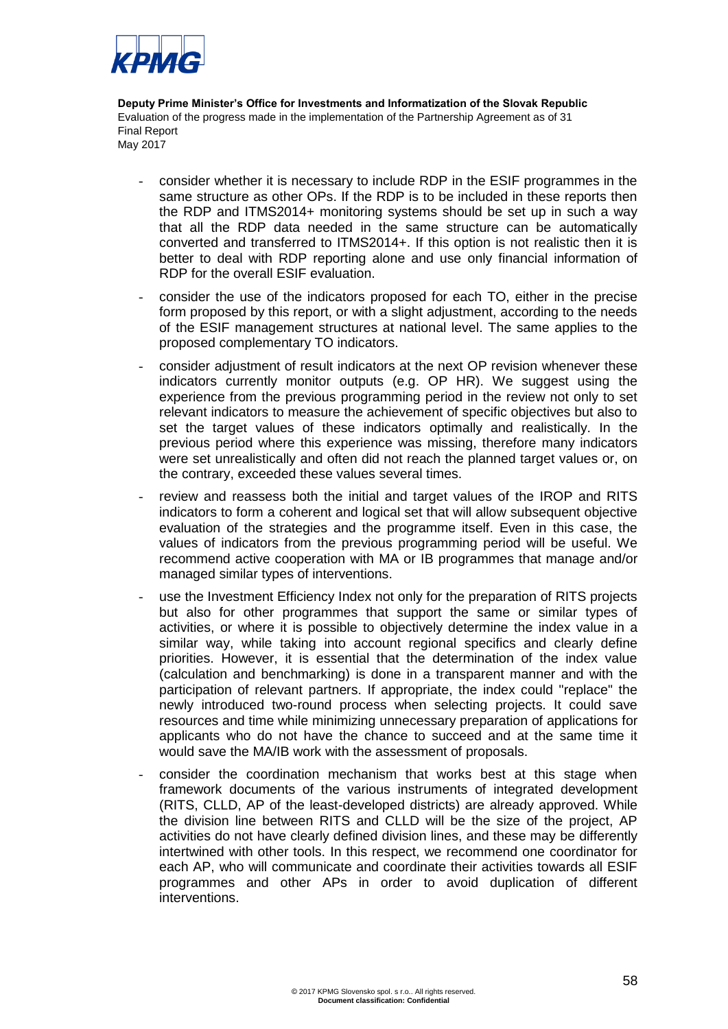- consider whether it is necessary to include RDP in the ESIF programmes in the same structure as other OPs. If the RDP is to be included in these reports then the RDP and ITMS2014+ monitoring systems should be set up in such a way that all the RDP data needed in the same structure can be automatically converted and transferred to ITMS2014+. If this option is not realistic then it is better to deal with RDP reporting alone and use only financial information of RDP for the overall ESIF evaluation.
- consider the use of the indicators proposed for each TO, either in the precise form proposed by this report, or with a slight adjustment, according to the needs of the ESIF management structures at national level. The same applies to the proposed complementary TO indicators.
- consider adjustment of result indicators at the next OP revision whenever these indicators currently monitor outputs (e.g. OP HR). We suggest using the experience from the previous programming period in the review not only to set relevant indicators to measure the achievement of specific objectives but also to set the target values of these indicators optimally and realistically. In the previous period where this experience was missing, therefore many indicators were set unrealistically and often did not reach the planned target values or, on the contrary, exceeded these values several times.
- review and reassess both the initial and target values of the IROP and RITS indicators to form a coherent and logical set that will allow subsequent objective evaluation of the strategies and the programme itself. Even in this case, the values of indicators from the previous programming period will be useful. We recommend active cooperation with MA or IB programmes that manage and/or managed similar types of interventions.
- use the Investment Efficiency Index not only for the preparation of RITS projects but also for other programmes that support the same or similar types of activities, or where it is possible to objectively determine the index value in a similar way, while taking into account regional specifics and clearly define priorities. However, it is essential that the determination of the index value (calculation and benchmarking) is done in a transparent manner and with the participation of relevant partners. If appropriate, the index could "replace" the newly introduced two-round process when selecting projects. It could save resources and time while minimizing unnecessary preparation of applications for applicants who do not have the chance to succeed and at the same time it would save the MA/IB work with the assessment of proposals.
- consider the coordination mechanism that works best at this stage when framework documents of the various instruments of integrated development (RITS, CLLD, AP of the least-developed districts) are already approved. While the division line between RITS and CLLD will be the size of the project, AP activities do not have clearly defined division lines, and these may be differently intertwined with other tools. In this respect, we recommend one coordinator for each AP, who will communicate and coordinate their activities towards all ESIF programmes and other APs in order to avoid duplication of different interventions.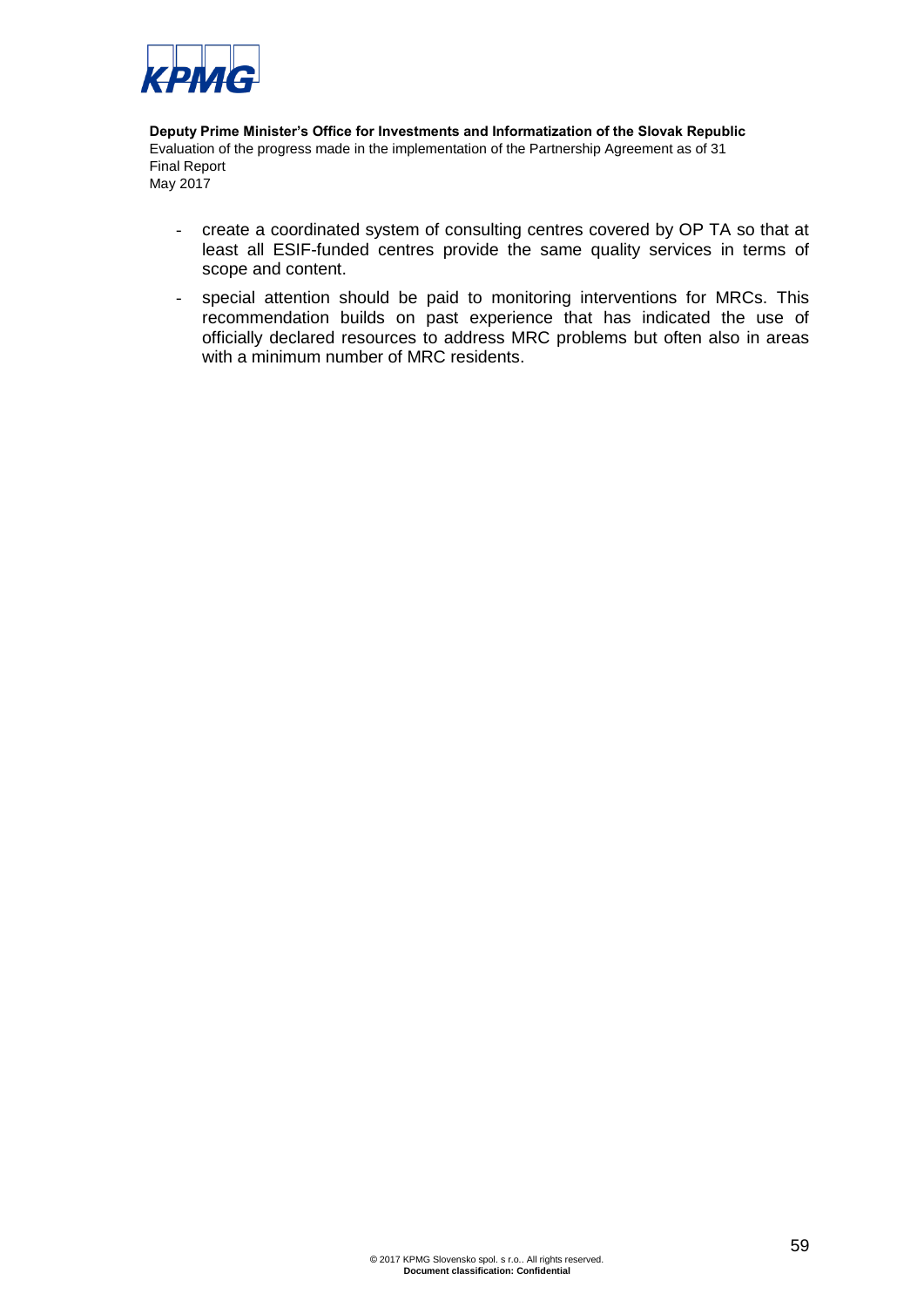- create a coordinated system of consulting centres covered by OP TA so that at least all ESIF-funded centres provide the same quality services in terms of scope and content.
- special attention should be paid to monitoring interventions for MRCs. This recommendation builds on past experience that has indicated the use of officially declared resources to address MRC problems but often also in areas with a minimum number of MRC residents.